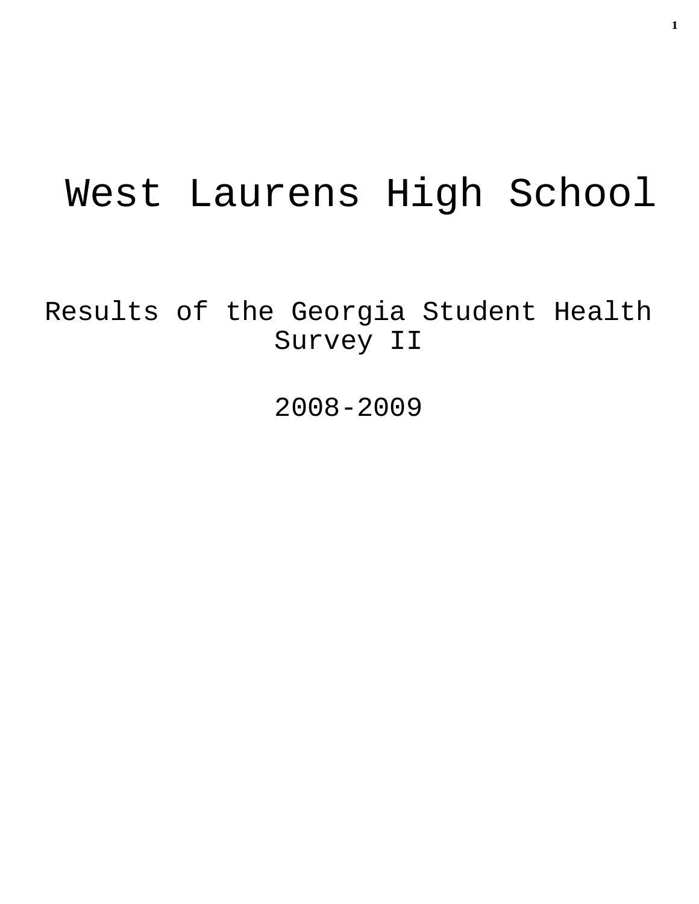# West Laurens High School

## Results of the Georgia Student Health Survey II

## 2008-2009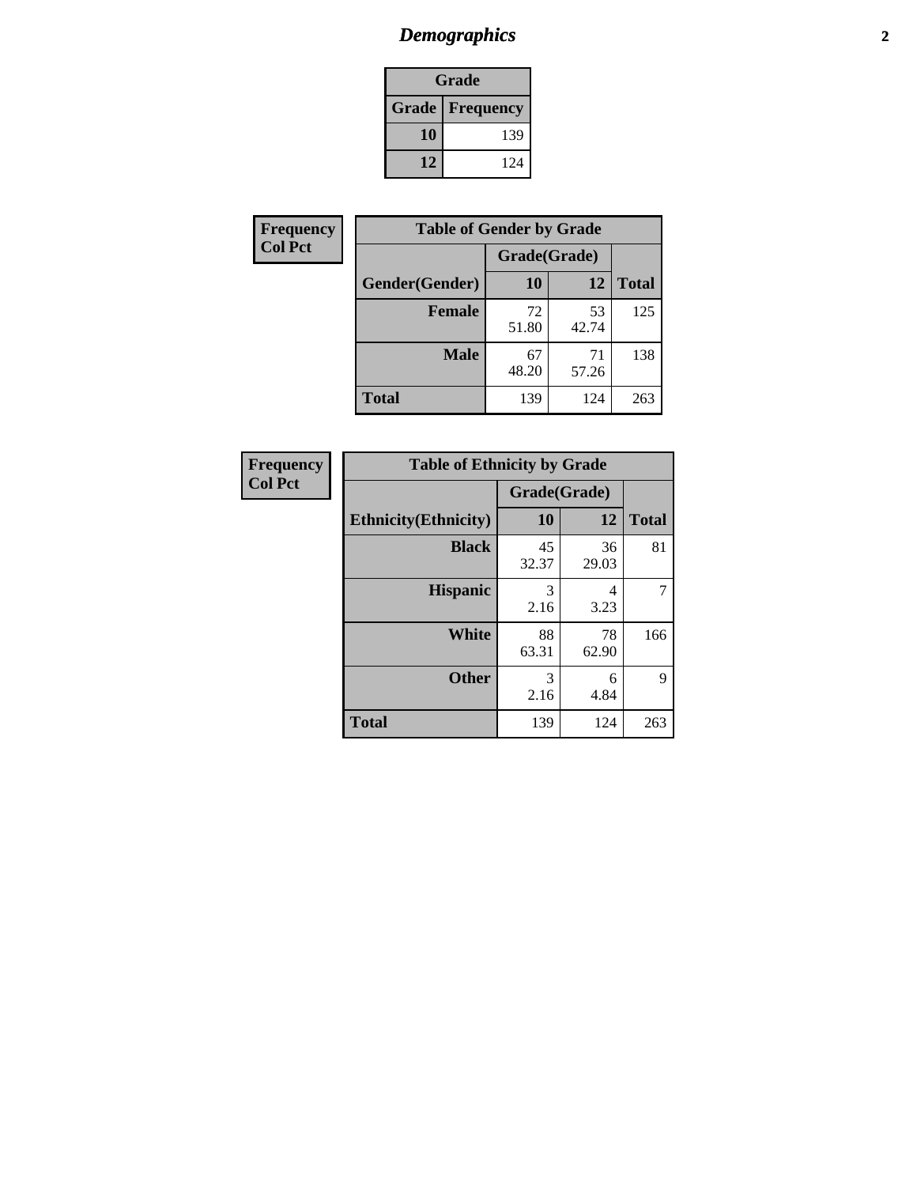# Demographics

| Grade | |
|---|---|
| **Grade** | **Frequency** |
| **10** | 139 |
| **12** | 124 |

**Frequency**
**Col Pct**

| Table of Gender by Grade | | | |
|---|---|---|---|
| | Grade(Grade) | | |
| **Gender(Gender)** | **10** | **12** | **Total** |
| **Female** | 72<br>51.80 | 53<br>42.74 | 125 |
| **Male** | 67<br>48.20 | 71<br>57.26 | 138 |
| **Total** | 139 | 124 | 263 |

**Frequency**
**Col Pct**

| Table of Ethnicity by Grade | | | |
|---|---|---|---|
| | Grade(Grade) | | |
| **Ethnicity(Ethnicity)** | **10** | **12** | **Total** |
| **Black** | 45<br>32.37 | 36<br>29.03 | 81 |
| **Hispanic** | 3<br>2.16 | 4<br>3.23 | 7 |
| **White** | 88<br>63.31 | 78<br>62.90 | 166 |
| **Other** | 3<br>2.16 | 6<br>4.84 | 9 |
| **Total** | 139 | 124 | 263 |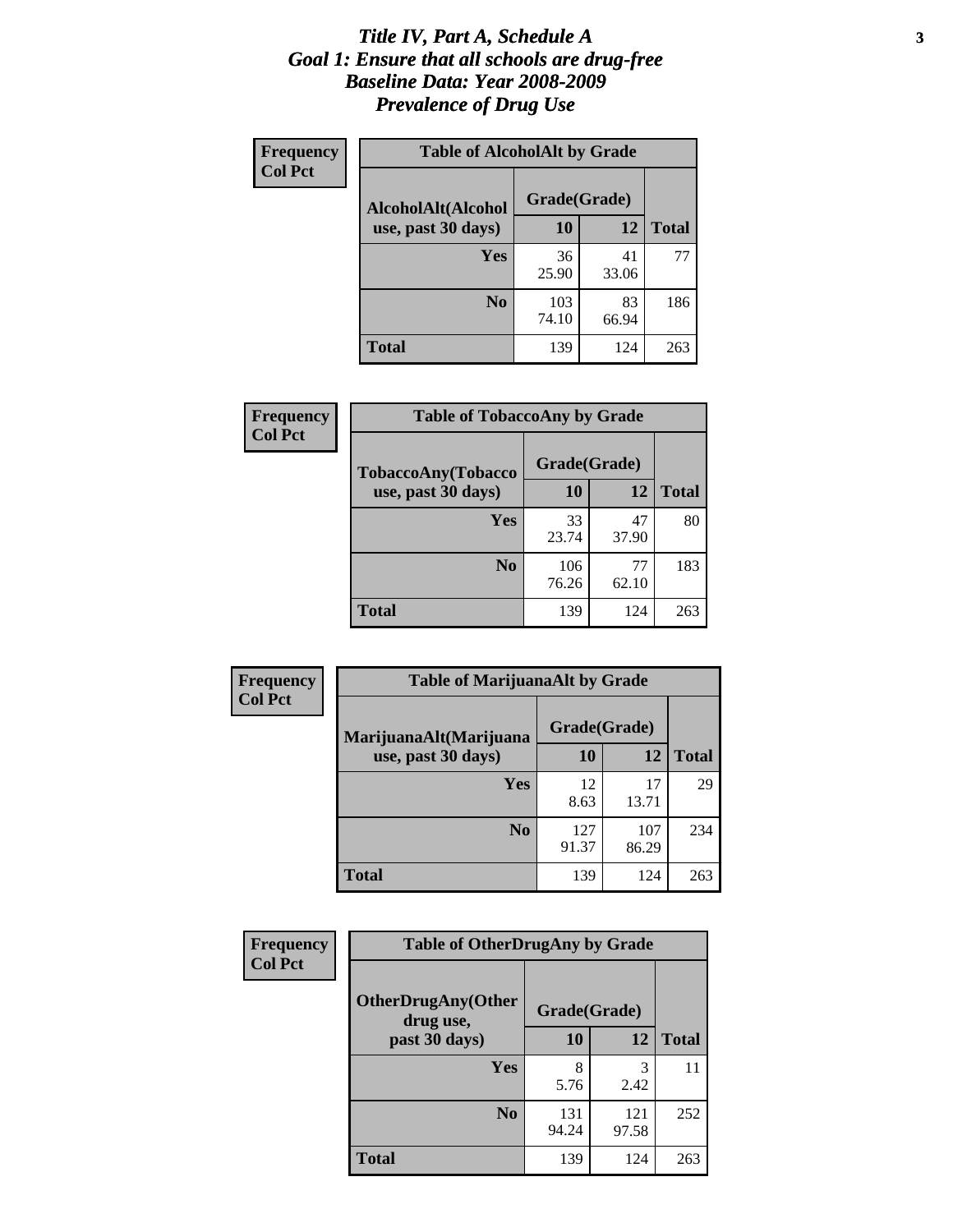# *Title IV, Part A, Schedule A*
# *Goal 1: Ensure that all schools are drug-free*
# *Baseline Data: Year 2008-2009*
# *Prevalence of Drug Use*

**Frequency**
**Col Pct**

| Table of AlcoholAlt by Grade | | | |
|---|---|---|---|
| **AlcoholAlt(Alcohol use, past 30 days)** | **Grade(Grade)** | | |
| | **10** | **12** | **Total** |
| **Yes** | 36<br>25.90 | 41<br>33.06 | 77 |
| **No** | 103<br>74.10 | 83<br>66.94 | 186 |
| **Total** | 139 | 124 | 263 |

**Frequency**
**Col Pct**

| Table of TobaccoAny by Grade | | | |
|---|---|---|---|
| **TobaccoAny(Tobacco use, past 30 days)** | **Grade(Grade)** | | |
| | **10** | **12** | **Total** |
| **Yes** | 33<br>23.74 | 47<br>37.90 | 80 |
| **No** | 106<br>76.26 | 77<br>62.10 | 183 |
| **Total** | 139 | 124 | 263 |

**Frequency**
**Col Pct**

| Table of MarijuanaAlt by Grade | | | |
|---|---|---|---|
| **MarijuanaAlt(Marijuana use, past 30 days)** | **Grade(Grade)** | | |
| | **10** | **12** | **Total** |
| **Yes** | 12<br>8.63 | 17<br>13.71 | 29 |
| **No** | 127<br>91.37 | 107<br>86.29 | 234 |
| **Total** | 139 | 124 | 263 |

**Frequency**
**Col Pct**

| Table of OtherDrugAny by Grade | | | |
|---|---|---|---|
| **OtherDrugAny(Other drug use, past 30 days)** | **Grade(Grade)** | | |
| | **10** | **12** | **Total** |
| **Yes** | 8<br>5.76 | 3<br>2.42 | 11 |
| **No** | 131<br>94.24 | 121<br>97.58 | 252 |
| **Total** | 139 | 124 | 263 |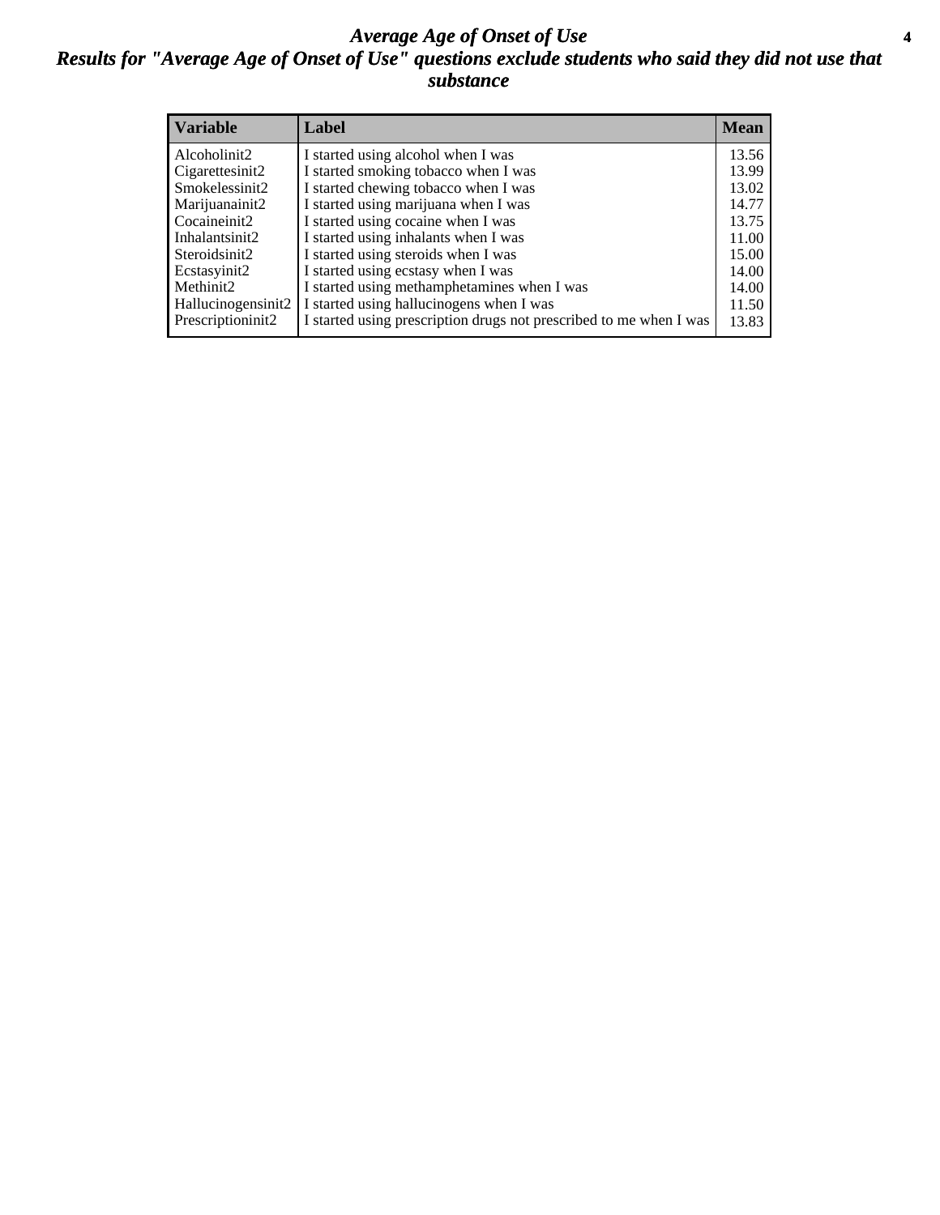# *Average Age of Onset of Use*
## *Results for "Average Age of Onset of Use" questions exclude students who said they did not use that substance*

| Variable | Label | Mean |
|---|---|---|
| Alcoholinit2 | I started using alcohol when I was | 13.56 |
| Cigarettesinit2 | I started smoking tobacco when I was | 13.99 |
| Smokelessinit2 | I started chewing tobacco when I was | 13.02 |
| Marijuanainit2 | I started using marijuana when I was | 14.77 |
| Cocaineinit2 | I started using cocaine when I was | 13.75 |
| Inhalantsinit2 | I started using inhalants when I was | 11.00 |
| Steroidsinit2 | I started using steroids when I was | 15.00 |
| Ecstasyinit2 | I started using ecstasy when I was | 14.00 |
| Methinit2 | I started using methamphetamines when I was | 14.00 |
| Hallucinogensinit2 | I started using hallucinogens when I was | 11.50 |
| Prescriptioninit2 | I started using prescription drugs not prescribed to me when I was | 13.83 |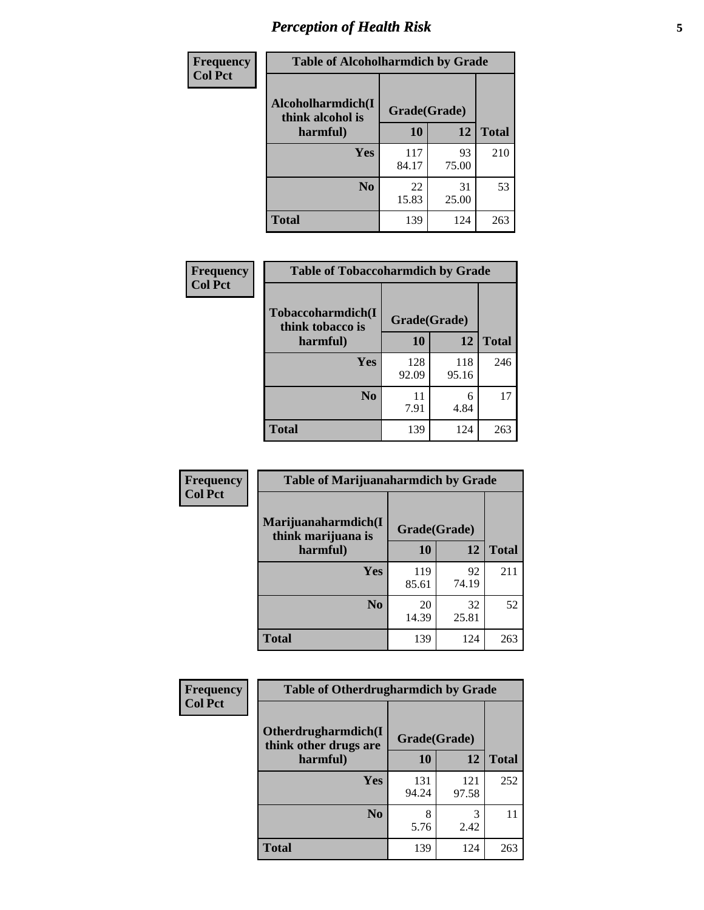| Frequency Col Pct | | | |
|---|---|---|---|

**Table of Alcoholharmdich by Grade**

| Alcoholharmdich(I think alcohol is harmful) | Grade(Grade) | | Total |
|---|---|---|---|
| | 10 | 12 | |
| Yes | 117<br>84.17 | 93<br>75.00 | 210 |
| No | 22<br>15.83 | 31<br>25.00 | 53 |
| Total | 139 | 124 | 263 |

| Frequency Col Pct | | | |
|---|---|---|---|

**Table of Tobaccoharmdich by Grade**

| Tobaccoharmdich(I think tobacco is harmful) | Grade(Grade) | | Total |
|---|---|---|---|
| | 10 | 12 | |
| Yes | 128<br>92.09 | 118<br>95.16 | 246 |
| No | 11<br>7.91 | 6<br>4.84 | 17 |
| Total | 139 | 124 | 263 |

| Frequency Col Pct | | | |
|---|---|---|---|

**Table of Marijuanaharmdich by Grade**

| Marijuanaharmdich(I think marijuana is harmful) | Grade(Grade) | | Total |
|---|---|---|---|
| | 10 | 12 | |
| Yes | 119<br>85.61 | 92<br>74.19 | 211 |
| No | 20<br>14.39 | 32<br>25.81 | 52 |
| Total | 139 | 124 | 263 |

| Frequency Col Pct | | | |
|---|---|---|---|

**Table of Otherdrugharmdich by Grade**

| Otherdrugharmdich(I think other drugs are harmful) | Grade(Grade) | | Total |
|---|---|---|---|
| | 10 | 12 | |
| Yes | 131<br>94.24 | 121<br>97.58 | 252 |
| No | 8<br>5.76 | 3<br>2.42 | 11 |
| Total | 139 | 124 | 263 |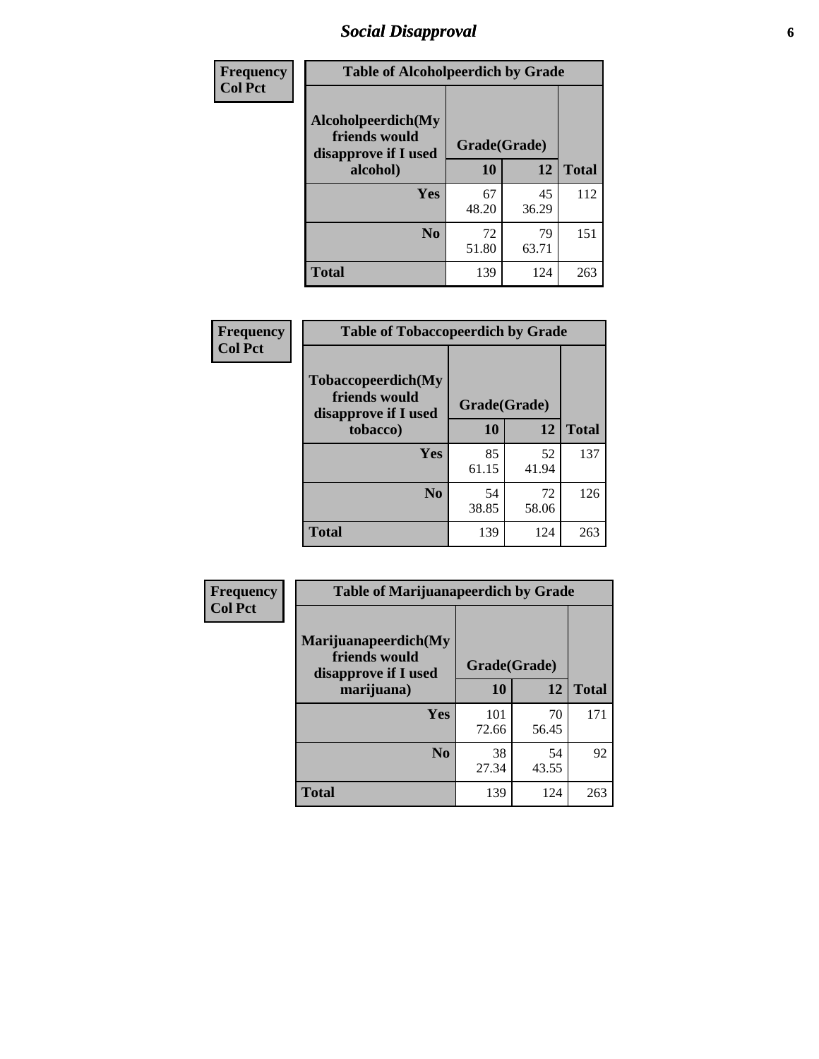# Social Disapproval

| Frequency<br>Col Pct | | | |
|---|---|---|---|

**Table of Alcoholpeerdich by Grade**

| Alcoholpeerdich(My friends would disapprove if I used alcohol) | Grade(Grade) 10 | 12 | Total |
|---|---|---|---|
| Yes | 67<br>48.20 | 45<br>36.29 | 112 |
| No | 72<br>51.80 | 79<br>63.71 | 151 |
| Total | 139 | 124 | 263 |

| Frequency<br>Col Pct | | | |
|---|---|---|---|

**Table of Tobaccopeerdich by Grade**

| Tobaccopeerdich(My friends would disapprove if I used tobacco) | Grade(Grade) 10 | 12 | Total |
|---|---|---|---|
| Yes | 85<br>61.15 | 52<br>41.94 | 137 |
| No | 54<br>38.85 | 72<br>58.06 | 126 |
| Total | 139 | 124 | 263 |

| Frequency<br>Col Pct | | | |
|---|---|---|---|

**Table of Marijuanapeerdich by Grade**

| Marijuanapeerdich(My friends would disapprove if I used marijuana) | Grade(Grade) 10 | 12 | Total |
|---|---|---|---|
| Yes | 101<br>72.66 | 70<br>56.45 | 171 |
| No | 38<br>27.34 | 54<br>43.55 | 92 |
| Total | 139 | 124 | 263 |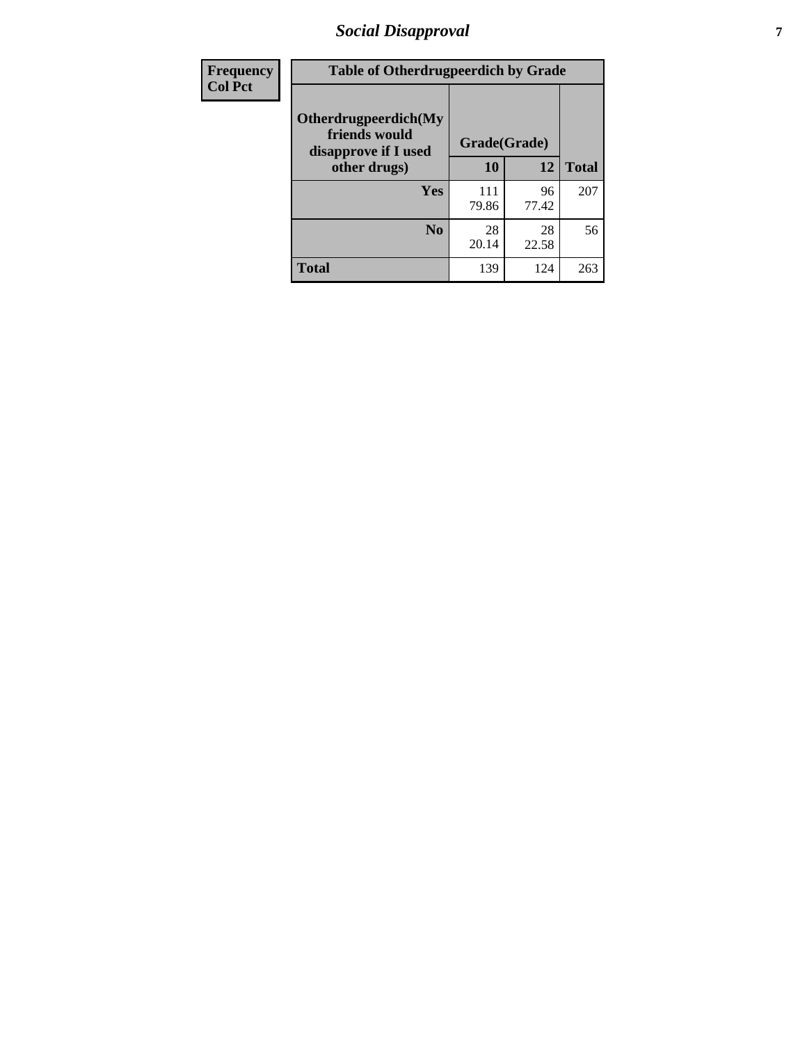| Frequency Col Pct | Table of Otherdrugpeerdich by Grade | | | |
|---|---|---|---|---|
| | Otherdrugpeerdich(My friends would disapprove if I used other drugs) | Grade(Grade) | | |
| | | 10 | 12 | Total |
| | Yes | 111<br>79.86 | 96<br>77.42 | 207 |
| | No | 28<br>20.14 | 28<br>22.58 | 56 |
| | Total | 139 | 124 | 263 |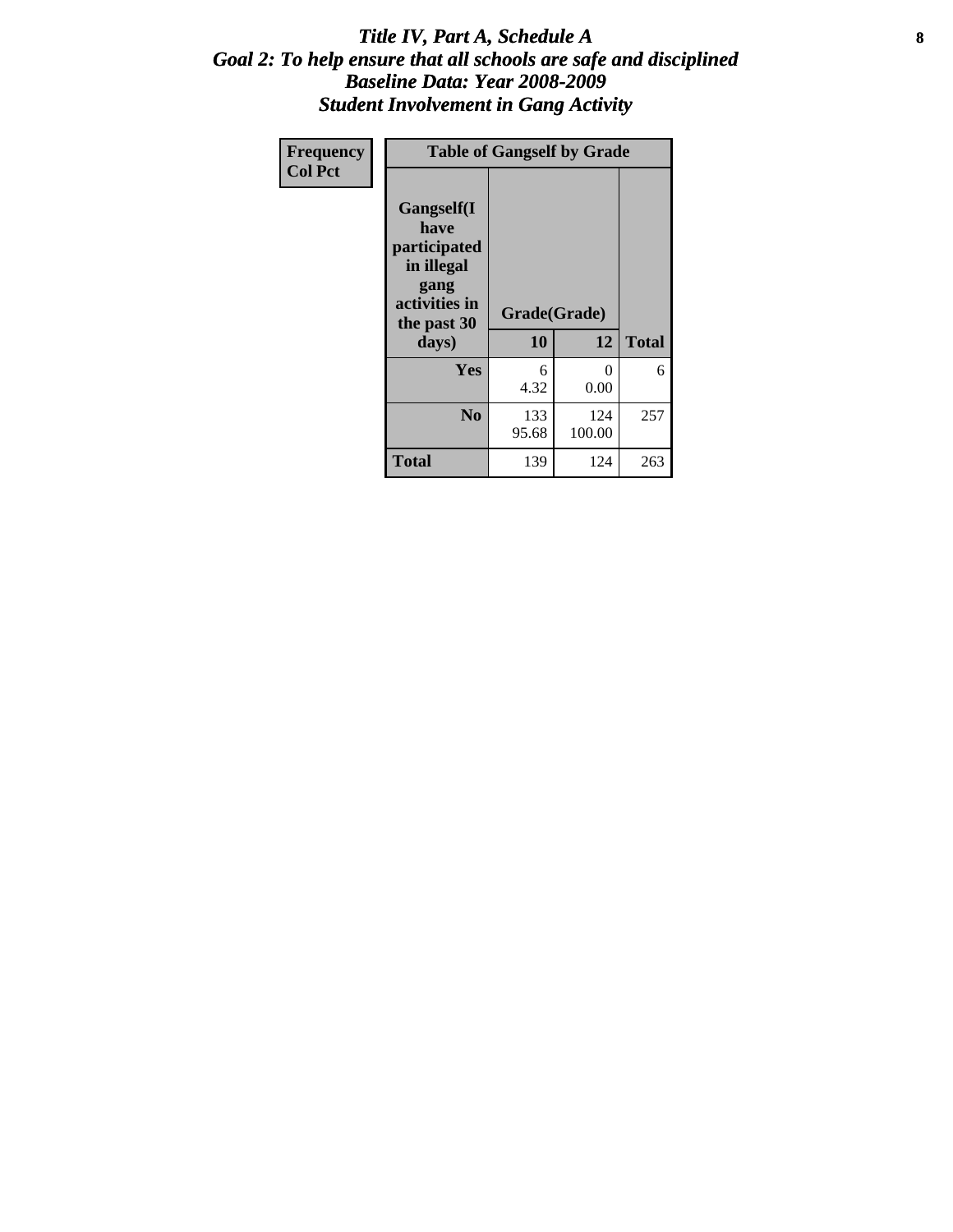# *Title IV, Part A, Schedule A*
## *Goal 2: To help ensure that all schools are safe and disciplined*
## *Baseline Data: Year 2008-2009*
## *Student Involvement in Gang Activity*

| Frequency<br>Col Pct | Table of Gangself by Grade | | |
|---|---|---|---|
| Gangself(I have participated in illegal gang activities in the past 30 days) | Grade(Grade) | | |
| | 10 | 12 | Total |
| Yes | 6<br>4.32 | 0<br>0.00 | 6 |
| No | 133<br>95.68 | 124<br>100.00 | 257 |
| Total | 139 | 124 | 263 |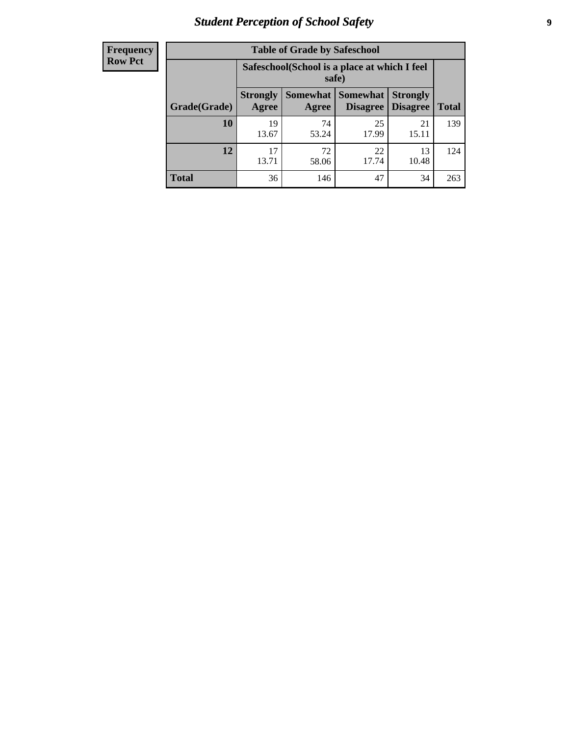| Frequency Row Pct |
| --- |

| Table of Grade by Safeschool | | | | | |
| --- | --- | --- | --- | --- | --- |
| | Safeschool(School is a place at which I feel safe) | | | | |
| Grade(Grade) | Strongly Agree | Somewhat Agree | Somewhat Disagree | Strongly Disagree | Total |
| 10 | 19<br>13.67 | 74<br>53.24 | 25<br>17.99 | 21<br>15.11 | 139 |
| 12 | 17<br>13.71 | 72<br>58.06 | 22<br>17.74 | 13<br>10.48 | 124 |
| Total | 36 | 146 | 47 | 34 | 263 |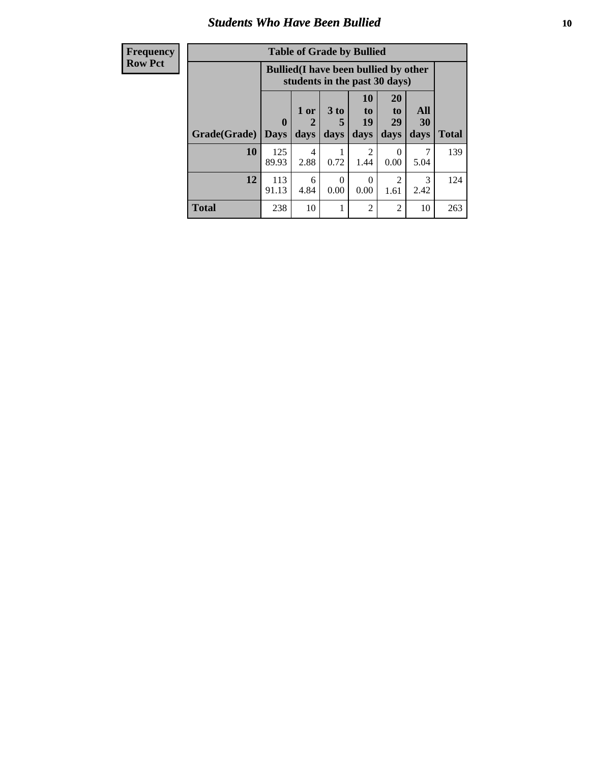# Students Who Have Been Bullied

| Frequency Row Pct |
|---|

**Table of Grade by Bullied**

| Grade(Grade) | Bullied(I have been bullied by other students in the past 30 days) | | | | | | Total |
|---|---|---|---|---|---|---|---|
| | 0 Days | 1 or 2 days | 3 to 5 days | 10 to 19 days | 20 to 29 days | All 30 days | |
| **10** | 125<br>89.93 | 4<br>2.88 | 1<br>0.72 | 2<br>1.44 | 0<br>0.00 | 7<br>5.04 | 139 |
| **12** | 113<br>91.13 | 6<br>4.84 | 0<br>0.00 | 0<br>0.00 | 2<br>1.61 | 3<br>2.42 | 124 |
| **Total** | 238 | 10 | 1 | 2 | 2 | 10 | 263 |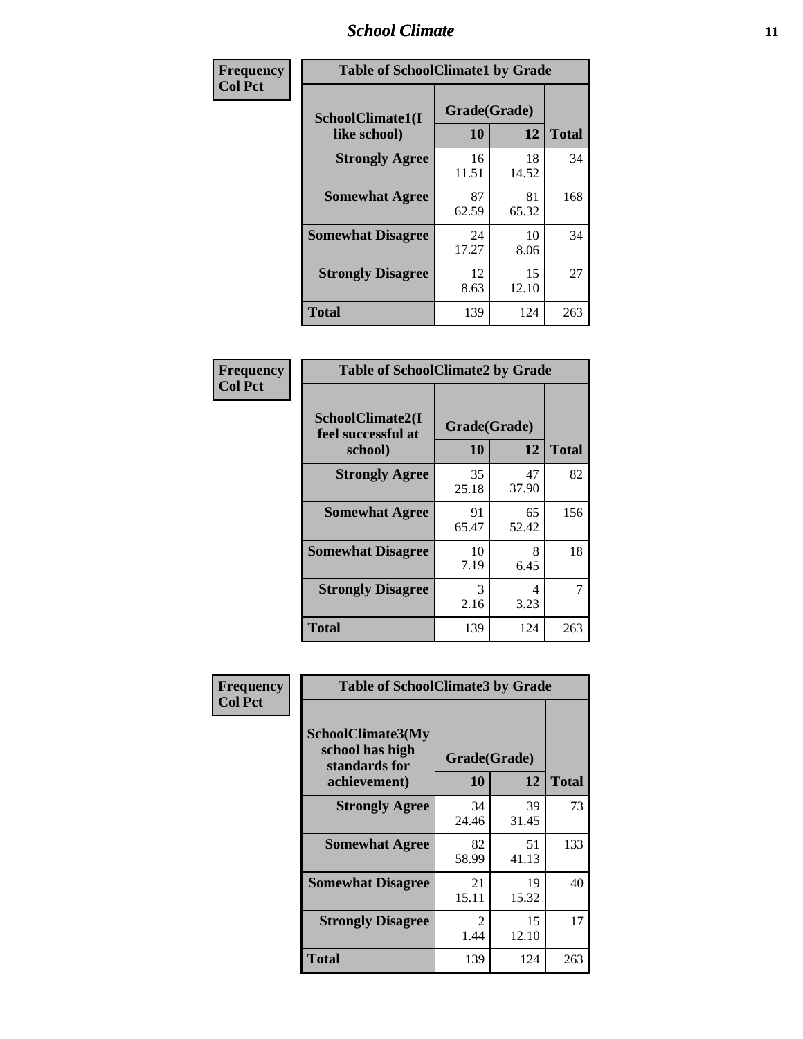| Frequency<br>Col Pct |
|---|

**Table of SchoolClimate1 by Grade**

| SchoolClimate1(I like school) | Grade(Grade) 10 | 12 | Total |
|---|---|---|---|
| **Strongly Agree** | 16<br>11.51 | 18<br>14.52 | 34 |
| **Somewhat Agree** | 87<br>62.59 | 81<br>65.32 | 168 |
| **Somewhat Disagree** | 24<br>17.27 | 10<br>8.06 | 34 |
| **Strongly Disagree** | 12<br>8.63 | 15<br>12.10 | 27 |
| **Total** | 139 | 124 | 263 |

| Frequency<br>Col Pct |
|---|

**Table of SchoolClimate2 by Grade**

| SchoolClimate2(I feel successful at school) | Grade(Grade) 10 | 12 | Total |
|---|---|---|---|
| **Strongly Agree** | 35<br>25.18 | 47<br>37.90 | 82 |
| **Somewhat Agree** | 91<br>65.47 | 65<br>52.42 | 156 |
| **Somewhat Disagree** | 10<br>7.19 | 8<br>6.45 | 18 |
| **Strongly Disagree** | 3<br>2.16 | 4<br>3.23 | 7 |
| **Total** | 139 | 124 | 263 |

| Frequency<br>Col Pct |
|---|

**Table of SchoolClimate3 by Grade**

| SchoolClimate3(My school has high standards for achievement) | Grade(Grade) 10 | 12 | Total |
|---|---|---|---|
| **Strongly Agree** | 34<br>24.46 | 39<br>31.45 | 73 |
| **Somewhat Agree** | 82<br>58.99 | 51<br>41.13 | 133 |
| **Somewhat Disagree** | 21<br>15.11 | 19<br>15.32 | 40 |
| **Strongly Disagree** | 2<br>1.44 | 15<br>12.10 | 17 |
| **Total** | 139 | 124 | 263 |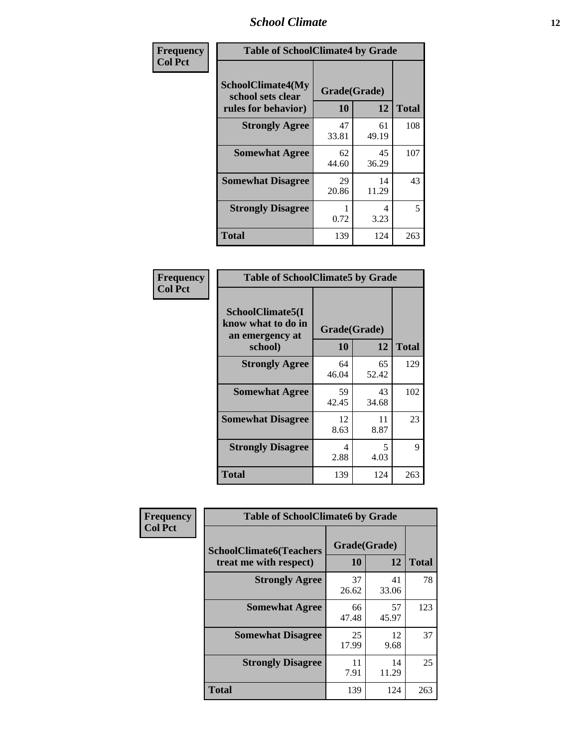| Frequency<br>Col Pct | Table of SchoolClimate4 by Grade | | |
|---|---|---|---|
| SchoolClimate4(My school sets clear rules for behavior) | Grade(Grade) | | |
| | 10 | 12 | Total |
| Strongly Agree | 47<br>33.81 | 61<br>49.19 | 108 |
| Somewhat Agree | 62<br>44.60 | 45<br>36.29 | 107 |
| Somewhat Disagree | 29<br>20.86 | 14<br>11.29 | 43 |
| Strongly Disagree | 1<br>0.72 | 4<br>3.23 | 5 |
| Total | 139 | 124 | 263 |

| Frequency<br>Col Pct | Table of SchoolClimate5 by Grade | | |
|---|---|---|---|
| SchoolClimate5(I know what to do in an emergency at school) | Grade(Grade) | | |
| | 10 | 12 | Total |
| Strongly Agree | 64<br>46.04 | 65<br>52.42 | 129 |
| Somewhat Agree | 59<br>42.45 | 43<br>34.68 | 102 |
| Somewhat Disagree | 12<br>8.63 | 11<br>8.87 | 23 |
| Strongly Disagree | 4<br>2.88 | 5<br>4.03 | 9 |
| Total | 139 | 124 | 263 |

| Frequency<br>Col Pct | Table of SchoolClimate6 by Grade | | |
|---|---|---|---|
| SchoolClimate6(Teachers treat me with respect) | Grade(Grade) | | |
| | 10 | 12 | Total |
| Strongly Agree | 37<br>26.62 | 41<br>33.06 | 78 |
| Somewhat Agree | 66<br>47.48 | 57<br>45.97 | 123 |
| Somewhat Disagree | 25<br>17.99 | 12<br>9.68 | 37 |
| Strongly Disagree | 11<br>7.91 | 14<br>11.29 | 25 |
| Total | 139 | 124 | 263 |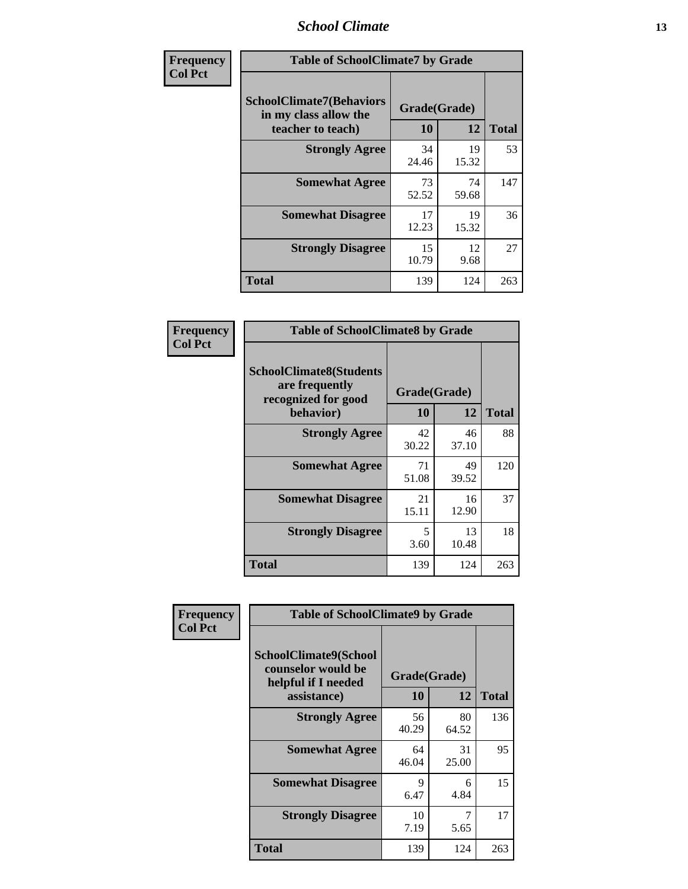| Frequency<br>Col Pct | Table of SchoolClimate7 by Grade | | |
|---|---|---|---|
| SchoolClimate7(Behaviors in my class allow the teacher to teach) | Grade(Grade) | | Total |
| | 10 | 12 | |
| Strongly Agree | 34<br>24.46 | 19<br>15.32 | 53 |
| Somewhat Agree | 73<br>52.52 | 74<br>59.68 | 147 |
| Somewhat Disagree | 17<br>12.23 | 19<br>15.32 | 36 |
| Strongly Disagree | 15<br>10.79 | 12<br>9.68 | 27 |
| Total | 139 | 124 | 263 |

| Frequency<br>Col Pct | Table of SchoolClimate8 by Grade | | |
|---|---|---|---|
| SchoolClimate8(Students are frequently recognized for good behavior) | Grade(Grade) | | Total |
| | 10 | 12 | |
| Strongly Agree | 42<br>30.22 | 46<br>37.10 | 88 |
| Somewhat Agree | 71<br>51.08 | 49<br>39.52 | 120 |
| Somewhat Disagree | 21<br>15.11 | 16<br>12.90 | 37 |
| Strongly Disagree | 5<br>3.60 | 13<br>10.48 | 18 |
| Total | 139 | 124 | 263 |

| Frequency<br>Col Pct | Table of SchoolClimate9 by Grade | | |
|---|---|---|---|
| SchoolClimate9(School counselor would be helpful if I needed assistance) | Grade(Grade) | | Total |
| | 10 | 12 | |
| Strongly Agree | 56<br>40.29 | 80<br>64.52 | 136 |
| Somewhat Agree | 64<br>46.04 | 31<br>25.00 | 95 |
| Somewhat Disagree | 9<br>6.47 | 6<br>4.84 | 15 |
| Strongly Disagree | 10<br>7.19 | 7<br>5.65 | 17 |
| Total | 139 | 124 | 263 |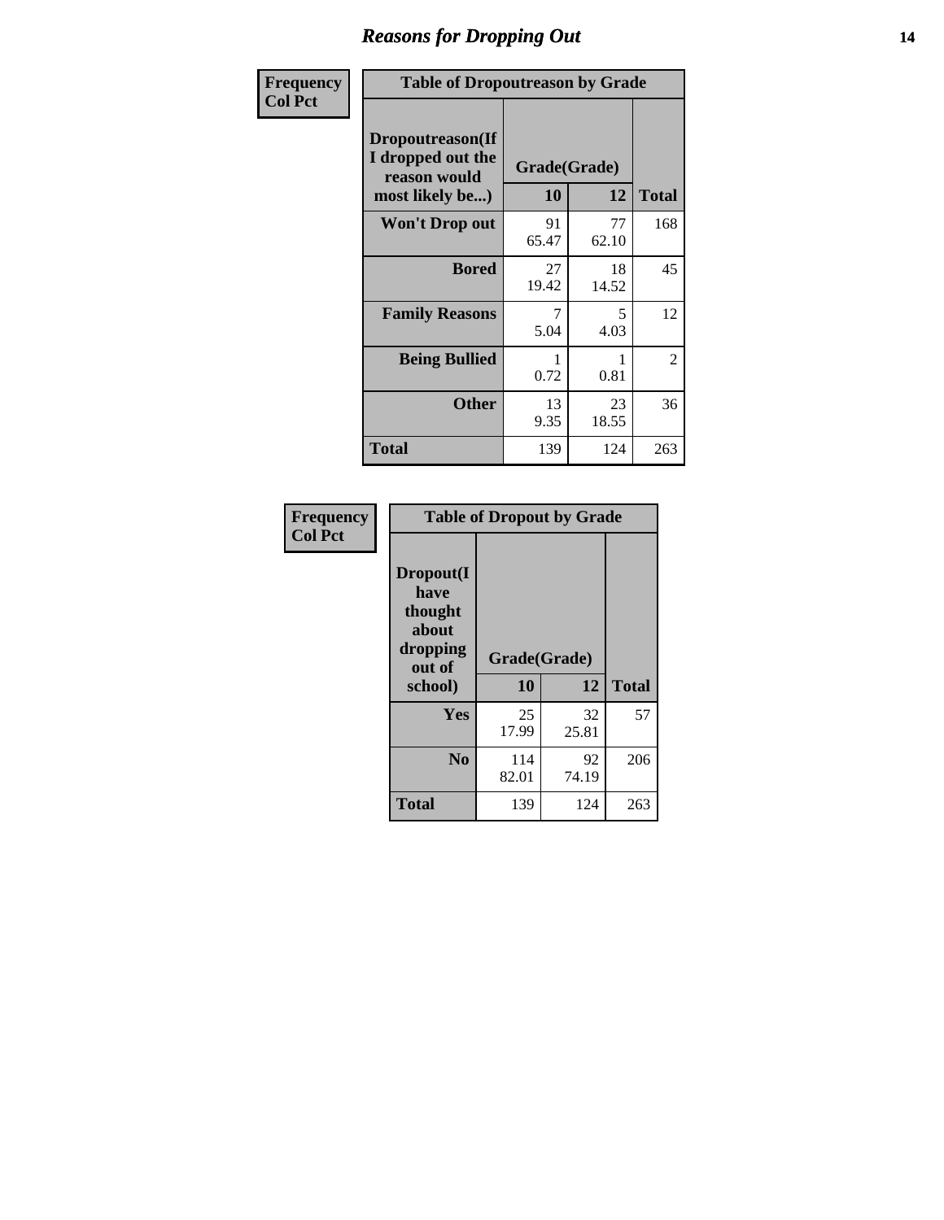Frequency
Col Pct

**Table of Dropoutreason by Grade**

| Dropoutreason(If I dropped out the reason would most likely be...) | Grade(Grade) | | Total |
|---|---|---|---|
| | 10 | 12 | |
| Won't Drop out | 91<br>65.47 | 77<br>62.10 | 168 |
| Bored | 27<br>19.42 | 18<br>14.52 | 45 |
| Family Reasons | 7<br>5.04 | 5<br>4.03 | 12 |
| Being Bullied | 1<br>0.72 | 1<br>0.81 | 2 |
| Other | 13<br>9.35 | 23<br>18.55 | 36 |
| Total | 139 | 124 | 263 |

Frequency
Col Pct

**Table of Dropout by Grade**

| Dropout(I have thought about dropping out of school) | Grade(Grade) | | Total |
|---|---|---|---|
| | 10 | 12 | |
| Yes | 25<br>17.99 | 32<br>25.81 | 57 |
| No | 114<br>82.01 | 92<br>74.19 | 206 |
| Total | 139 | 124 | 263 |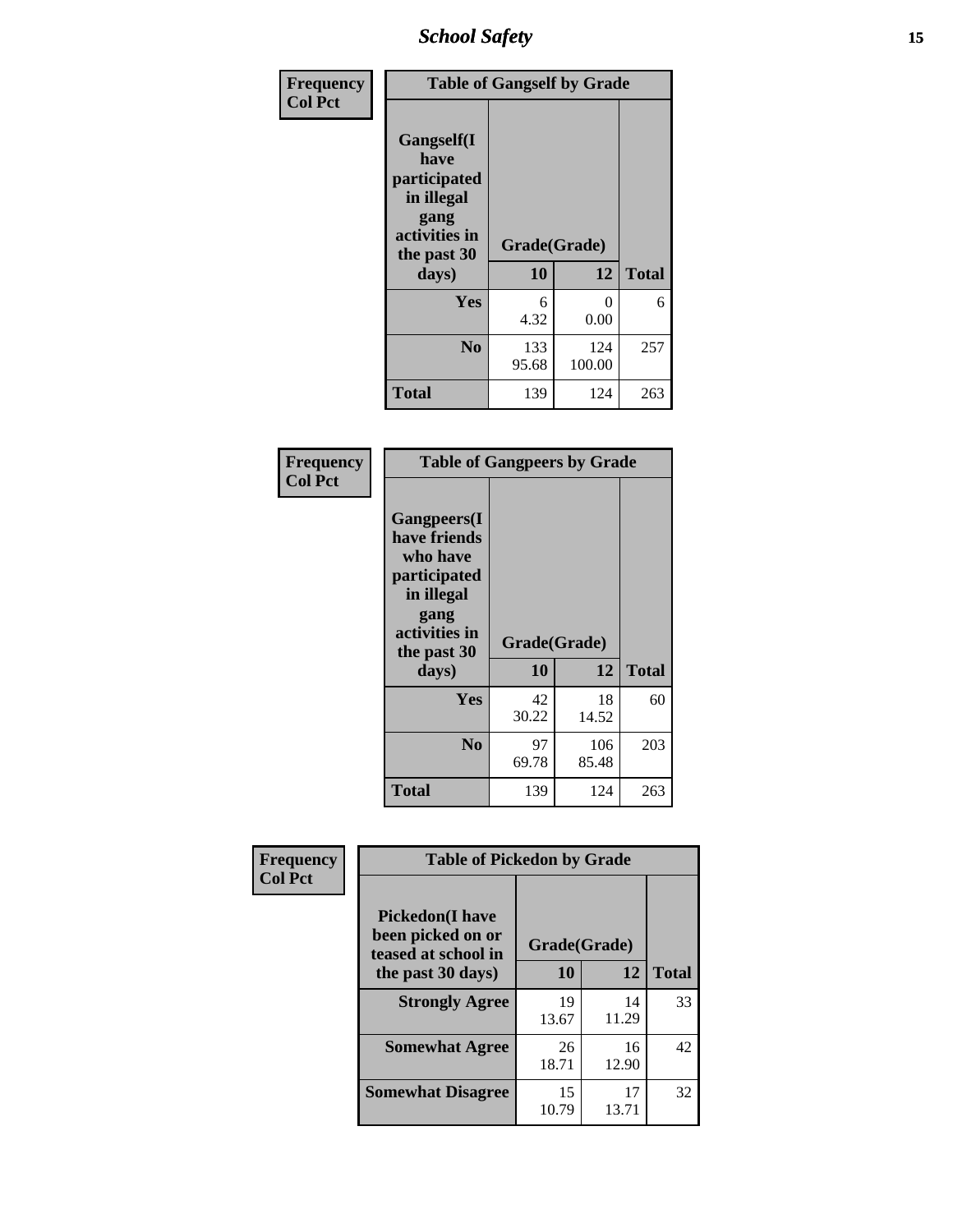| Frequency Col Pct |
|---|

| Table of Gangself by Grade | | | |
|---|---|---|---|
| Gangself(I have participated in illegal gang activities in the past 30 days) | Grade(Grade) | | |
| | 10 | 12 | Total |
| Yes | 6<br>4.32 | 0<br>0.00 | 6 |
| No | 133<br>95.68 | 124<br>100.00 | 257 |
| Total | 139 | 124 | 263 |

| Frequency Col Pct |
|---|

| Table of Gangpeers by Grade | | | |
|---|---|---|---|
| Gangpeers(I have friends who have participated in illegal gang activities in the past 30 days) | Grade(Grade) | | |
| | 10 | 12 | Total |
| Yes | 42<br>30.22 | 18<br>14.52 | 60 |
| No | 97<br>69.78 | 106<br>85.48 | 203 |
| Total | 139 | 124 | 263 |

| Frequency Col Pct |
|---|

| Table of Pickedon by Grade | | | |
|---|---|---|---|
| Pickedon(I have been picked on or teased at school in the past 30 days) | Grade(Grade) | | |
| | 10 | 12 | Total |
| Strongly Agree | 19<br>13.67 | 14<br>11.29 | 33 |
| Somewhat Agree | 26<br>18.71 | 16<br>12.90 | 42 |
| Somewhat Disagree | 15<br>10.79 | 17<br>13.71 | 32 |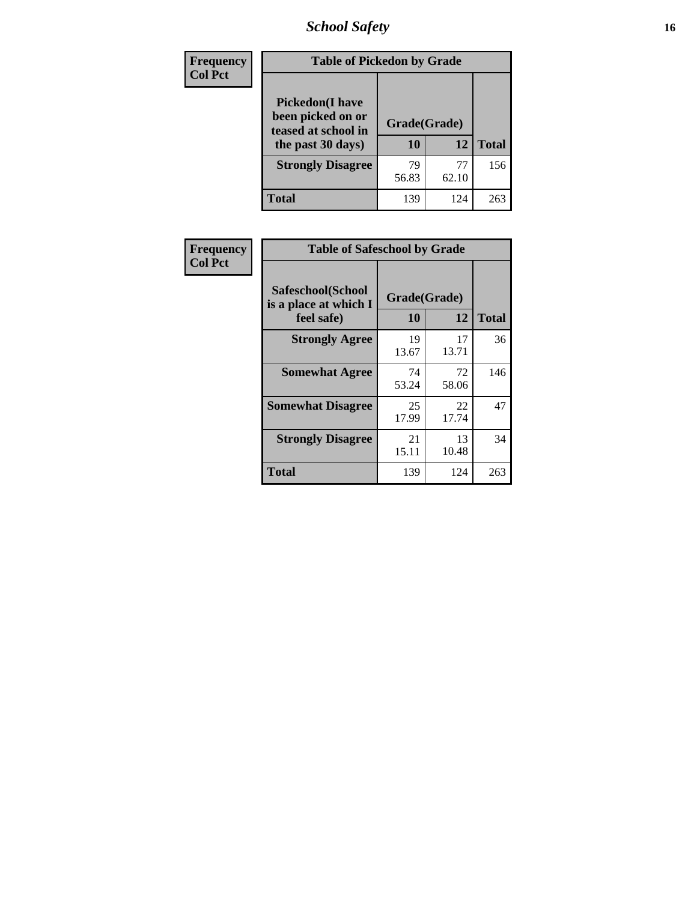| Frequency<br>Col Pct | Table of Pickedon by Grade | | |
|---|---|---|---|
| Pickedon(I have been picked on or teased at school in the past 30 days) | Grade(Grade) | | |
| | 10 | 12 | Total |
| Strongly Disagree | 79<br>56.83 | 77<br>62.10 | 156 |
| Total | 139 | 124 | 263 |

| Frequency<br>Col Pct | Table of Safeschool by Grade | | |
|---|---|---|---|
| Safeschool(School is a place at which I feel safe) | Grade(Grade) | | |
| | 10 | 12 | Total |
| Strongly Agree | 19<br>13.67 | 17<br>13.71 | 36 |
| Somewhat Agree | 74<br>53.24 | 72<br>58.06 | 146 |
| Somewhat Disagree | 25<br>17.99 | 22<br>17.74 | 47 |
| Strongly Disagree | 21<br>15.11 | 13<br>10.48 | 34 |
| Total | 139 | 124 | 263 |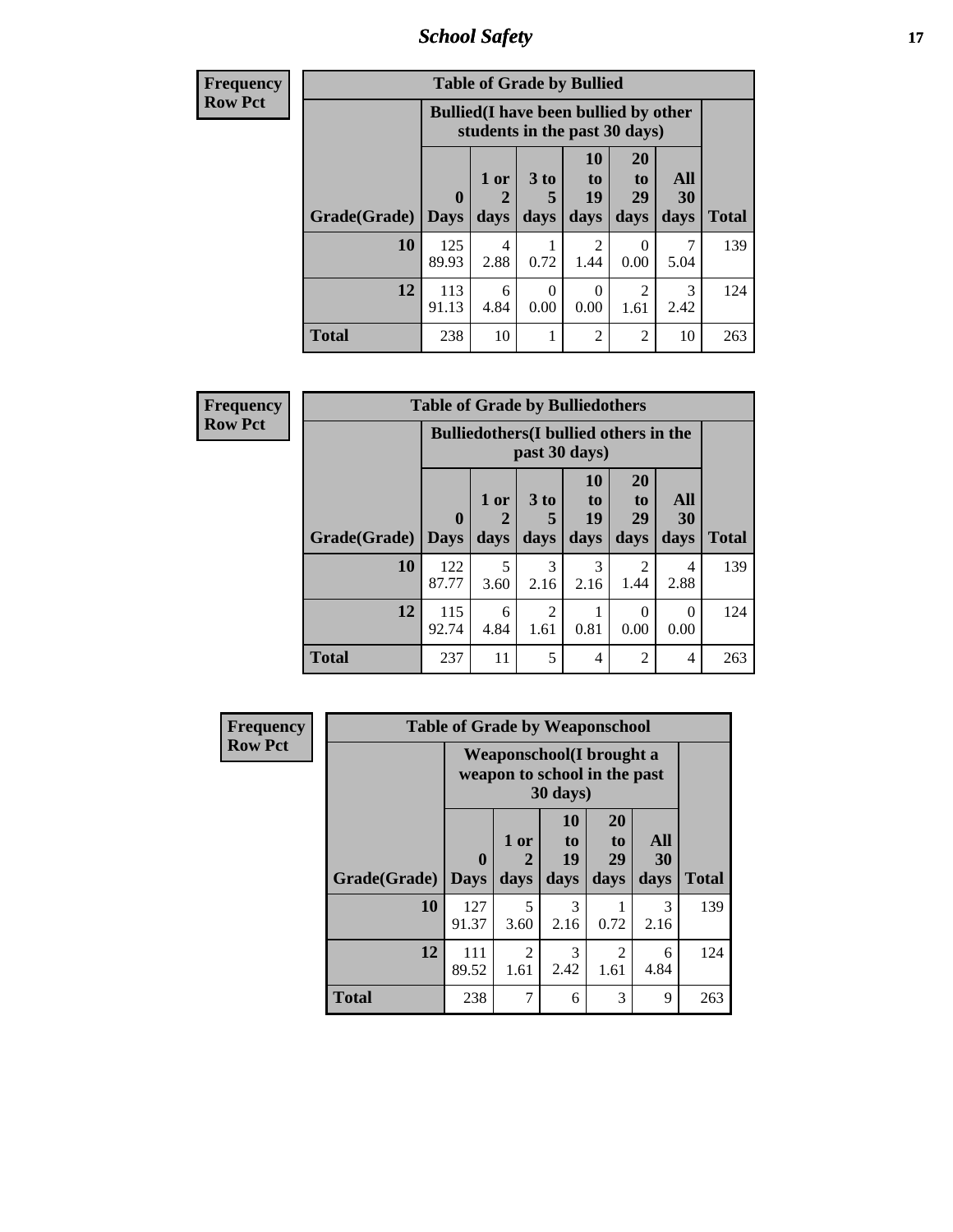| Frequency Row Pct | Table of Grade by Bullied | | | | | | |
|---|---|---|---|---|---|---|---|
| | Bullied(I have been bullied by other students in the past 30 days) | | | | | | |
| Grade(Grade) | 0 Days | 1 or 2 days | 3 to 5 days | 10 to 19 days | 20 to 29 days | All 30 days | Total |
| 10 | 125 89.93 | 4 2.88 | 1 0.72 | 2 1.44 | 0 0.00 | 7 5.04 | 139 |
| 12 | 113 91.13 | 6 4.84 | 0 0.00 | 0 0.00 | 2 1.61 | 3 2.42 | 124 |
| Total | 238 | 10 | 1 | 2 | 2 | 10 | 263 |

| Frequency Row Pct | Table of Grade by Bulliedothers | | | | | | |
|---|---|---|---|---|---|---|---|
| | Bulliedothers(I bullied others in the past 30 days) | | | | | | |
| Grade(Grade) | 0 Days | 1 or 2 days | 3 to 5 days | 10 to 19 days | 20 to 29 days | All 30 days | Total |
| 10 | 122 87.77 | 5 3.60 | 3 2.16 | 3 2.16 | 2 1.44 | 4 2.88 | 139 |
| 12 | 115 92.74 | 6 4.84 | 2 1.61 | 1 0.81 | 0 0.00 | 0 0.00 | 124 |
| Total | 237 | 11 | 5 | 4 | 2 | 4 | 263 |

| Frequency Row Pct | Table of Grade by Weaponschool | | | | | |
|---|---|---|---|---|---|---|
| | Weaponschool(I brought a weapon to school in the past 30 days) | | | | | |
| Grade(Grade) | 0 Days | 1 or 2 days | 10 to 19 days | 20 to 29 days | All 30 days | Total |
| 10 | 127 91.37 | 5 3.60 | 3 2.16 | 1 0.72 | 3 2.16 | 139 |
| 12 | 111 89.52 | 2 1.61 | 3 2.42 | 2 1.61 | 6 4.84 | 124 |
| Total | 238 | 7 | 6 | 3 | 9 | 263 |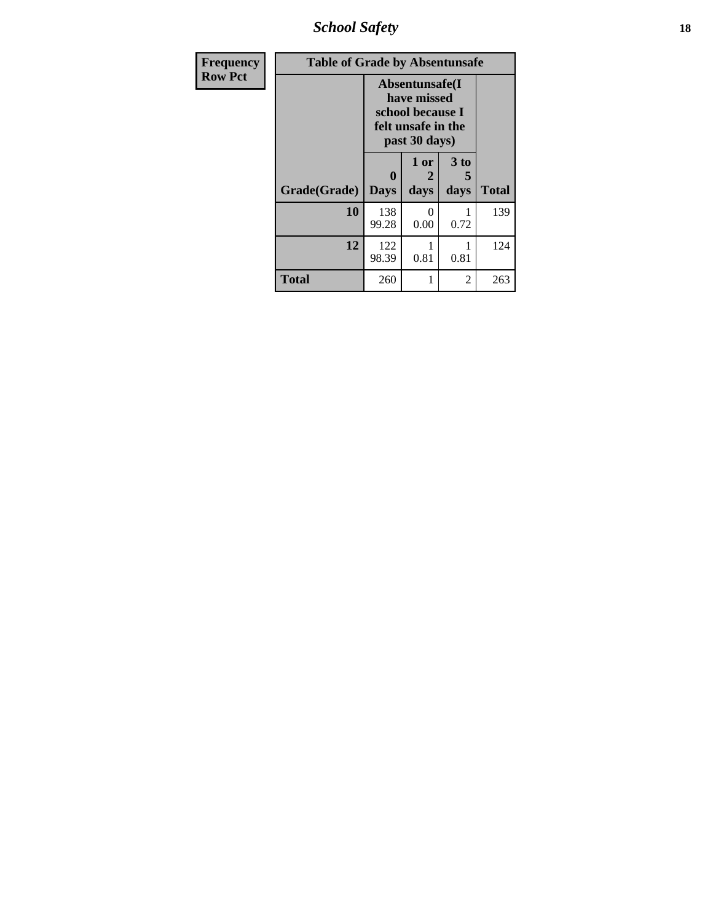| Frequency Row Pct | Table of Grade by Absentunsafe | | | |
|---|---|---|---|---|
| | Absentunsafe(I have missed school because I felt unsafe in the past 30 days) | | | |
| Grade(Grade) | 0 Days | 1 or 2 days | 3 to 5 days | Total |
| 10 | 138<br>99.28 | 0<br>0.00 | 1<br>0.72 | 139 |
| 12 | 122<br>98.39 | 1<br>0.81 | 1<br>0.81 | 124 |
| Total | 260 | 1 | 2 | 263 |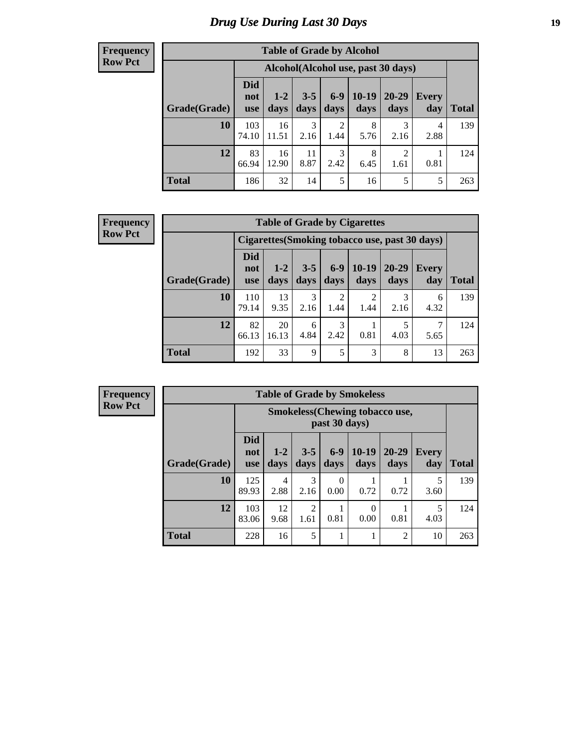# Drug Use During Last 30 Days

**Frequency**
**Row Pct**

| Table of Grade by Alcohol | | | | | | | | |
|---|---|---|---|---|---|---|---|---|
| | Alcohol(Alcohol use, past 30 days) | | | | | | | |
| Grade(Grade) | Did not use | 1-2 days | 3-5 days | 6-9 days | 10-19 days | 20-29 days | Every day | Total |
| 10 | 103 74.10 | 16 11.51 | 3 2.16 | 2 1.44 | 8 5.76 | 3 2.16 | 4 2.88 | 139 |
| 12 | 83 66.94 | 16 12.90 | 11 8.87 | 3 2.42 | 8 6.45 | 2 1.61 | 1 0.81 | 124 |
| Total | 186 | 32 | 14 | 5 | 16 | 5 | 5 | 263 |

**Frequency**
**Row Pct**

| Table of Grade by Cigarettes | | | | | | | | |
|---|---|---|---|---|---|---|---|---|
| | Cigarettes(Smoking tobacco use, past 30 days) | | | | | | | |
| Grade(Grade) | Did not use | 1-2 days | 3-5 days | 6-9 days | 10-19 days | 20-29 days | Every day | Total |
| 10 | 110 79.14 | 13 9.35 | 3 2.16 | 2 1.44 | 2 1.44 | 3 2.16 | 6 4.32 | 139 |
| 12 | 82 66.13 | 20 16.13 | 6 4.84 | 3 2.42 | 1 0.81 | 5 4.03 | 7 5.65 | 124 |
| Total | 192 | 33 | 9 | 5 | 3 | 8 | 13 | 263 |

**Frequency**
**Row Pct**

| Table of Grade by Smokeless | | | | | | | | |
|---|---|---|---|---|---|---|---|---|
| | Smokeless(Chewing tobacco use, past 30 days) | | | | | | | |
| Grade(Grade) | Did not use | 1-2 days | 3-5 days | 6-9 days | 10-19 days | 20-29 days | Every day | Total |
| 10 | 125 89.93 | 4 2.88 | 3 2.16 | 0 0.00 | 1 0.72 | 1 0.72 | 5 3.60 | 139 |
| 12 | 103 83.06 | 12 9.68 | 2 1.61 | 1 0.81 | 0 0.00 | 1 0.81 | 5 4.03 | 124 |
| Total | 228 | 16 | 5 | 1 | 1 | 2 | 10 | 263 |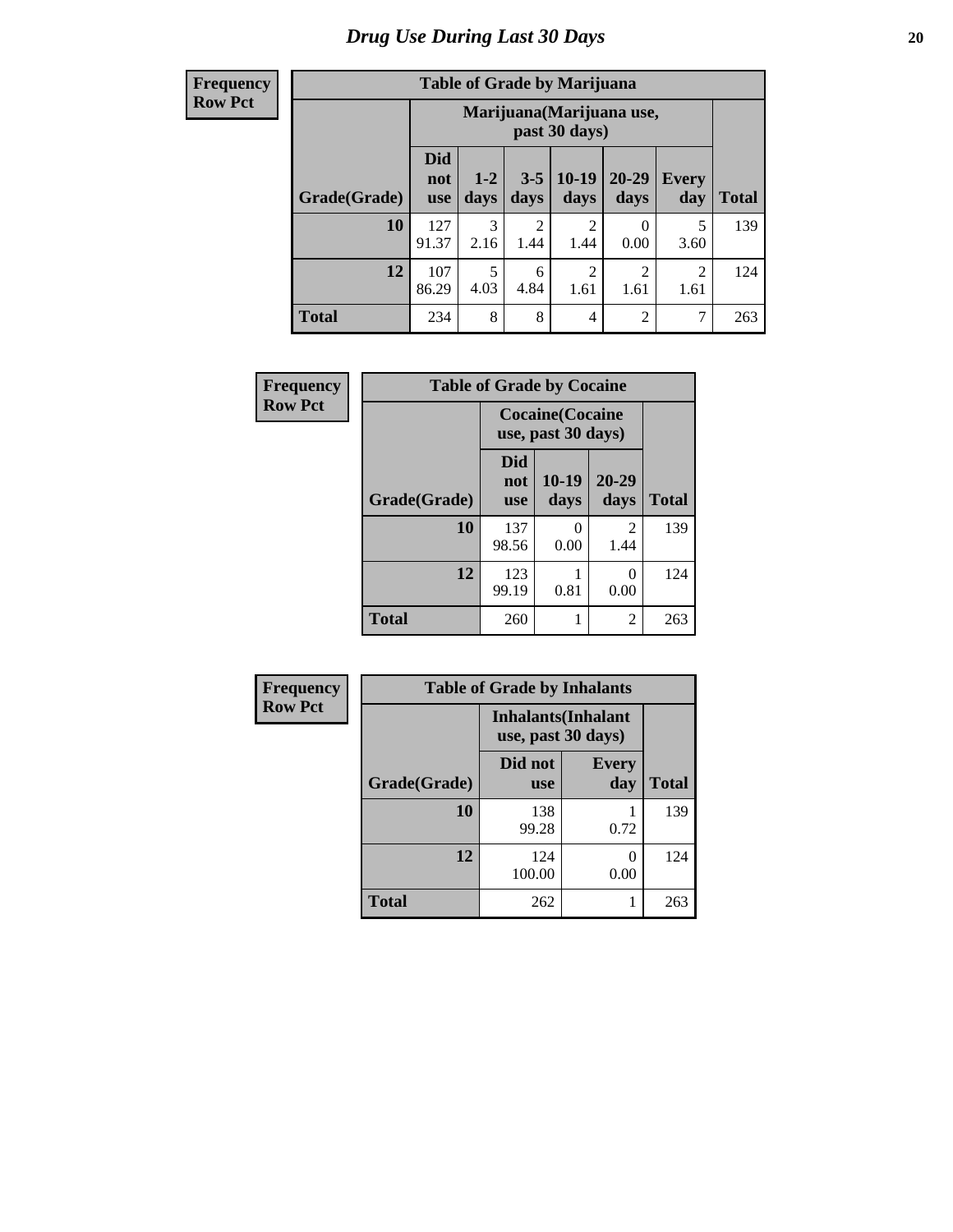# Drug Use During Last 30 Days

| Frequency<br>Row Pct |
|---|

**Table of Grade by Marijuana**

| Grade(Grade) | Marijuana(Marijuana use, past 30 days) | | | | | | Total |
|---|---|---|---|---|---|---|---|
| | Did not use | 1-2 days | 3-5 days | 10-19 days | 20-29 days | Every day | |
| 10 | 127<br>91.37 | 3<br>2.16 | 2<br>1.44 | 2<br>1.44 | 0<br>0.00 | 5<br>3.60 | 139 |
| 12 | 107<br>86.29 | 5<br>4.03 | 6<br>4.84 | 2<br>1.61 | 2<br>1.61 | 2<br>1.61 | 124 |
| Total | 234 | 8 | 8 | 4 | 2 | 7 | 263 |

| Frequency<br>Row Pct |
|---|

**Table of Grade by Cocaine**

| Grade(Grade) | Cocaine(Cocaine use, past 30 days) | | | Total |
|---|---|---|---|---|
| | Did not use | 10-19 days | 20-29 days | |
| 10 | 137<br>98.56 | 0<br>0.00 | 2<br>1.44 | 139 |
| 12 | 123<br>99.19 | 1<br>0.81 | 0<br>0.00 | 124 |
| Total | 260 | 1 | 2 | 263 |

| Frequency<br>Row Pct |
|---|

**Table of Grade by Inhalants**

| Grade(Grade) | Inhalants(Inhalant use, past 30 days) | | Total |
|---|---|---|---|
| | Did not use | Every day | |
| 10 | 138<br>99.28 | 1<br>0.72 | 139 |
| 12 | 124<br>100.00 | 0<br>0.00 | 124 |
| Total | 262 | 1 | 263 |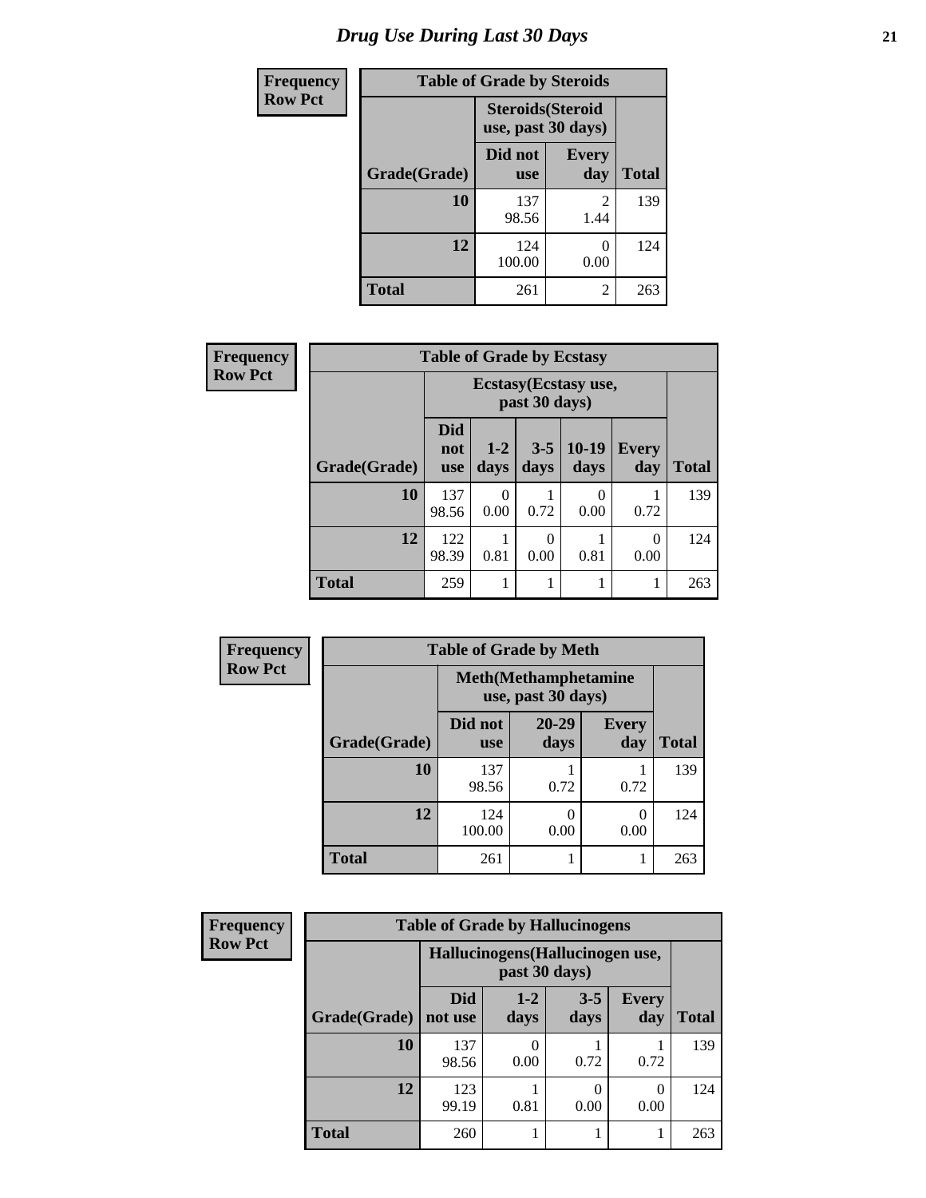# Drug Use During Last 30 Days

| Frequency<br>Row Pct |
|---|

**Table of Grade by Steroids**

| Grade(Grade) | Steroids(Steroid use, past 30 days) | | Total |
|---|---|---|---|
| | Did not use | Every day | |
| 10 | 137<br>98.56 | 2<br>1.44 | 139 |
| 12 | 124<br>100.00 | 0<br>0.00 | 124 |
| Total | 261 | 2 | 263 |

| Frequency<br>Row Pct |
|---|

**Table of Grade by Ecstasy**

| Grade(Grade) | Ecstasy(Ecstasy use, past 30 days) | | | | | Total |
|---|---|---|---|---|---|---|
| | Did not use | 1-2 days | 3-5 days | 10-19 days | Every day | |
| 10 | 137<br>98.56 | 0<br>0.00 | 1<br>0.72 | 0<br>0.00 | 1<br>0.72 | 139 |
| 12 | 122<br>98.39 | 1<br>0.81 | 0<br>0.00 | 1<br>0.81 | 0<br>0.00 | 124 |
| Total | 259 | 1 | 1 | 1 | 1 | 263 |

| Frequency<br>Row Pct |
|---|

**Table of Grade by Meth**

| Grade(Grade) | Meth(Methamphetamine use, past 30 days) | | | Total |
|---|---|---|---|---|
| | Did not use | 20-29 days | Every day | |
| 10 | 137<br>98.56 | 1<br>0.72 | 1<br>0.72 | 139 |
| 12 | 124<br>100.00 | 0<br>0.00 | 0<br>0.00 | 124 |
| Total | 261 | 1 | 1 | 263 |

| Frequency<br>Row Pct |
|---|

**Table of Grade by Hallucinogens**

| Grade(Grade) | Hallucinogens(Hallucinogen use, past 30 days) | | | | Total |
|---|---|---|---|---|---|
| | Did not use | 1-2 days | 3-5 days | Every day | |
| 10 | 137<br>98.56 | 0<br>0.00 | 1<br>0.72 | 1<br>0.72 | 139 |
| 12 | 123<br>99.19 | 1<br>0.81 | 0<br>0.00 | 0<br>0.00 | 124 |
| Total | 260 | 1 | 1 | 1 | 263 |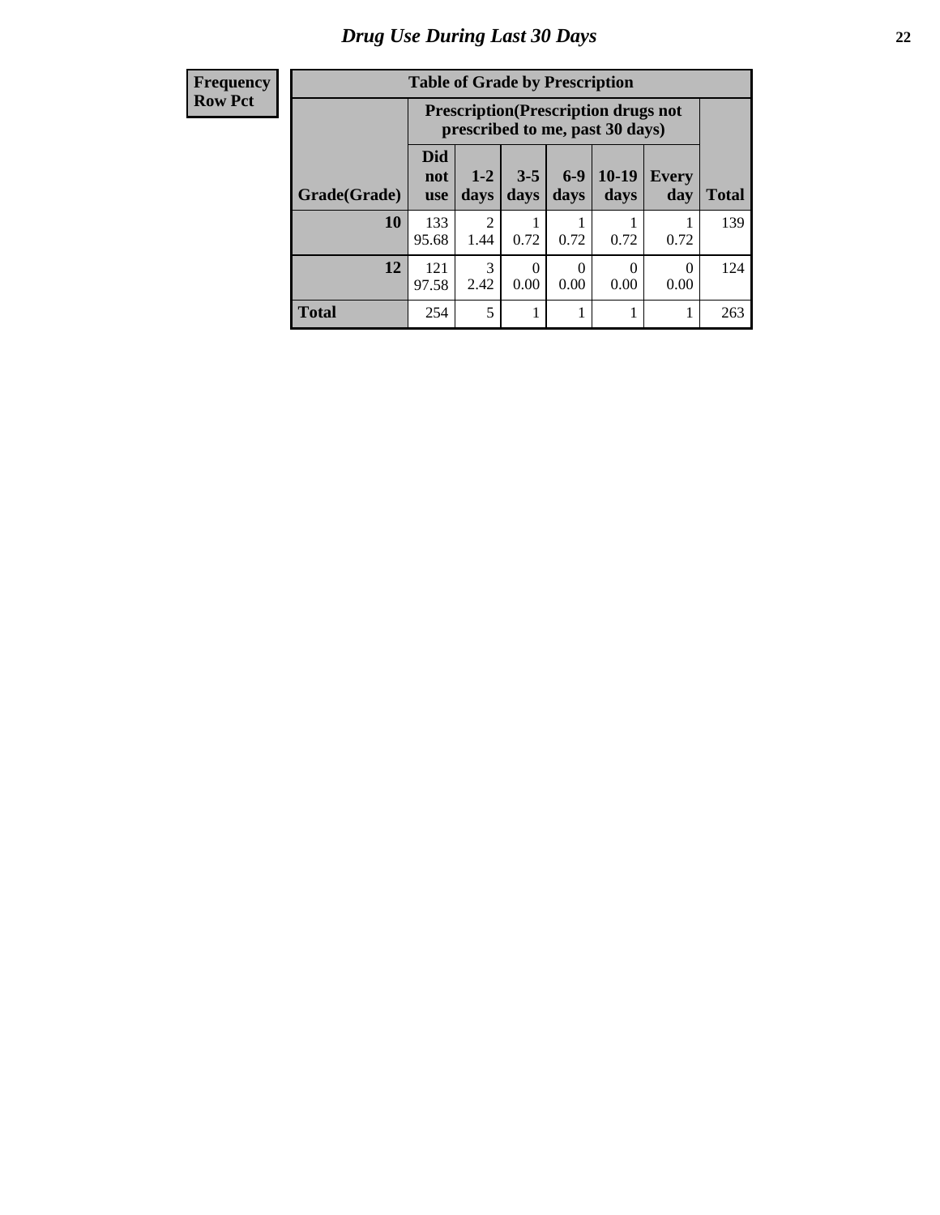# Drug Use During Last 30 Days

| Frequency<br>Row Pct |
|---|

**Table of Grade by Prescription**

| Grade(Grade) | Prescription(Prescription drugs not prescribed to me, past 30 days) | | | | | | Total |
|---|---|---|---|---|---|---|---|
| | Did not use | 1-2 days | 3-5 days | 6-9 days | 10-19 days | Every day | |
| **10** | 133<br>95.68 | 2<br>1.44 | 1<br>0.72 | 1<br>0.72 | 1<br>0.72 | 1<br>0.72 | 139 |
| **12** | 121<br>97.58 | 3<br>2.42 | 0<br>0.00 | 0<br>0.00 | 0<br>0.00 | 0<br>0.00 | 124 |
| **Total** | 254 | 5 | 1 | 1 | 1 | 1 | 263 |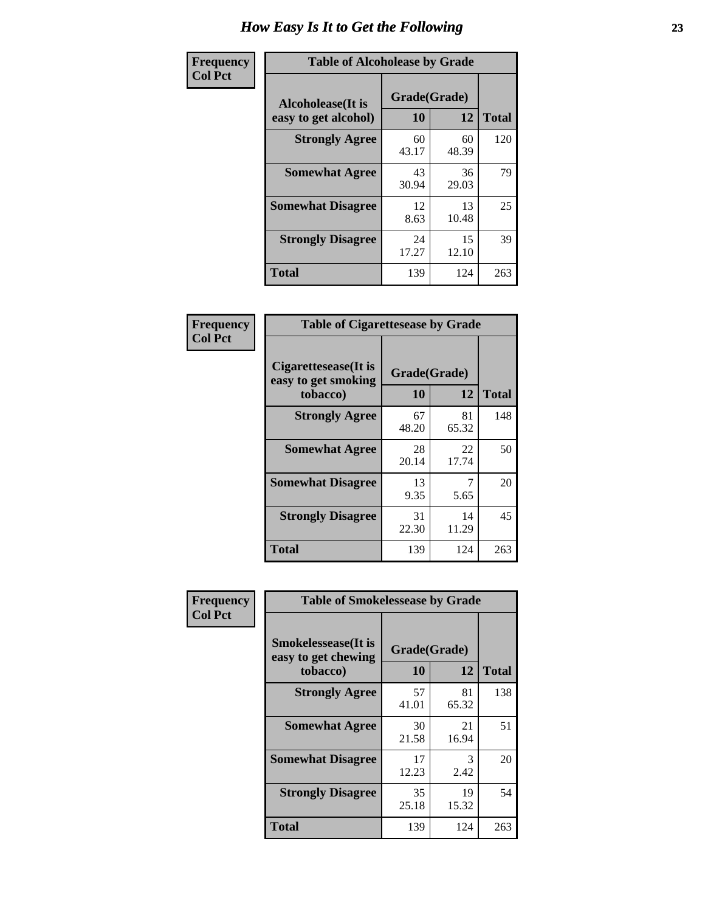# How Easy Is It to Get the Following

**Frequency**
**Col Pct**

**Table of Alcoholease by Grade**

| Alcoholease(It is easy to get alcohol) | Grade(Grade) | | Total |
|---|---|---|---|
| | 10 | 12 | |
| **Strongly Agree** | 60<br>43.17 | 60<br>48.39 | 120 |
| **Somewhat Agree** | 43<br>30.94 | 36<br>29.03 | 79 |
| **Somewhat Disagree** | 12<br>8.63 | 13<br>10.48 | 25 |
| **Strongly Disagree** | 24<br>17.27 | 15<br>12.10 | 39 |
| **Total** | 139 | 124 | 263 |

**Frequency**
**Col Pct**

**Table of Cigarettesease by Grade**

| Cigarettesease(It is easy to get smoking tobacco) | Grade(Grade) | | Total |
|---|---|---|---|
| | 10 | 12 | |
| **Strongly Agree** | 67<br>48.20 | 81<br>65.32 | 148 |
| **Somewhat Agree** | 28<br>20.14 | 22<br>17.74 | 50 |
| **Somewhat Disagree** | 13<br>9.35 | 7<br>5.65 | 20 |
| **Strongly Disagree** | 31<br>22.30 | 14<br>11.29 | 45 |
| **Total** | 139 | 124 | 263 |

**Frequency**
**Col Pct**

**Table of Smokelessease by Grade**

| Smokelessease(It is easy to get chewing tobacco) | Grade(Grade) | | Total |
|---|---|---|---|
| | 10 | 12 | |
| **Strongly Agree** | 57<br>41.01 | 81<br>65.32 | 138 |
| **Somewhat Agree** | 30<br>21.58 | 21<br>16.94 | 51 |
| **Somewhat Disagree** | 17<br>12.23 | 3<br>2.42 | 20 |
| **Strongly Disagree** | 35<br>25.18 | 19<br>15.32 | 54 |
| **Total** | 139 | 124 | 263 |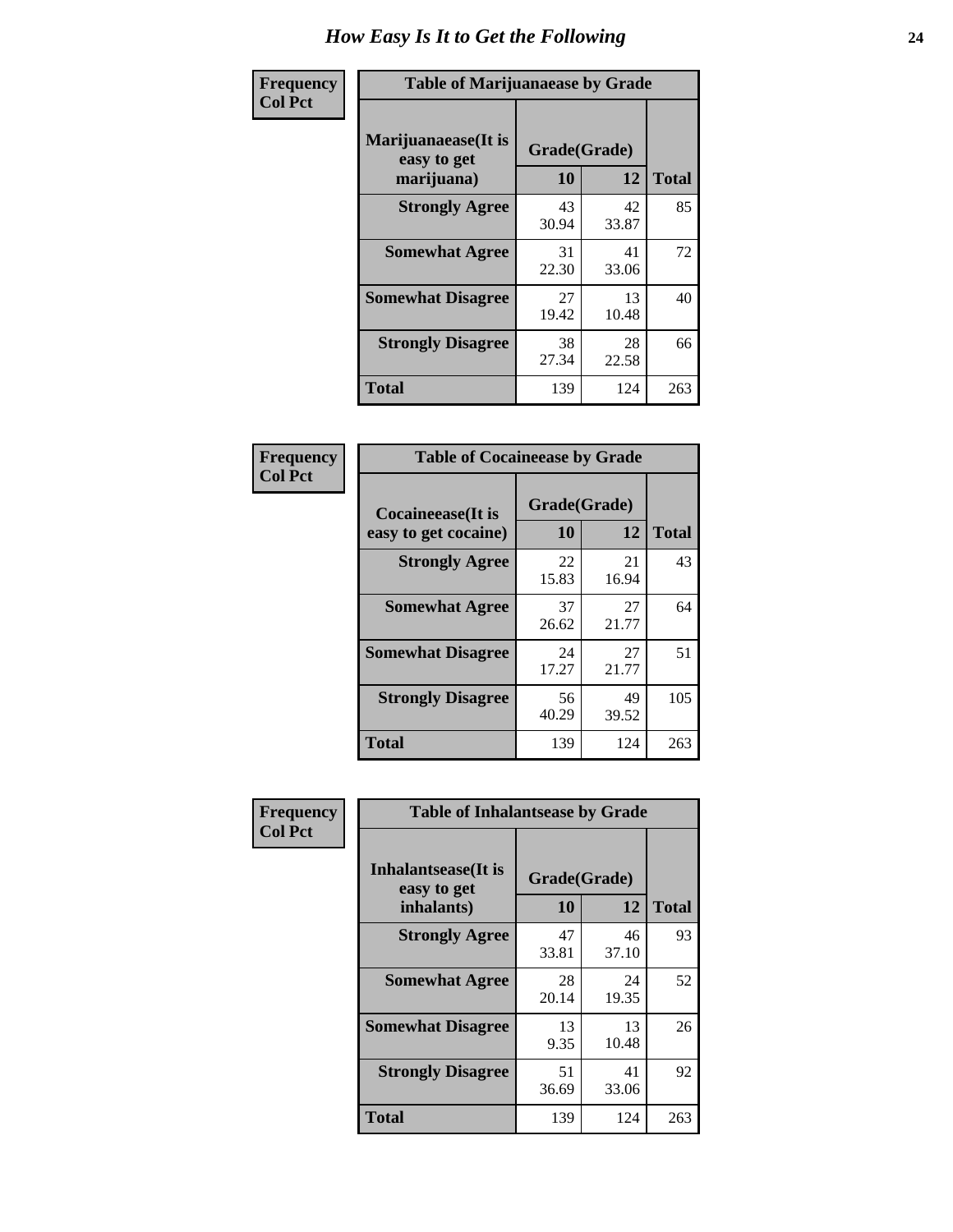# How Easy Is It to Get the Following

**Frequency**
**Col Pct**

**Table of Marijuanaease by Grade**

| Marijuanaease(It is easy to get marijuana) | Grade(Grade) | | Total |
|---|---|---|---|
| | 10 | 12 | |
| **Strongly Agree** | 43<br>30.94 | 42<br>33.87 | 85 |
| **Somewhat Agree** | 31<br>22.30 | 41<br>33.06 | 72 |
| **Somewhat Disagree** | 27<br>19.42 | 13<br>10.48 | 40 |
| **Strongly Disagree** | 38<br>27.34 | 28<br>22.58 | 66 |
| **Total** | 139 | 124 | 263 |

**Frequency**
**Col Pct**

**Table of Cocaineease by Grade**

| Cocaineease(It is easy to get cocaine) | Grade(Grade) | | Total |
|---|---|---|---|
| | 10 | 12 | |
| **Strongly Agree** | 22<br>15.83 | 21<br>16.94 | 43 |
| **Somewhat Agree** | 37<br>26.62 | 27<br>21.77 | 64 |
| **Somewhat Disagree** | 24<br>17.27 | 27<br>21.77 | 51 |
| **Strongly Disagree** | 56<br>40.29 | 49<br>39.52 | 105 |
| **Total** | 139 | 124 | 263 |

**Frequency**
**Col Pct**

**Table of Inhalantsease by Grade**

| Inhalantsease(It is easy to get inhalants) | Grade(Grade) | | Total |
|---|---|---|---|
| | 10 | 12 | |
| **Strongly Agree** | 47<br>33.81 | 46<br>37.10 | 93 |
| **Somewhat Agree** | 28<br>20.14 | 24<br>19.35 | 52 |
| **Somewhat Disagree** | 13<br>9.35 | 13<br>10.48 | 26 |
| **Strongly Disagree** | 51<br>36.69 | 41<br>33.06 | 92 |
| **Total** | 139 | 124 | 263 |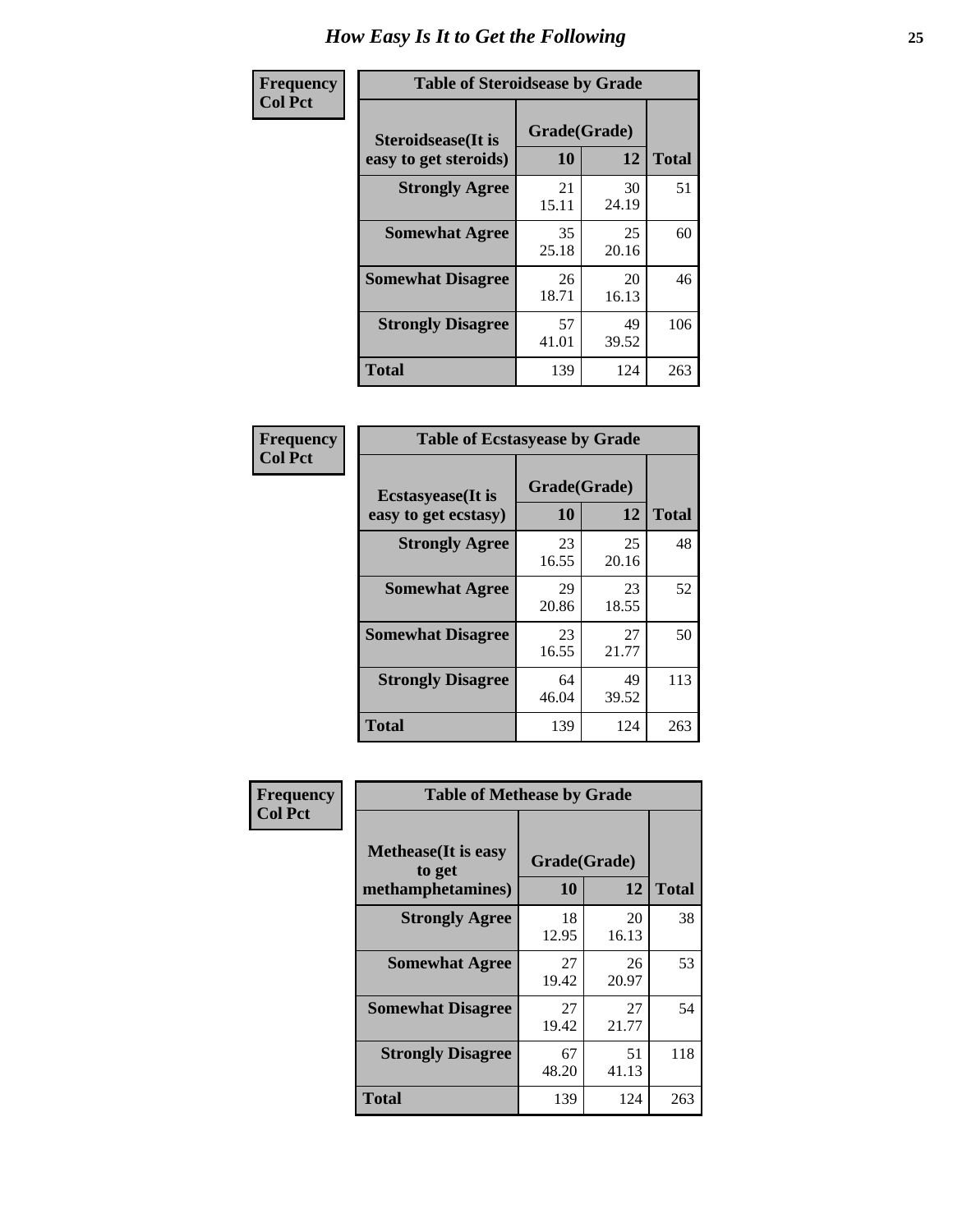# How Easy Is It to Get the Following

**Frequency**
**Col Pct**

| Table of Steroidsease by Grade | | | |
|---|---|---|---|
| Steroidsease(It is easy to get steroids) | Grade(Grade) | | Total |
| | 10 | 12 | |
| **Strongly Agree** | 21<br>15.11 | 30<br>24.19 | 51 |
| **Somewhat Agree** | 35<br>25.18 | 25<br>20.16 | 60 |
| **Somewhat Disagree** | 26<br>18.71 | 20<br>16.13 | 46 |
| **Strongly Disagree** | 57<br>41.01 | 49<br>39.52 | 106 |
| **Total** | 139 | 124 | 263 |

**Frequency**
**Col Pct**

| Table of Ecstasyease by Grade | | | |
|---|---|---|---|
| Ecstasyease(It is easy to get ecstasy) | Grade(Grade) | | Total |
| | 10 | 12 | |
| **Strongly Agree** | 23<br>16.55 | 25<br>20.16 | 48 |
| **Somewhat Agree** | 29<br>20.86 | 23<br>18.55 | 52 |
| **Somewhat Disagree** | 23<br>16.55 | 27<br>21.77 | 50 |
| **Strongly Disagree** | 64<br>46.04 | 49<br>39.52 | 113 |
| **Total** | 139 | 124 | 263 |

**Frequency**
**Col Pct**

| Table of Methease by Grade | | | |
|---|---|---|---|
| Methease(It is easy to get methamphetamines) | Grade(Grade) | | Total |
| | 10 | 12 | |
| **Strongly Agree** | 18<br>12.95 | 20<br>16.13 | 38 |
| **Somewhat Agree** | 27<br>19.42 | 26<br>20.97 | 53 |
| **Somewhat Disagree** | 27<br>19.42 | 27<br>21.77 | 54 |
| **Strongly Disagree** | 67<br>48.20 | 51<br>41.13 | 118 |
| **Total** | 139 | 124 | 263 |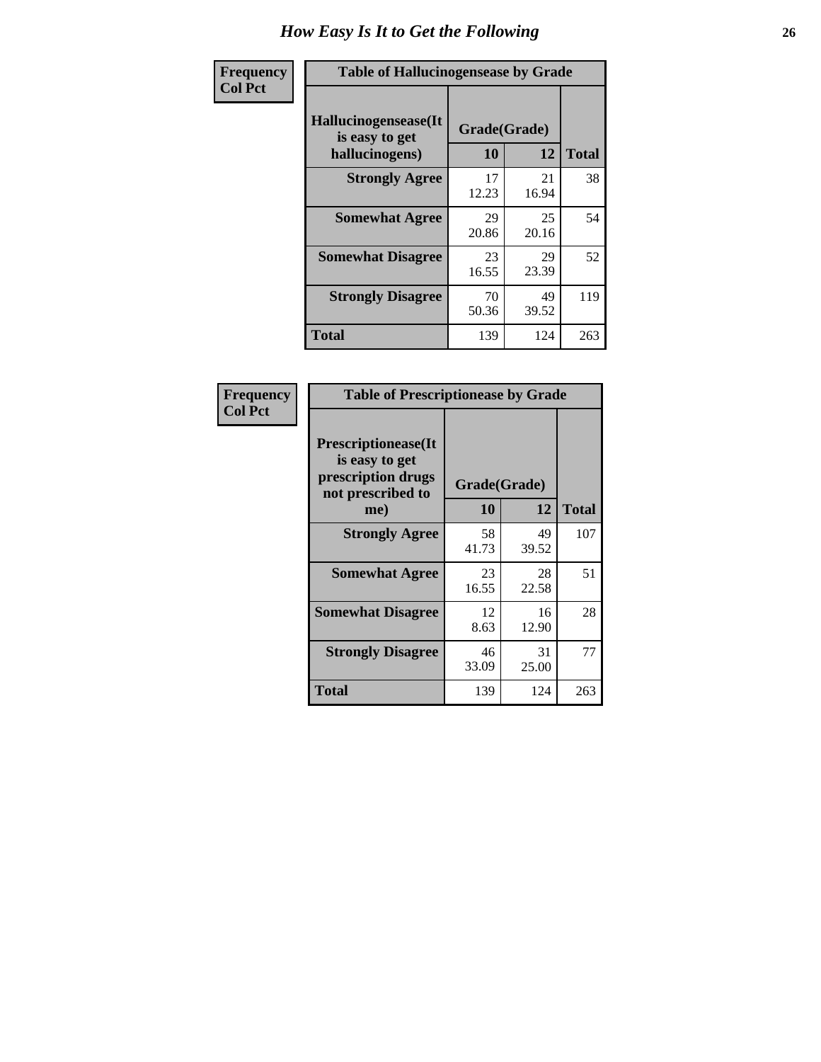# How Easy Is It to Get the Following

| Frequency<br>Col Pct | Table of Hallucinogensease by Grade | | |
|---|---|---|---|
| **Hallucinogensease(It is easy to get hallucinogens)** | **Grade(Grade)** | | |
| | **10** | **12** | **Total** |
| **Strongly Agree** | 17<br>12.23 | 21<br>16.94 | 38 |
| **Somewhat Agree** | 29<br>20.86 | 25<br>20.16 | 54 |
| **Somewhat Disagree** | 23<br>16.55 | 29<br>23.39 | 52 |
| **Strongly Disagree** | 70<br>50.36 | 49<br>39.52 | 119 |
| **Total** | 139 | 124 | 263 |

| Frequency<br>Col Pct | Table of Prescriptionease by Grade | | |
|---|---|---|---|
| **Prescriptionease(It is easy to get prescription drugs not prescribed to me)** | **Grade(Grade)** | | |
| | **10** | **12** | **Total** |
| **Strongly Agree** | 58<br>41.73 | 49<br>39.52 | 107 |
| **Somewhat Agree** | 23<br>16.55 | 28<br>22.58 | 51 |
| **Somewhat Disagree** | 12<br>8.63 | 16<br>12.90 | 28 |
| **Strongly Disagree** | 46<br>33.09 | 31<br>25.00 | 77 |
| **Total** | 139 | 124 | 263 |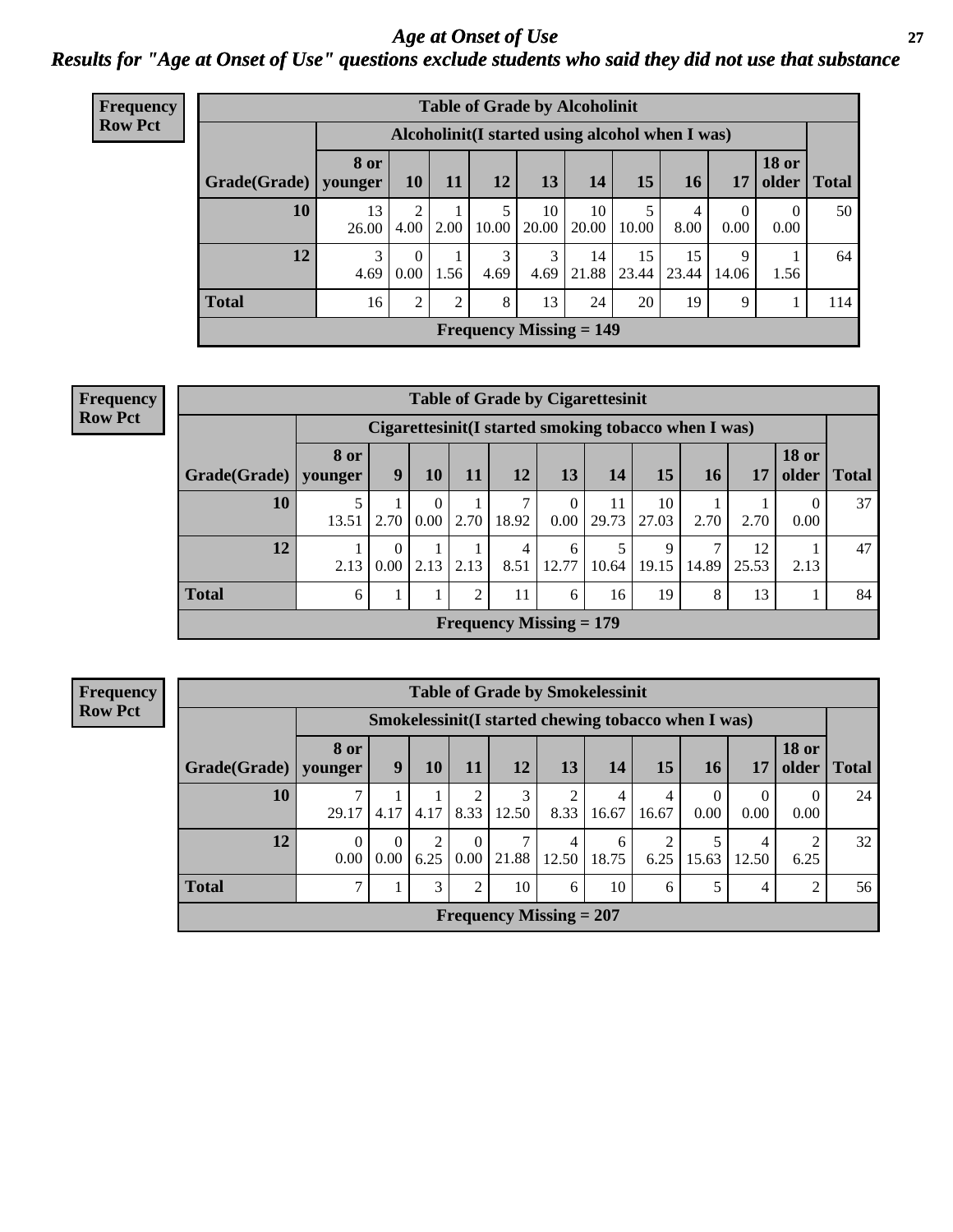# Age at Onset of Use

## Results for "Age at Onset of Use" questions exclude students who said they did not use that substance

**Frequency**
**Row Pct**

**Table of Grade by Alcoholinit**

| Grade(Grade) | Alcoholinit(I started using alcohol when I was) | | | | | | | | | | Total |
|---|---|---|---|---|---|---|---|---|---|---|---|
| | 8 or younger | 10 | 11 | 12 | 13 | 14 | 15 | 16 | 17 | 18 or older | |
| 10 | 13<br>26.00 | 2<br>4.00 | 1<br>2.00 | 5<br>10.00 | 10<br>20.00 | 10<br>20.00 | 5<br>10.00 | 4<br>8.00 | 0<br>0.00 | 0<br>0.00 | 50 |
| 12 | 3<br>4.69 | 0<br>0.00 | 1<br>1.56 | 3<br>4.69 | 3<br>4.69 | 14<br>21.88 | 15<br>23.44 | 15<br>23.44 | 9<br>14.06 | 1<br>1.56 | 64 |
| Total | 16 | 2 | 2 | 8 | 13 | 24 | 20 | 19 | 9 | 1 | 114 |

Frequency Missing = 149

**Frequency**
**Row Pct**

**Table of Grade by Cigarettesinit**

| Grade(Grade) | Cigarettesinit(I started smoking tobacco when I was) | | | | | | | | | | | Total |
|---|---|---|---|---|---|---|---|---|---|---|---|---|
| | 8 or younger | 9 | 10 | 11 | 12 | 13 | 14 | 15 | 16 | 17 | 18 or older | |
| 10 | 5<br>13.51 | 1<br>2.70 | 0<br>0.00 | 1<br>2.70 | 7<br>18.92 | 0<br>0.00 | 11<br>29.73 | 10<br>27.03 | 1<br>2.70 | 1<br>2.70 | 0<br>0.00 | 37 |
| 12 | 1<br>2.13 | 0<br>0.00 | 1<br>2.13 | 1<br>2.13 | 4<br>8.51 | 6<br>12.77 | 5<br>10.64 | 9<br>19.15 | 7<br>14.89 | 12<br>25.53 | 1<br>2.13 | 47 |
| Total | 6 | 1 | 1 | 2 | 11 | 6 | 16 | 19 | 8 | 13 | 1 | 84 |

Frequency Missing = 179

**Frequency**
**Row Pct**

**Table of Grade by Smokelessinit**

| Grade(Grade) | Smokelessinit(I started chewing tobacco when I was) | | | | | | | | | | | Total |
|---|---|---|---|---|---|---|---|---|---|---|---|---|
| | 8 or younger | 9 | 10 | 11 | 12 | 13 | 14 | 15 | 16 | 17 | 18 or older | |
| 10 | 7<br>29.17 | 1<br>4.17 | 1<br>4.17 | 2<br>8.33 | 3<br>12.50 | 2<br>8.33 | 4<br>16.67 | 4<br>16.67 | 0<br>0.00 | 0<br>0.00 | 0<br>0.00 | 24 |
| 12 | 0<br>0.00 | 0<br>0.00 | 2<br>6.25 | 0<br>0.00 | 7<br>21.88 | 4<br>12.50 | 6<br>18.75 | 2<br>6.25 | 5<br>15.63 | 4<br>12.50 | 2<br>6.25 | 32 |
| Total | 7 | 1 | 3 | 2 | 10 | 6 | 10 | 6 | 5 | 4 | 2 | 56 |

Frequency Missing = 207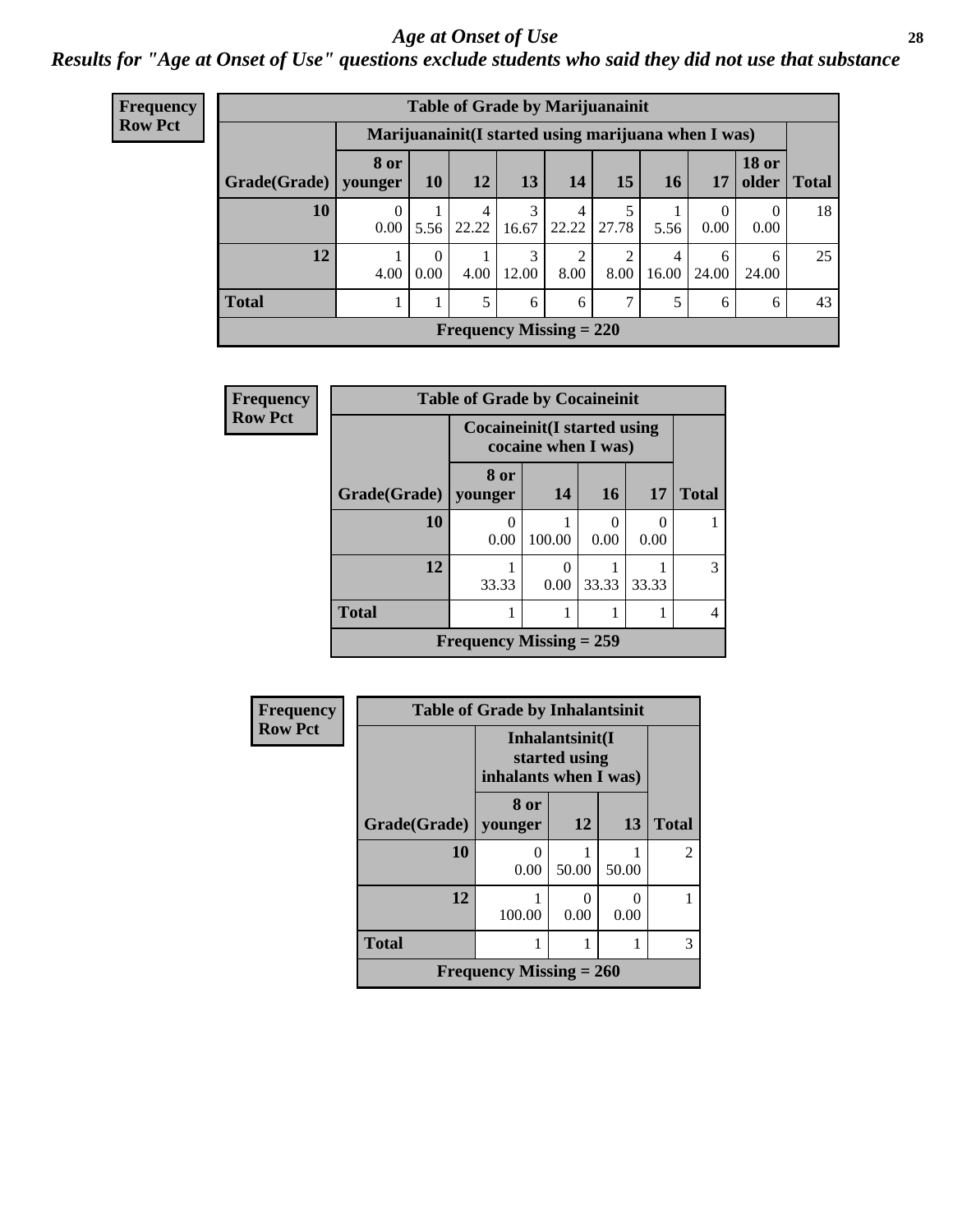# Age at Onset of Use

*Results for "Age at Onset of Use" questions exclude students who said they did not use that substance*

**Frequency**
**Row Pct**

| Table of Grade by Marijuanainit | | | | | | | | | | |
|---|---|---|---|---|---|---|---|---|---|---|
| | Marijuanainit(I started using marijuana when I was) | | | | | | | | | |
| Grade(Grade) | 8 or younger | 10 | 12 | 13 | 14 | 15 | 16 | 17 | 18 or older | Total |
| 10 | 0<br>0.00 | 1<br>5.56 | 4<br>22.22 | 3<br>16.67 | 4<br>22.22 | 5<br>27.78 | 1<br>5.56 | 0<br>0.00 | 0<br>0.00 | 18 |
| 12 | 1<br>4.00 | 0<br>0.00 | 1<br>4.00 | 3<br>12.00 | 2<br>8.00 | 2<br>8.00 | 4<br>16.00 | 6<br>24.00 | 6<br>24.00 | 25 |
| Total | 1 | 1 | 5 | 6 | 6 | 7 | 5 | 6 | 6 | 43 |
| Frequency Missing = 220 | | | | | | | | | | |

**Frequency**
**Row Pct**

| Table of Grade by Cocaineinit | | | | | |
|---|---|---|---|---|---|
| | Cocaineinit(I started using cocaine when I was) | | | | |
| Grade(Grade) | 8 or younger | 14 | 16 | 17 | Total |
| 10 | 0<br>0.00 | 1<br>100.00 | 0<br>0.00 | 0<br>0.00 | 1 |
| 12 | 1<br>33.33 | 0<br>0.00 | 1<br>33.33 | 1<br>33.33 | 3 |
| Total | 1 | 1 | 1 | 1 | 4 |
| Frequency Missing = 259 | | | | | |

**Frequency**
**Row Pct**

| Table of Grade by Inhalantsinit | | | | |
|---|---|---|---|---|
| | Inhalantsinit(I started using inhalants when I was) | | | |
| Grade(Grade) | 8 or younger | 12 | 13 | Total |
| 10 | 0<br>0.00 | 1<br>50.00 | 1<br>50.00 | 2 |
| 12 | 1<br>100.00 | 0<br>0.00 | 0<br>0.00 | 1 |
| Total | 1 | 1 | 1 | 3 |
| Frequency Missing = 260 | | | | |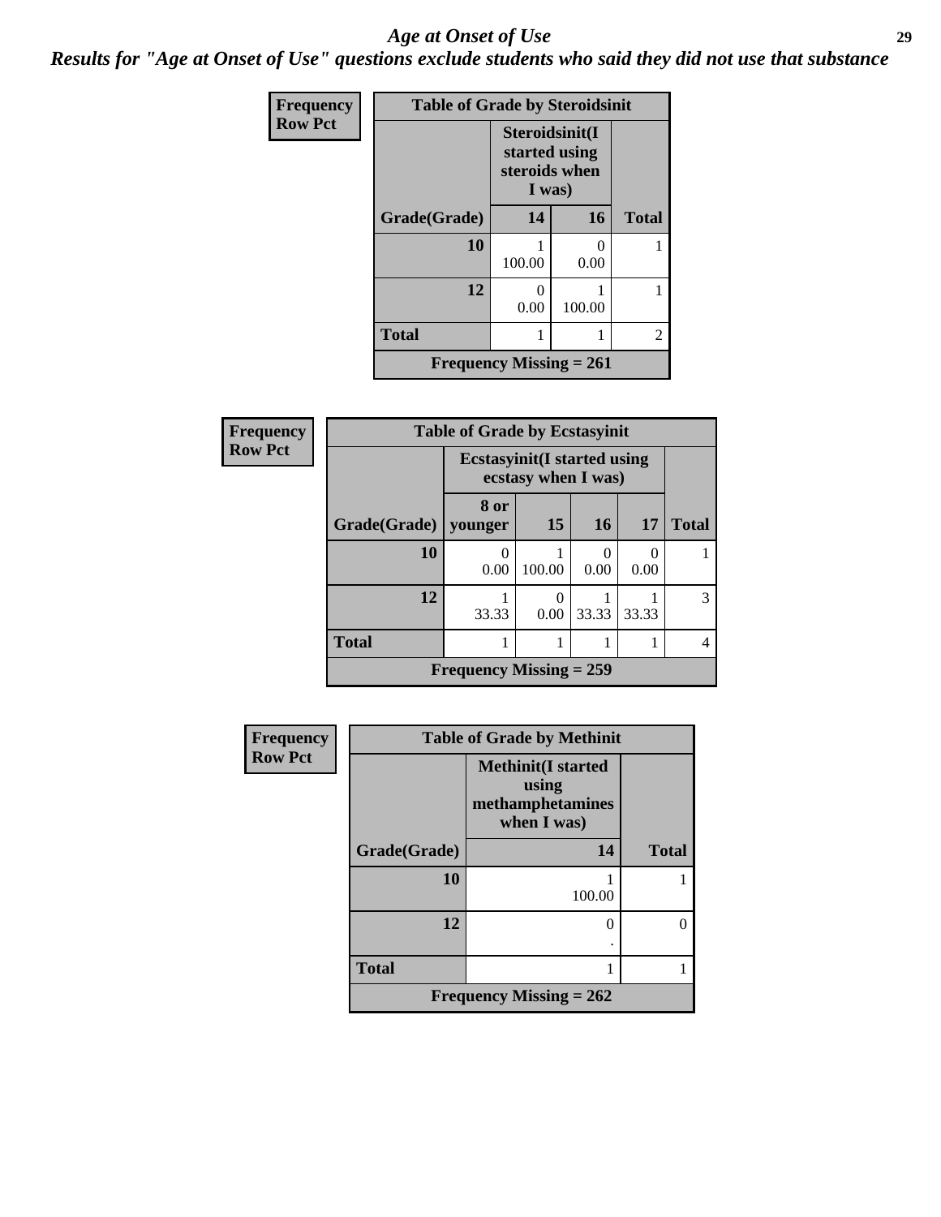# *Age at Onset of Use*

***Results for "Age at Onset of Use" questions exclude students who said they did not use that substance***

**Frequency**
**Row Pct**

| Table of Grade by Steroidsinit | | | |
|---|---|---|---|
| | Steroidsinit(I started using steroids when I was) | | |
| Grade(Grade) | 14 | 16 | Total |
| 10 | 1<br>100.00 | 0<br>0.00 | 1 |
| 12 | 0<br>0.00 | 1<br>100.00 | 1 |
| Total | 1 | 1 | 2 |
| Frequency Missing = 261 | | | |

**Frequency**
**Row Pct**

| Table of Grade by Ecstasyinit | | | | | |
|---|---|---|---|---|---|
| | Ecstasyinit(I started using ecstasy when I was) | | | | |
| Grade(Grade) | 8 or younger | 15 | 16 | 17 | Total |
| 10 | 0<br>0.00 | 1<br>100.00 | 0<br>0.00 | 0<br>0.00 | 1 |
| 12 | 1<br>33.33 | 0<br>0.00 | 1<br>33.33 | 1<br>33.33 | 3 |
| Total | 1 | 1 | 1 | 1 | 4 |
| Frequency Missing = 259 | | | | | |

**Frequency**
**Row Pct**

| Table of Grade by Methinit | | |
|---|---|---|
| | Methinit(I started using methamphetamines when I was) | |
| Grade(Grade) | 14 | Total |
| 10 | 1<br>100.00 | 1 |
| 12 | 0<br>. | 0 |
| Total | 1 | 1 |
| Frequency Missing = 262 | | |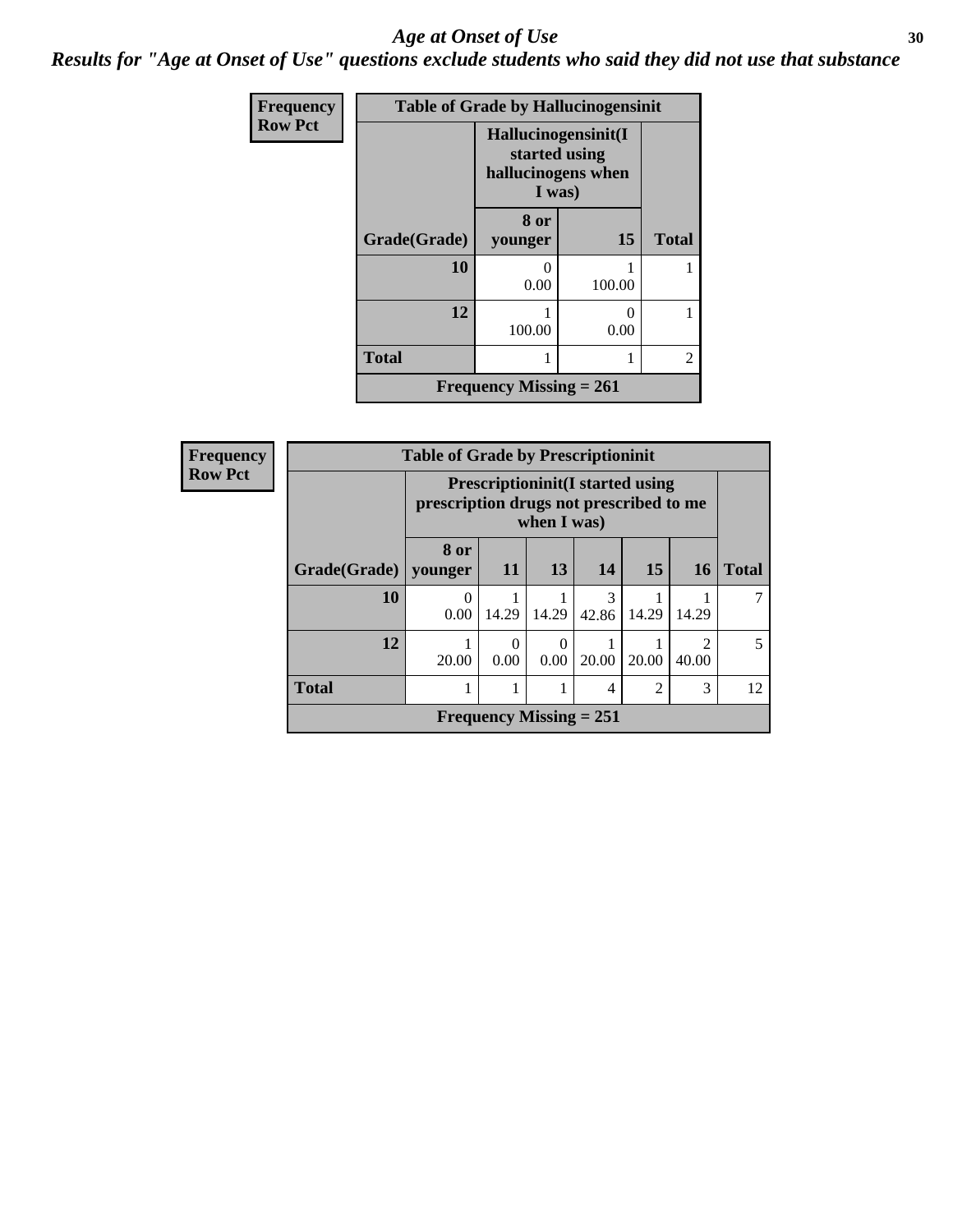# *Age at Onset of Use*

***Results for "Age at Onset of Use" questions exclude students who said they did not use that substance***

| Frequency<br>Row Pct | | | |
|---|---|---|---|
| **Table of Grade by Hallucinogensinit** | | | |
| | **Hallucinogensinit(I started using hallucinogens when I was)** | | |
| **Grade(Grade)** | **8 or younger** | **15** | **Total** |
| **10** | 0<br>0.00 | 1<br>100.00 | 1 |
| **12** | 1<br>100.00 | 0<br>0.00 | 1 |
| **Total** | 1 | 1 | 2 |
| **Frequency Missing = 261** | | | |

| Frequency<br>Row Pct | | | | | | | |
|---|---|---|---|---|---|---|---|
| **Table of Grade by Prescriptioninit** | | | | | | | |
| | **Prescriptioninit(I started using prescription drugs not prescribed to me when I was)** | | | | | | |
| **Grade(Grade)** | **8 or younger** | **11** | **13** | **14** | **15** | **16** | **Total** |
| **10** | 0<br>0.00 | 1<br>14.29 | 1<br>14.29 | 3<br>42.86 | 1<br>14.29 | 1<br>14.29 | 7 |
| **12** | 1<br>20.00 | 0<br>0.00 | 0<br>0.00 | 1<br>20.00 | 1<br>20.00 | 2<br>40.00 | 5 |
| **Total** | 1 | 1 | 1 | 4 | 2 | 3 | 12 |
| **Frequency Missing = 251** | | | | | | | |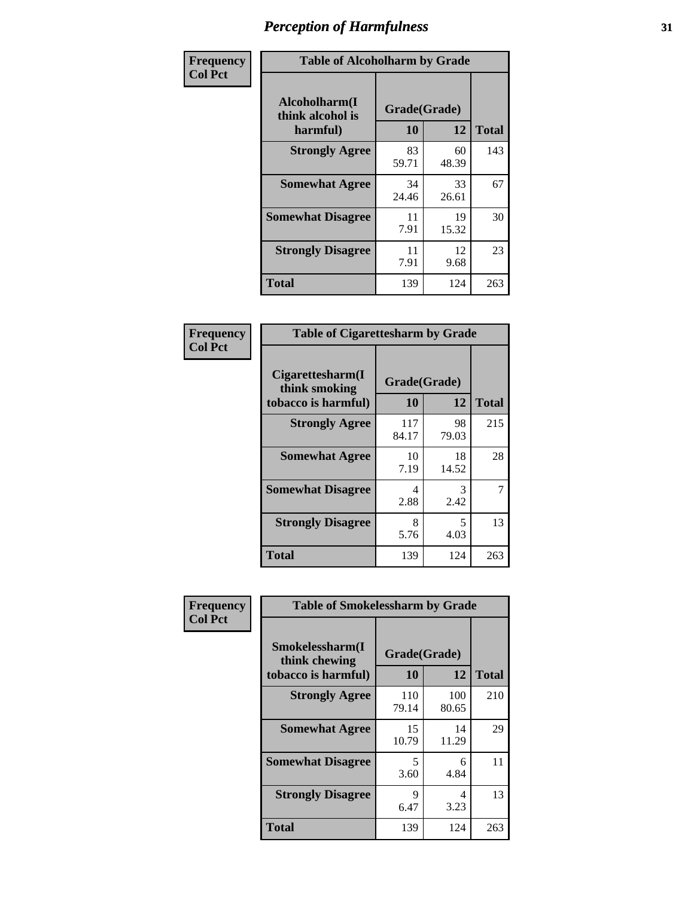# Perception of Harmfulness

| Frequency<br>Col Pct | Table of Alcoholharm by Grade | | |
|---|---|---|---|
| **Alcoholharm(I think alcohol is harmful)** | **Grade(Grade)** | | |
| | **10** | **12** | **Total** |
| **Strongly Agree** | 83<br>59.71 | 60<br>48.39 | 143 |
| **Somewhat Agree** | 34<br>24.46 | 33<br>26.61 | 67 |
| **Somewhat Disagree** | 11<br>7.91 | 19<br>15.32 | 30 |
| **Strongly Disagree** | 11<br>7.91 | 12<br>9.68 | 23 |
| **Total** | 139 | 124 | 263 |

| Frequency<br>Col Pct | Table of Cigarettesharm by Grade | | |
|---|---|---|---|
| **Cigarettesharm(I think smoking tobacco is harmful)** | **Grade(Grade)** | | |
| | **10** | **12** | **Total** |
| **Strongly Agree** | 117<br>84.17 | 98<br>79.03 | 215 |
| **Somewhat Agree** | 10<br>7.19 | 18<br>14.52 | 28 |
| **Somewhat Disagree** | 4<br>2.88 | 3<br>2.42 | 7 |
| **Strongly Disagree** | 8<br>5.76 | 5<br>4.03 | 13 |
| **Total** | 139 | 124 | 263 |

| Frequency<br>Col Pct | Table of Smokelessharm by Grade | | |
|---|---|---|---|
| **Smokelessharm(I think chewing tobacco is harmful)** | **Grade(Grade)** | | |
| | **10** | **12** | **Total** |
| **Strongly Agree** | 110<br>79.14 | 100<br>80.65 | 210 |
| **Somewhat Agree** | 15<br>10.79 | 14<br>11.29 | 29 |
| **Somewhat Disagree** | 5<br>3.60 | 6<br>4.84 | 11 |
| **Strongly Disagree** | 9<br>6.47 | 4<br>3.23 | 13 |
| **Total** | 139 | 124 | 263 |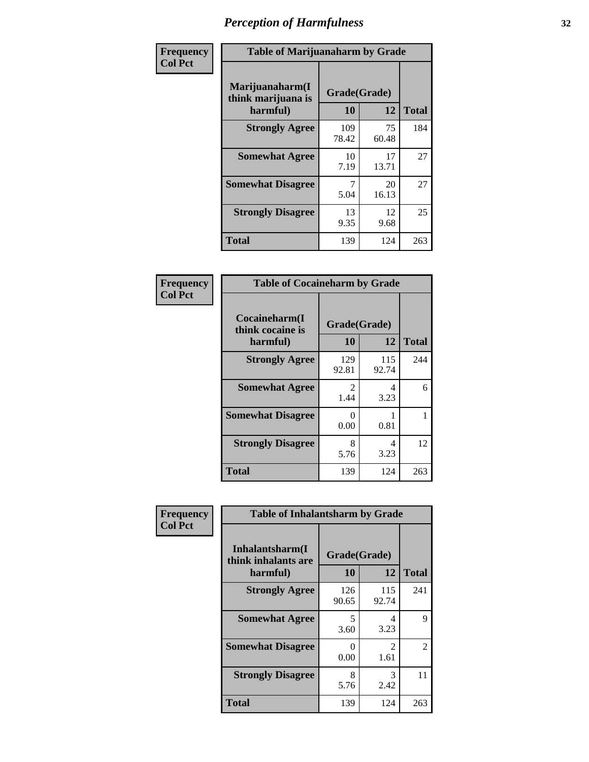# Perception of Harmfulness

| Frequency Col Pct | Table of Marijuanaharm by Grade | | |
|---|---|---|---|
| Marijuanaharm(I think marijuana is harmful) | Grade(Grade) | | Total |
| | 10 | 12 | |
| Strongly Agree | 109<br>78.42 | 75<br>60.48 | 184 |
| Somewhat Agree | 10<br>7.19 | 17<br>13.71 | 27 |
| Somewhat Disagree | 7<br>5.04 | 20<br>16.13 | 27 |
| Strongly Disagree | 13<br>9.35 | 12<br>9.68 | 25 |
| Total | 139 | 124 | 263 |

| Frequency Col Pct | Table of Cocaineharm by Grade | | |
|---|---|---|---|
| Cocaineharm(I think cocaine is harmful) | Grade(Grade) | | Total |
| | 10 | 12 | |
| Strongly Agree | 129<br>92.81 | 115<br>92.74 | 244 |
| Somewhat Agree | 2<br>1.44 | 4<br>3.23 | 6 |
| Somewhat Disagree | 0<br>0.00 | 1<br>0.81 | 1 |
| Strongly Disagree | 8<br>5.76 | 4<br>3.23 | 12 |
| Total | 139 | 124 | 263 |

| Frequency Col Pct | Table of Inhalantsharm by Grade | | |
|---|---|---|---|
| Inhalantsharm(I think inhalants are harmful) | Grade(Grade) | | Total |
| | 10 | 12 | |
| Strongly Agree | 126<br>90.65 | 115<br>92.74 | 241 |
| Somewhat Agree | 5<br>3.60 | 4<br>3.23 | 9 |
| Somewhat Disagree | 0<br>0.00 | 2<br>1.61 | 2 |
| Strongly Disagree | 8<br>5.76 | 3<br>2.42 | 11 |
| Total | 139 | 124 | 263 |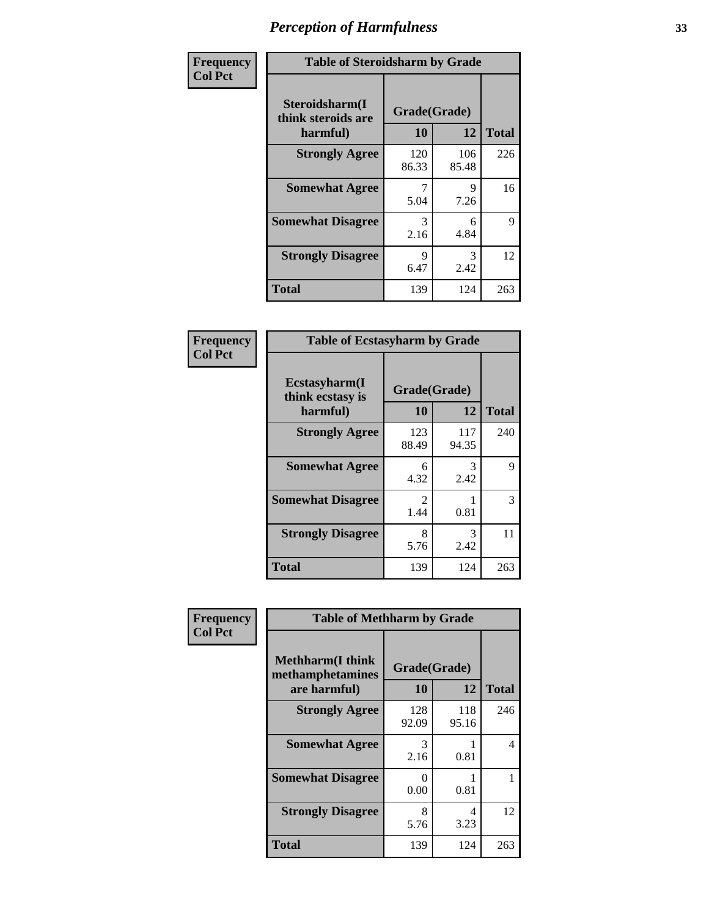# Perception of Harmfulness

| Frequency<br>Col Pct | Table of Steroidsharm by Grade | | |
|---|---|---|---|
| Steroidsharm(I think steroids are harmful) | Grade(Grade) | | |
| | 10 | 12 | Total |
| Strongly Agree | 120<br>86.33 | 106<br>85.48 | 226 |
| Somewhat Agree | 7<br>5.04 | 9<br>7.26 | 16 |
| Somewhat Disagree | 3<br>2.16 | 6<br>4.84 | 9 |
| Strongly Disagree | 9<br>6.47 | 3<br>2.42 | 12 |
| Total | 139 | 124 | 263 |

| Frequency<br>Col Pct | Table of Ecstasyharm by Grade | | |
|---|---|---|---|
| Ecstasyharm(I think ecstasy is harmful) | Grade(Grade) | | |
| | 10 | 12 | Total |
| Strongly Agree | 123<br>88.49 | 117<br>94.35 | 240 |
| Somewhat Agree | 6<br>4.32 | 3<br>2.42 | 9 |
| Somewhat Disagree | 2<br>1.44 | 1<br>0.81 | 3 |
| Strongly Disagree | 8<br>5.76 | 3<br>2.42 | 11 |
| Total | 139 | 124 | 263 |

| Frequency<br>Col Pct | Table of Methharm by Grade | | |
|---|---|---|---|
| Methharm(I think methamphetamines are harmful) | Grade(Grade) | | |
| | 10 | 12 | Total |
| Strongly Agree | 128<br>92.09 | 118<br>95.16 | 246 |
| Somewhat Agree | 3<br>2.16 | 1<br>0.81 | 4 |
| Somewhat Disagree | 0<br>0.00 | 1<br>0.81 | 1 |
| Strongly Disagree | 8<br>5.76 | 4<br>3.23 | 12 |
| Total | 139 | 124 | 263 |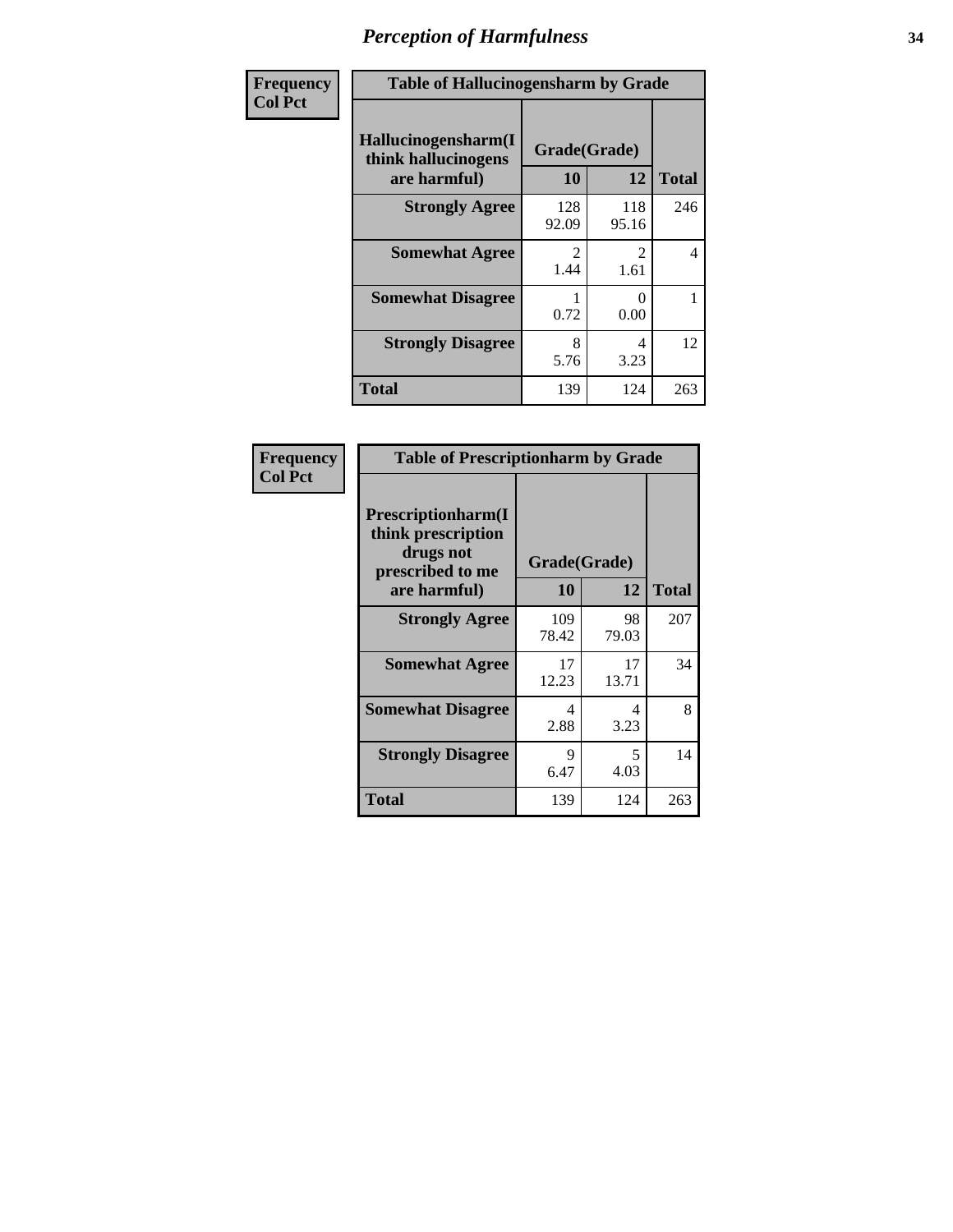# Perception of Harmfulness

| Frequency Col Pct | Table of Hallucinogensharm by Grade | | |
|---|---|---|---|
| Hallucinogensharm(I think hallucinogens are harmful) | Grade(Grade) | | |
| | 10 | 12 | Total |
| Strongly Agree | 128<br>92.09 | 118<br>95.16 | 246 |
| Somewhat Agree | 2<br>1.44 | 2<br>1.61 | 4 |
| Somewhat Disagree | 1<br>0.72 | 0<br>0.00 | 1 |
| Strongly Disagree | 8<br>5.76 | 4<br>3.23 | 12 |
| Total | 139 | 124 | 263 |

| Frequency Col Pct | Table of Prescriptionharm by Grade | | |
|---|---|---|---|
| Prescriptionharm(I think prescription drugs not prescribed to me are harmful) | Grade(Grade) | | |
| | 10 | 12 | Total |
| Strongly Agree | 109<br>78.42 | 98<br>79.03 | 207 |
| Somewhat Agree | 17<br>12.23 | 17<br>13.71 | 34 |
| Somewhat Disagree | 4<br>2.88 | 4<br>3.23 | 8 |
| Strongly Disagree | 9<br>6.47 | 5<br>4.03 | 14 |
| Total | 139 | 124 | 263 |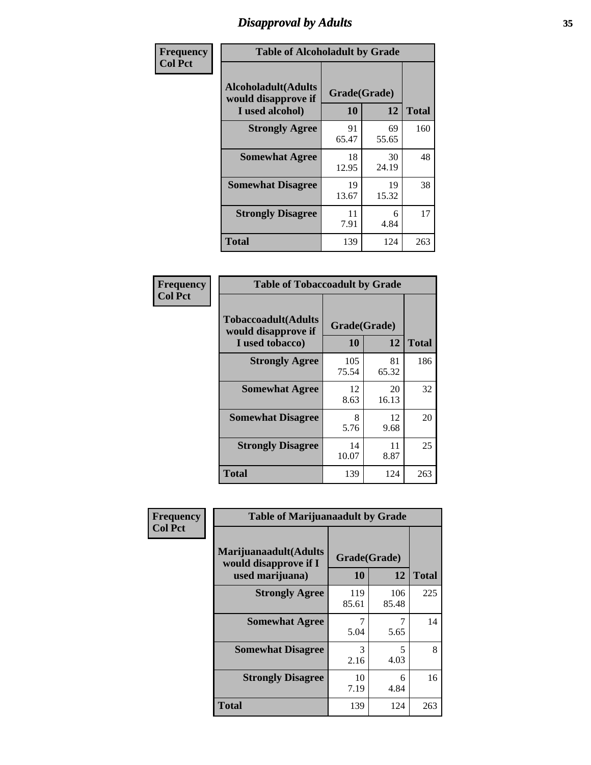# Disapproval by Adults

**Frequency / Col Pct**

**Table of Alcoholadult by Grade**

| Alcoholadult(Adults would disapprove if I used alcohol) | Grade(Grade) 10 | 12 | Total |
|---|---|---|---|
| **Strongly Agree** | 91<br>65.47 | 69<br>55.65 | 160 |
| **Somewhat Agree** | 18<br>12.95 | 30<br>24.19 | 48 |
| **Somewhat Disagree** | 19<br>13.67 | 19<br>15.32 | 38 |
| **Strongly Disagree** | 11<br>7.91 | 6<br>4.84 | 17 |
| **Total** | 139 | 124 | 263 |

**Frequency / Col Pct**

**Table of Tobaccoadult by Grade**

| Tobaccoadult(Adults would disapprove if I used tobacco) | Grade(Grade) 10 | 12 | Total |
|---|---|---|---|
| **Strongly Agree** | 105<br>75.54 | 81<br>65.32 | 186 |
| **Somewhat Agree** | 12<br>8.63 | 20<br>16.13 | 32 |
| **Somewhat Disagree** | 8<br>5.76 | 12<br>9.68 | 20 |
| **Strongly Disagree** | 14<br>10.07 | 11<br>8.87 | 25 |
| **Total** | 139 | 124 | 263 |

**Frequency / Col Pct**

**Table of Marijuanaadult by Grade**

| Marijuanaadult(Adults would disapprove if I used marijuana) | Grade(Grade) 10 | 12 | Total |
|---|---|---|---|
| **Strongly Agree** | 119<br>85.61 | 106<br>85.48 | 225 |
| **Somewhat Agree** | 7<br>5.04 | 7<br>5.65 | 14 |
| **Somewhat Disagree** | 3<br>2.16 | 5<br>4.03 | 8 |
| **Strongly Disagree** | 10<br>7.19 | 6<br>4.84 | 16 |
| **Total** | 139 | 124 | 263 |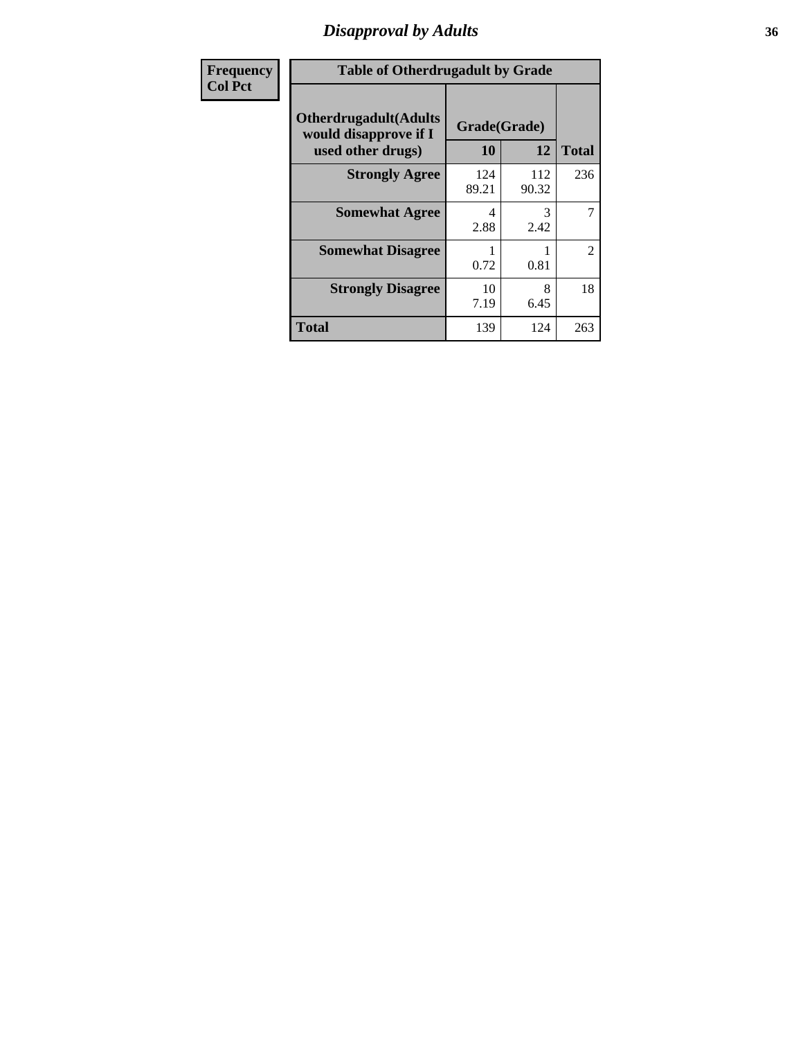| Frequency |
|---|
| Col Pct |

**Table of Otherdrugadult by Grade**

| Otherdrugadult(Adults would disapprove if I used other drugs) | Grade(Grade) 10 | 12 | Total |
|---|---|---|---|
| **Strongly Agree** | 124<br>89.21 | 112<br>90.32 | 236 |
| **Somewhat Agree** | 4<br>2.88 | 3<br>2.42 | 7 |
| **Somewhat Disagree** | 1<br>0.72 | 1<br>0.81 | 2 |
| **Strongly Disagree** | 10<br>7.19 | 8<br>6.45 | 18 |
| **Total** | 139 | 124 | 263 |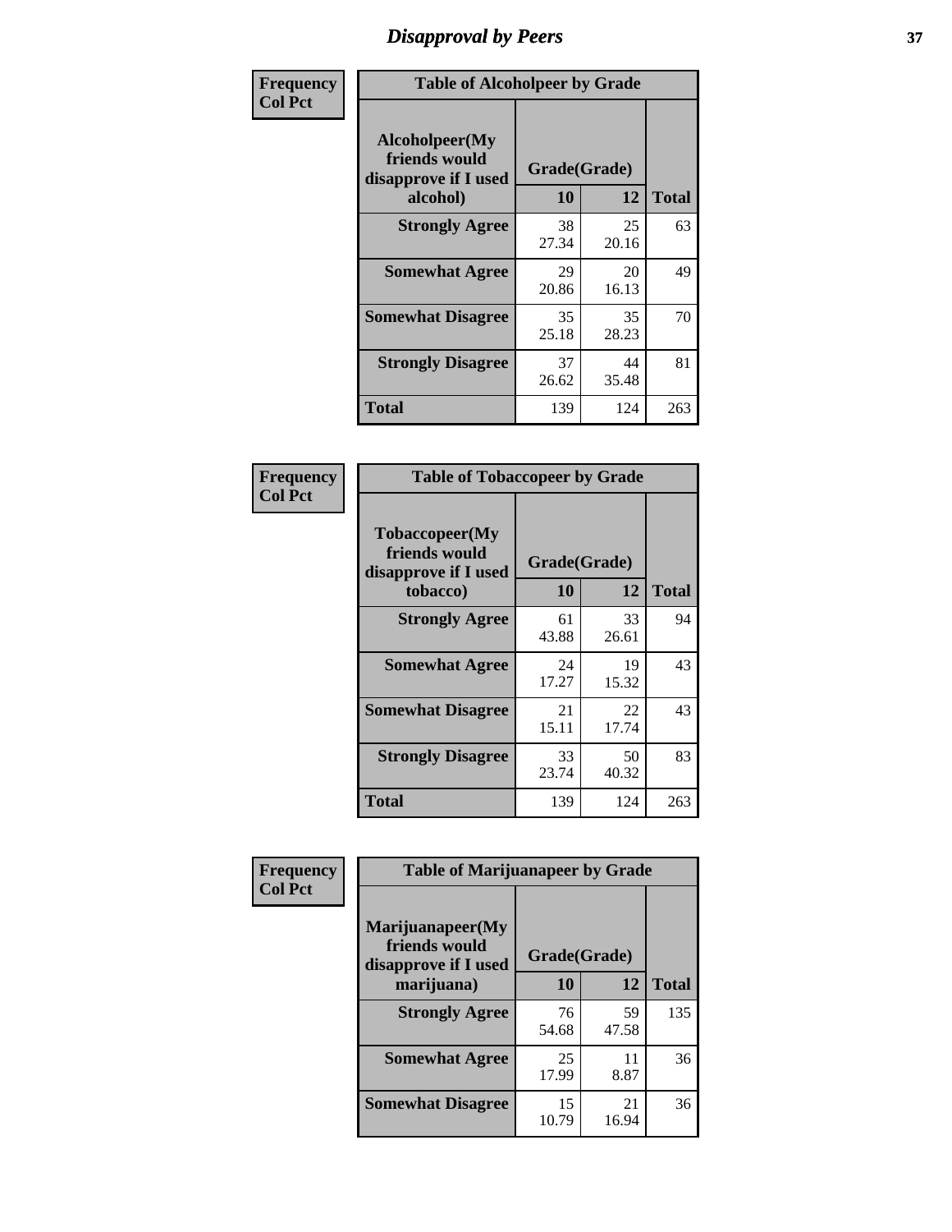# *Disapproval by Peers*

**Frequency Col Pct**

| Table of Alcoholpeer by Grade | | | |
|---|---|---|---|
| **Alcoholpeer(My friends would disapprove if I used alcohol)** | **Grade(Grade)** | | |
| | **10** | **12** | **Total** |
| **Strongly Agree** | 38<br>27.34 | 25<br>20.16 | 63 |
| **Somewhat Agree** | 29<br>20.86 | 20<br>16.13 | 49 |
| **Somewhat Disagree** | 35<br>25.18 | 35<br>28.23 | 70 |
| **Strongly Disagree** | 37<br>26.62 | 44<br>35.48 | 81 |
| **Total** | 139 | 124 | 263 |

**Frequency Col Pct**

| Table of Tobaccopeer by Grade | | | |
|---|---|---|---|
| **Tobaccopeer(My friends would disapprove if I used tobacco)** | **Grade(Grade)** | | |
| | **10** | **12** | **Total** |
| **Strongly Agree** | 61<br>43.88 | 33<br>26.61 | 94 |
| **Somewhat Agree** | 24<br>17.27 | 19<br>15.32 | 43 |
| **Somewhat Disagree** | 21<br>15.11 | 22<br>17.74 | 43 |
| **Strongly Disagree** | 33<br>23.74 | 50<br>40.32 | 83 |
| **Total** | 139 | 124 | 263 |

**Frequency Col Pct**

| Table of Marijuanapeer by Grade | | | |
|---|---|---|---|
| **Marijuanapeer(My friends would disapprove if I used marijuana)** | **Grade(Grade)** | | |
| | **10** | **12** | **Total** |
| **Strongly Agree** | 76<br>54.68 | 59<br>47.58 | 135 |
| **Somewhat Agree** | 25<br>17.99 | 11<br>8.87 | 36 |
| **Somewhat Disagree** | 15<br>10.79 | 21<br>16.94 | 36 |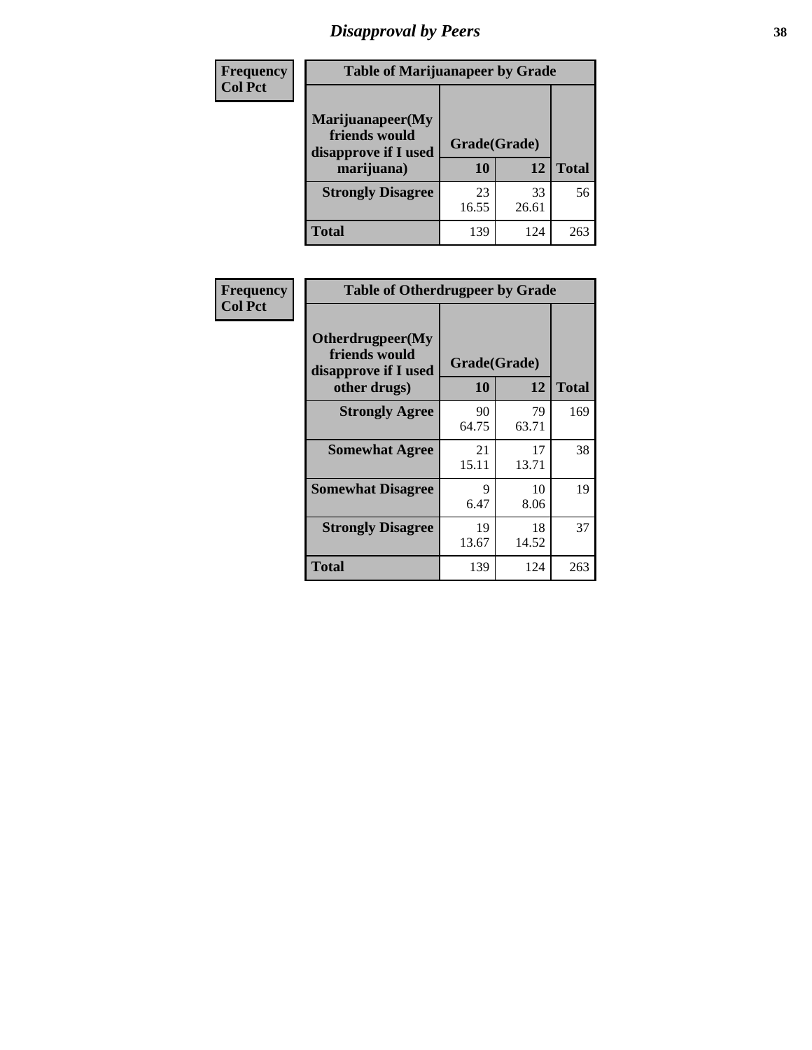# Disapproval by Peers

**Frequency**
**Col Pct**

**Table of Marijuanapeer by Grade**

| Marijuanapeer(My friends would disapprove if I used marijuana) | Grade(Grade) 10 | 12 | Total |
|---|---|---|---|
| **Strongly Disagree** | 23<br>16.55 | 33<br>26.61 | 56 |
| **Total** | 139 | 124 | 263 |

**Frequency**
**Col Pct**

**Table of Otherdrugpeer by Grade**

| Otherdrugpeer(My friends would disapprove if I used other drugs) | Grade(Grade) 10 | 12 | Total |
|---|---|---|---|
| **Strongly Agree** | 90<br>64.75 | 79<br>63.71 | 169 |
| **Somewhat Agree** | 21<br>15.11 | 17<br>13.71 | 38 |
| **Somewhat Disagree** | 9<br>6.47 | 10<br>8.06 | 19 |
| **Strongly Disagree** | 19<br>13.67 | 18<br>14.52 | 37 |
| **Total** | 139 | 124 | 263 |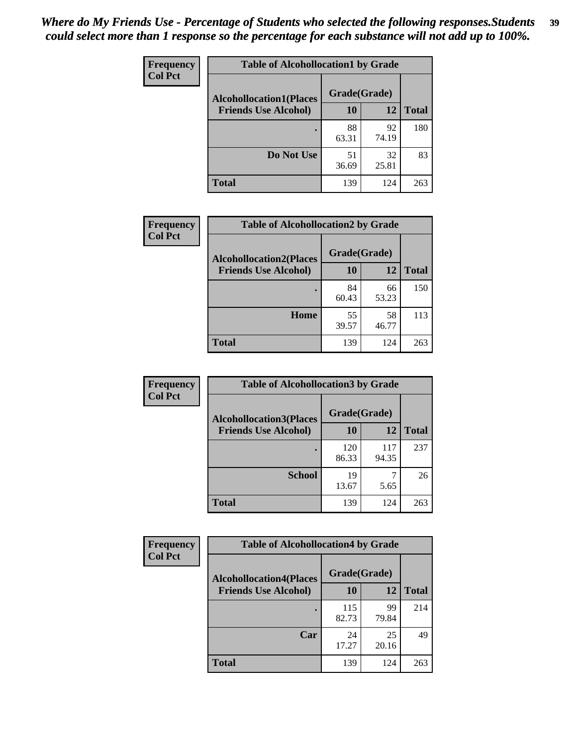*Where do My Friends Use - Percentage of Students who selected the following responses.Students could select more than 1 response so the percentage for each substance will not add up to 100%.*

**Frequency**
**Col Pct**

| Table of Alcohollocation1 by Grade | | | |
|---|---|---|---|
| **Alcohollocation1(Places Friends Use Alcohol)** | **Grade(Grade)** | | **Total** |
| | **10** | **12** | |
| **.** | 88<br>63.31 | 92<br>74.19 | 180 |
| **Do Not Use** | 51<br>36.69 | 32<br>25.81 | 83 |
| **Total** | 139 | 124 | 263 |

**Frequency**
**Col Pct**

| Table of Alcohollocation2 by Grade | | | |
|---|---|---|---|
| **Alcohollocation2(Places Friends Use Alcohol)** | **Grade(Grade)** | | **Total** |
| | **10** | **12** | |
| **.** | 84<br>60.43 | 66<br>53.23 | 150 |
| **Home** | 55<br>39.57 | 58<br>46.77 | 113 |
| **Total** | 139 | 124 | 263 |

**Frequency**
**Col Pct**

| Table of Alcohollocation3 by Grade | | | |
|---|---|---|---|
| **Alcohollocation3(Places Friends Use Alcohol)** | **Grade(Grade)** | | **Total** |
| | **10** | **12** | |
| **.** | 120<br>86.33 | 117<br>94.35 | 237 |
| **School** | 19<br>13.67 | 7<br>5.65 | 26 |
| **Total** | 139 | 124 | 263 |

**Frequency**
**Col Pct**

| Table of Alcohollocation4 by Grade | | | |
|---|---|---|---|
| **Alcohollocation4(Places Friends Use Alcohol)** | **Grade(Grade)** | | **Total** |
| | **10** | **12** | |
| **.** | 115<br>82.73 | 99<br>79.84 | 214 |
| **Car** | 24<br>17.27 | 25<br>20.16 | 49 |
| **Total** | 139 | 124 | 263 |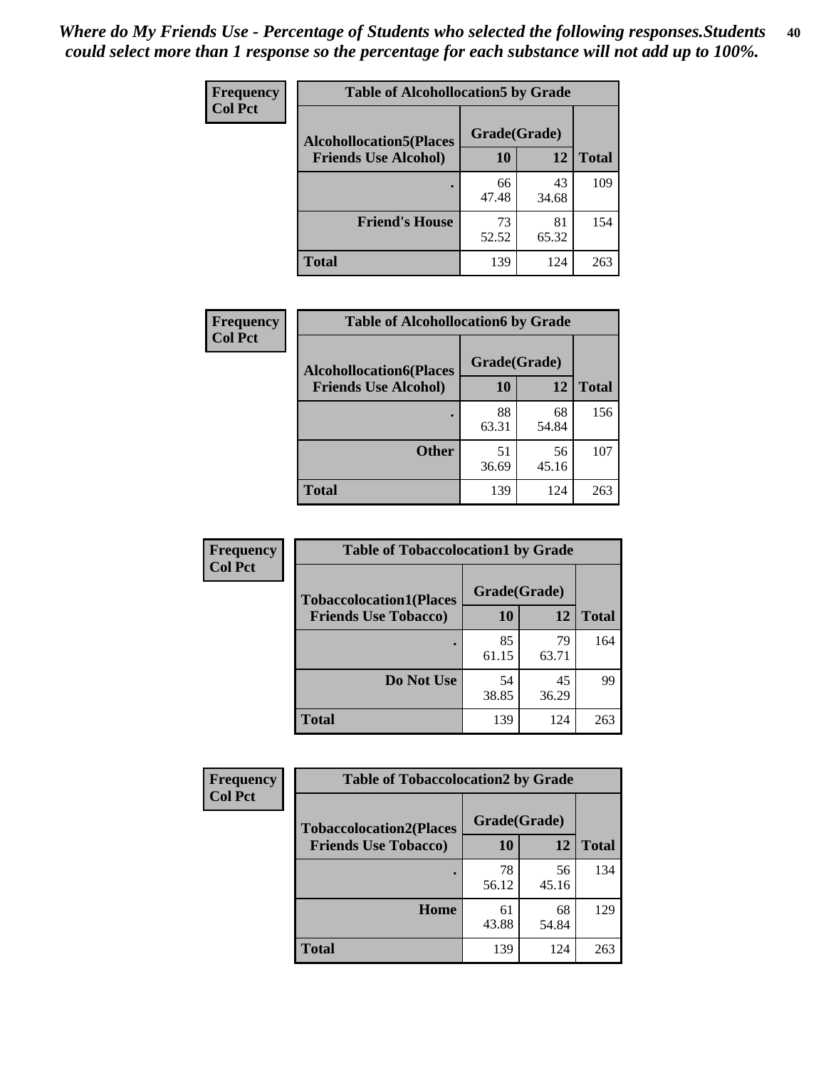*Where do My Friends Use - Percentage of Students who selected the following responses.Students could select more than 1 response so the percentage for each substance will not add up to 100%.*

**Frequency**
**Col Pct**

| Table of Alcohollocation5 by Grade | | | |
|---|---|---|---|
| **Alcohollocation5(Places Friends Use Alcohol)** | **Grade(Grade)** | | **Total** |
| | **10** | **12** | |
| **.** | 66<br>47.48 | 43<br>34.68 | 109 |
| **Friend's House** | 73<br>52.52 | 81<br>65.32 | 154 |
| **Total** | 139 | 124 | 263 |

**Frequency**
**Col Pct**

| Table of Alcohollocation6 by Grade | | | |
|---|---|---|---|
| **Alcohollocation6(Places Friends Use Alcohol)** | **Grade(Grade)** | | **Total** |
| | **10** | **12** | |
| **.** | 88<br>63.31 | 68<br>54.84 | 156 |
| **Other** | 51<br>36.69 | 56<br>45.16 | 107 |
| **Total** | 139 | 124 | 263 |

**Frequency**
**Col Pct**

| Table of Tobaccolocation1 by Grade | | | |
|---|---|---|---|
| **Tobaccolocation1(Places Friends Use Tobacco)** | **Grade(Grade)** | | **Total** |
| | **10** | **12** | |
| **.** | 85<br>61.15 | 79<br>63.71 | 164 |
| **Do Not Use** | 54<br>38.85 | 45<br>36.29 | 99 |
| **Total** | 139 | 124 | 263 |

**Frequency**
**Col Pct**

| Table of Tobaccolocation2 by Grade | | | |
|---|---|---|---|
| **Tobaccolocation2(Places Friends Use Tobacco)** | **Grade(Grade)** | | **Total** |
| | **10** | **12** | |
| **.** | 78<br>56.12 | 56<br>45.16 | 134 |
| **Home** | 61<br>43.88 | 68<br>54.84 | 129 |
| **Total** | 139 | 124 | 263 |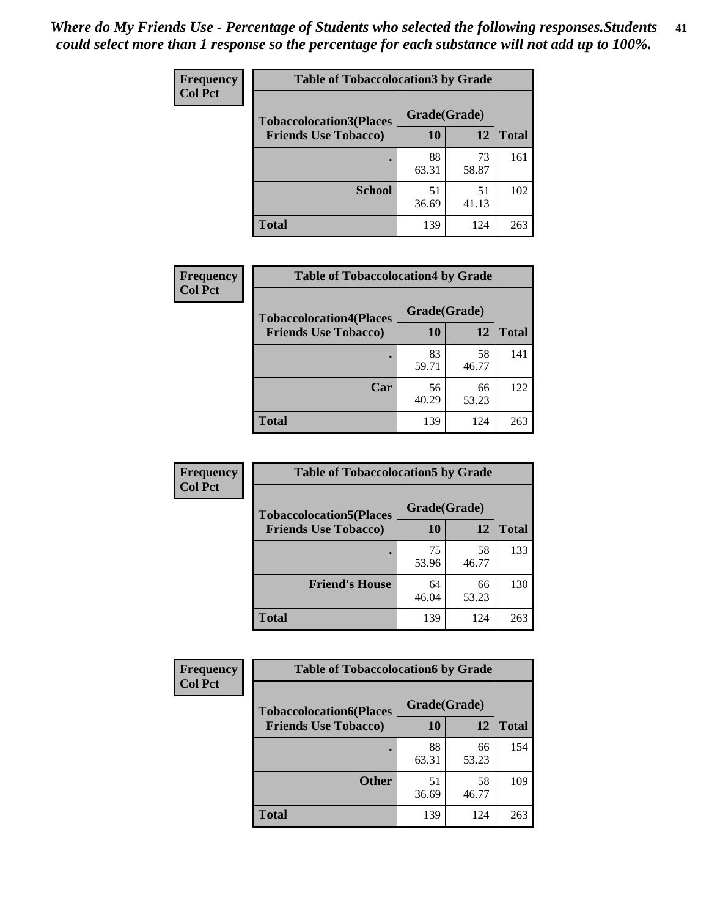*Where do My Friends Use - Percentage of Students who selected the following responses.Students could select more than 1 response so the percentage for each substance will not add up to 100%.*

**Frequency**
**Col Pct**

| Table of Tobaccolocation3 by Grade | | | |
|---|---|---|---|
| **Tobaccolocation3(Places Friends Use Tobacco)** | **Grade(Grade)** | | **Total** |
| | **10** | **12** | |
| **.** | 88<br>63.31 | 73<br>58.87 | 161 |
| **School** | 51<br>36.69 | 51<br>41.13 | 102 |
| **Total** | 139 | 124 | 263 |

**Frequency**
**Col Pct**

| Table of Tobaccolocation4 by Grade | | | |
|---|---|---|---|
| **Tobaccolocation4(Places Friends Use Tobacco)** | **Grade(Grade)** | | **Total** |
| | **10** | **12** | |
| **.** | 83<br>59.71 | 58<br>46.77 | 141 |
| **Car** | 56<br>40.29 | 66<br>53.23 | 122 |
| **Total** | 139 | 124 | 263 |

**Frequency**
**Col Pct**

| Table of Tobaccolocation5 by Grade | | | |
|---|---|---|---|
| **Tobaccolocation5(Places Friends Use Tobacco)** | **Grade(Grade)** | | **Total** |
| | **10** | **12** | |
| **.** | 75<br>53.96 | 58<br>46.77 | 133 |
| **Friend's House** | 64<br>46.04 | 66<br>53.23 | 130 |
| **Total** | 139 | 124 | 263 |

**Frequency**
**Col Pct**

| Table of Tobaccolocation6 by Grade | | | |
|---|---|---|---|
| **Tobaccolocation6(Places Friends Use Tobacco)** | **Grade(Grade)** | | **Total** |
| | **10** | **12** | |
| **.** | 88<br>63.31 | 66<br>53.23 | 154 |
| **Other** | 51<br>36.69 | 58<br>46.77 | 109 |
| **Total** | 139 | 124 | 263 |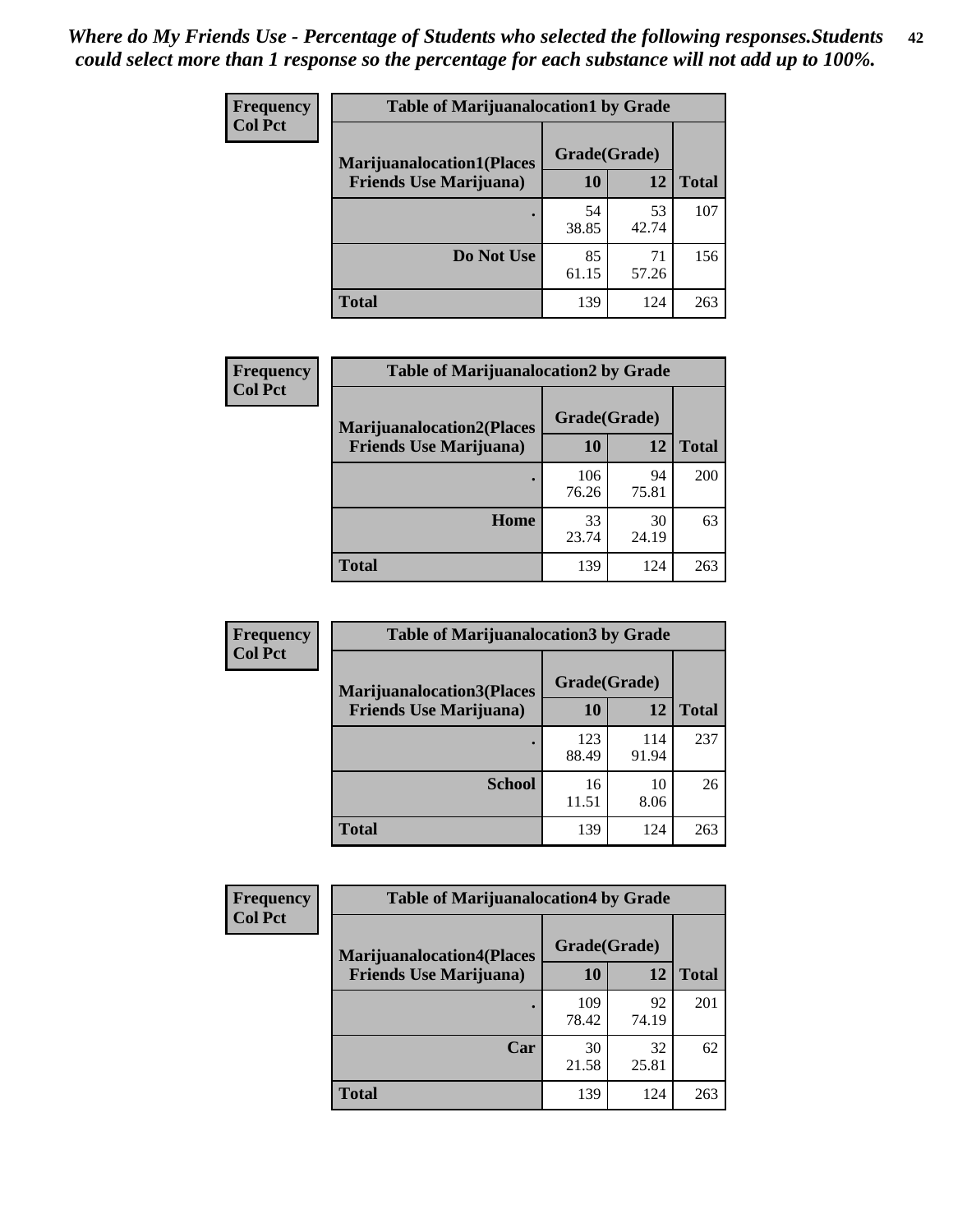*Where do My Friends Use - Percentage of Students who selected the following responses.Students could select more than 1 response so the percentage for each substance will not add up to 100%.*

**Frequency**
**Col Pct**

| Table of Marijuanalocation1 by Grade | | | |
|---|---|---|---|
| **Marijuanalocation1(Places Friends Use Marijuana)** | **Grade(Grade)** | | **Total** |
| | **10** | **12** | |
| . | 54<br>38.85 | 53<br>42.74 | 107 |
| **Do Not Use** | 85<br>61.15 | 71<br>57.26 | 156 |
| **Total** | 139 | 124 | 263 |

**Frequency**
**Col Pct**

| Table of Marijuanalocation2 by Grade | | | |
|---|---|---|---|
| **Marijuanalocation2(Places Friends Use Marijuana)** | **Grade(Grade)** | | **Total** |
| | **10** | **12** | |
| . | 106<br>76.26 | 94<br>75.81 | 200 |
| **Home** | 33<br>23.74 | 30<br>24.19 | 63 |
| **Total** | 139 | 124 | 263 |

**Frequency**
**Col Pct**

| Table of Marijuanalocation3 by Grade | | | |
|---|---|---|---|
| **Marijuanalocation3(Places Friends Use Marijuana)** | **Grade(Grade)** | | **Total** |
| | **10** | **12** | |
| . | 123<br>88.49 | 114<br>91.94 | 237 |
| **School** | 16<br>11.51 | 10<br>8.06 | 26 |
| **Total** | 139 | 124 | 263 |

**Frequency**
**Col Pct**

| Table of Marijuanalocation4 by Grade | | | |
|---|---|---|---|
| **Marijuanalocation4(Places Friends Use Marijuana)** | **Grade(Grade)** | | **Total** |
| | **10** | **12** | |
| . | 109<br>78.42 | 92<br>74.19 | 201 |
| **Car** | 30<br>21.58 | 32<br>25.81 | 62 |
| **Total** | 139 | 124 | 263 |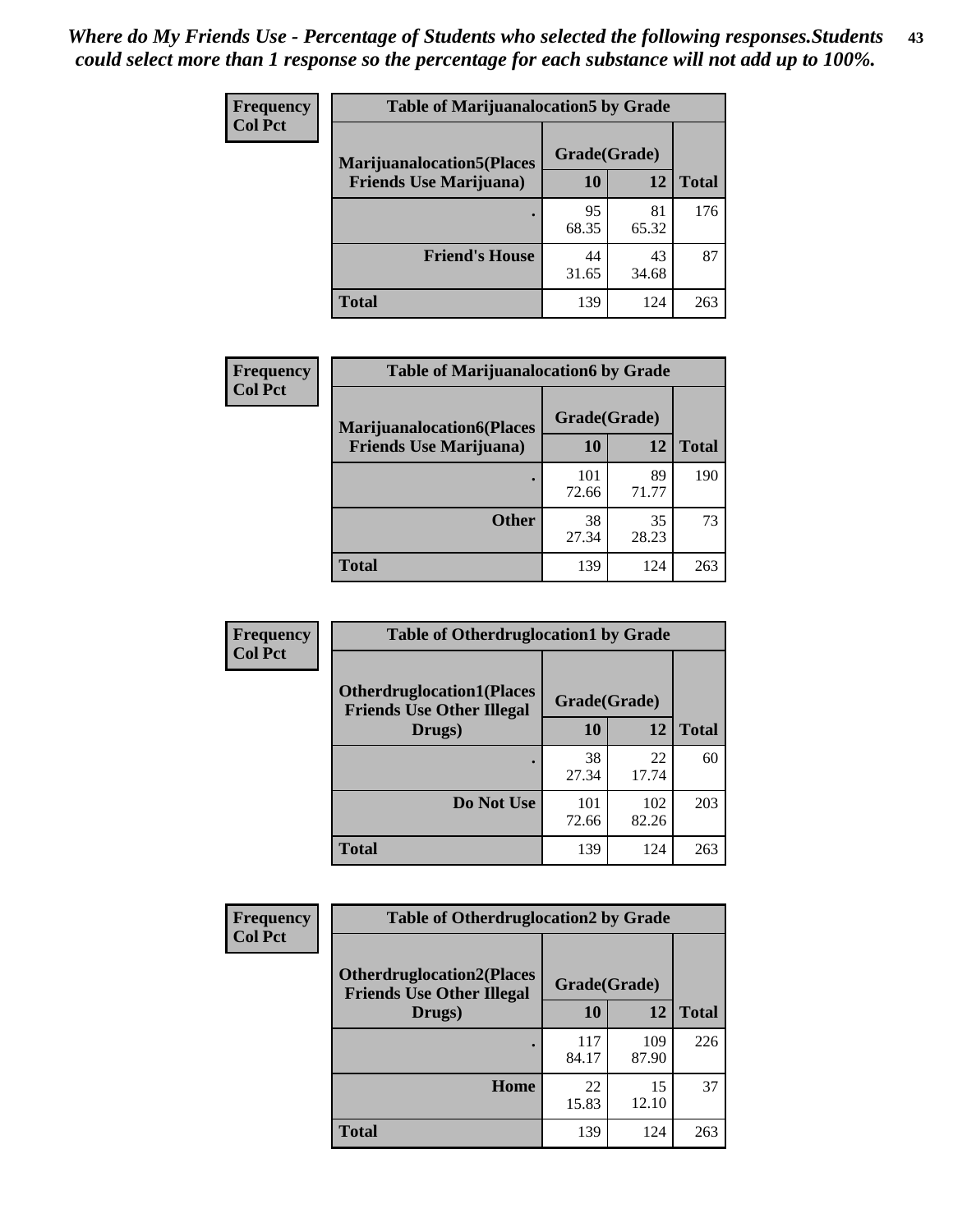*Where do My Friends Use - Percentage of Students who selected the following responses.Students could select more than 1 response so the percentage for each substance will not add up to 100%.*

**Frequency**
**Col Pct**

| Table of Marijuanalocation5 by Grade | | | |
|---|---|---|---|
| **Marijuanalocation5(Places Friends Use Marijuana)** | **Grade(Grade)** | | **Total** |
| | **10** | **12** | |
| . | 95<br>68.35 | 81<br>65.32 | 176 |
| **Friend's House** | 44<br>31.65 | 43<br>34.68 | 87 |
| **Total** | 139 | 124 | 263 |

**Frequency**
**Col Pct**

| Table of Marijuanalocation6 by Grade | | | |
|---|---|---|---|
| **Marijuanalocation6(Places Friends Use Marijuana)** | **Grade(Grade)** | | **Total** |
| | **10** | **12** | |
| . | 101<br>72.66 | 89<br>71.77 | 190 |
| **Other** | 38<br>27.34 | 35<br>28.23 | 73 |
| **Total** | 139 | 124 | 263 |

**Frequency**
**Col Pct**

| Table of Otherdruglocation1 by Grade | | | |
|---|---|---|---|
| **Otherdruglocation1(Places Friends Use Other Illegal Drugs)** | **Grade(Grade)** | | **Total** |
| | **10** | **12** | |
| . | 38<br>27.34 | 22<br>17.74 | 60 |
| **Do Not Use** | 101<br>72.66 | 102<br>82.26 | 203 |
| **Total** | 139 | 124 | 263 |

**Frequency**
**Col Pct**

| Table of Otherdruglocation2 by Grade | | | |
|---|---|---|---|
| **Otherdruglocation2(Places Friends Use Other Illegal Drugs)** | **Grade(Grade)** | | **Total** |
| | **10** | **12** | |
| . | 117<br>84.17 | 109<br>87.90 | 226 |
| **Home** | 22<br>15.83 | 15<br>12.10 | 37 |
| **Total** | 139 | 124 | 263 |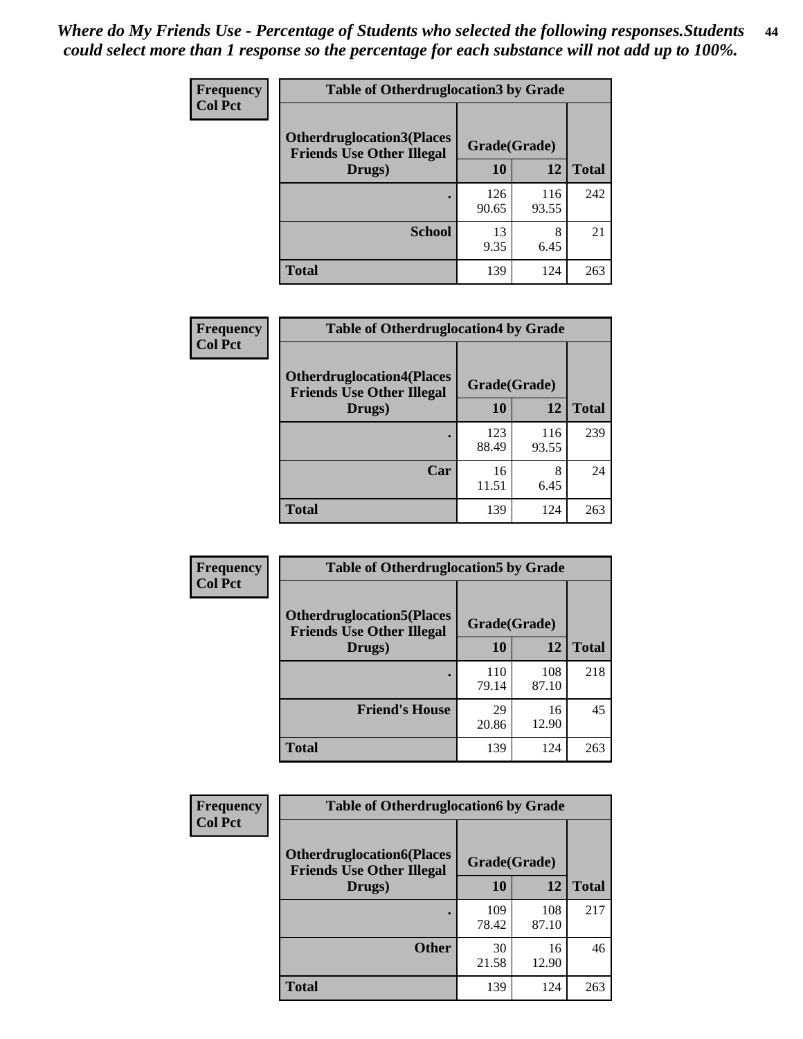*Where do My Friends Use - Percentage of Students who selected the following responses.Students could select more than 1 response so the percentage for each substance will not add up to 100%.*

**Frequency / Col Pct**

| Table of Otherdruglocation3 by Grade | | | |
|---|---|---|---|
| Otherdruglocation3(Places Friends Use Other Illegal Drugs) | Grade(Grade) | | Total |
| | 10 | 12 | |
| . | 126<br>90.65 | 116<br>93.55 | 242 |
| School | 13<br>9.35 | 8<br>6.45 | 21 |
| Total | 139 | 124 | 263 |

**Frequency / Col Pct**

| Table of Otherdruglocation4 by Grade | | | |
|---|---|---|---|
| Otherdruglocation4(Places Friends Use Other Illegal Drugs) | Grade(Grade) | | Total |
| | 10 | 12 | |
| . | 123<br>88.49 | 116<br>93.55 | 239 |
| Car | 16<br>11.51 | 8<br>6.45 | 24 |
| Total | 139 | 124 | 263 |

**Frequency / Col Pct**

| Table of Otherdruglocation5 by Grade | | | |
|---|---|---|---|
| Otherdruglocation5(Places Friends Use Other Illegal Drugs) | Grade(Grade) | | Total |
| | 10 | 12 | |
| . | 110<br>79.14 | 108<br>87.10 | 218 |
| Friend's House | 29<br>20.86 | 16<br>12.90 | 45 |
| Total | 139 | 124 | 263 |

**Frequency / Col Pct**

| Table of Otherdruglocation6 by Grade | | | |
|---|---|---|---|
| Otherdruglocation6(Places Friends Use Other Illegal Drugs) | Grade(Grade) | | Total |
| | 10 | 12 | |
| . | 109<br>78.42 | 108<br>87.10 | 217 |
| Other | 30<br>21.58 | 16<br>12.90 | 46 |
| Total | 139 | 124 | 263 |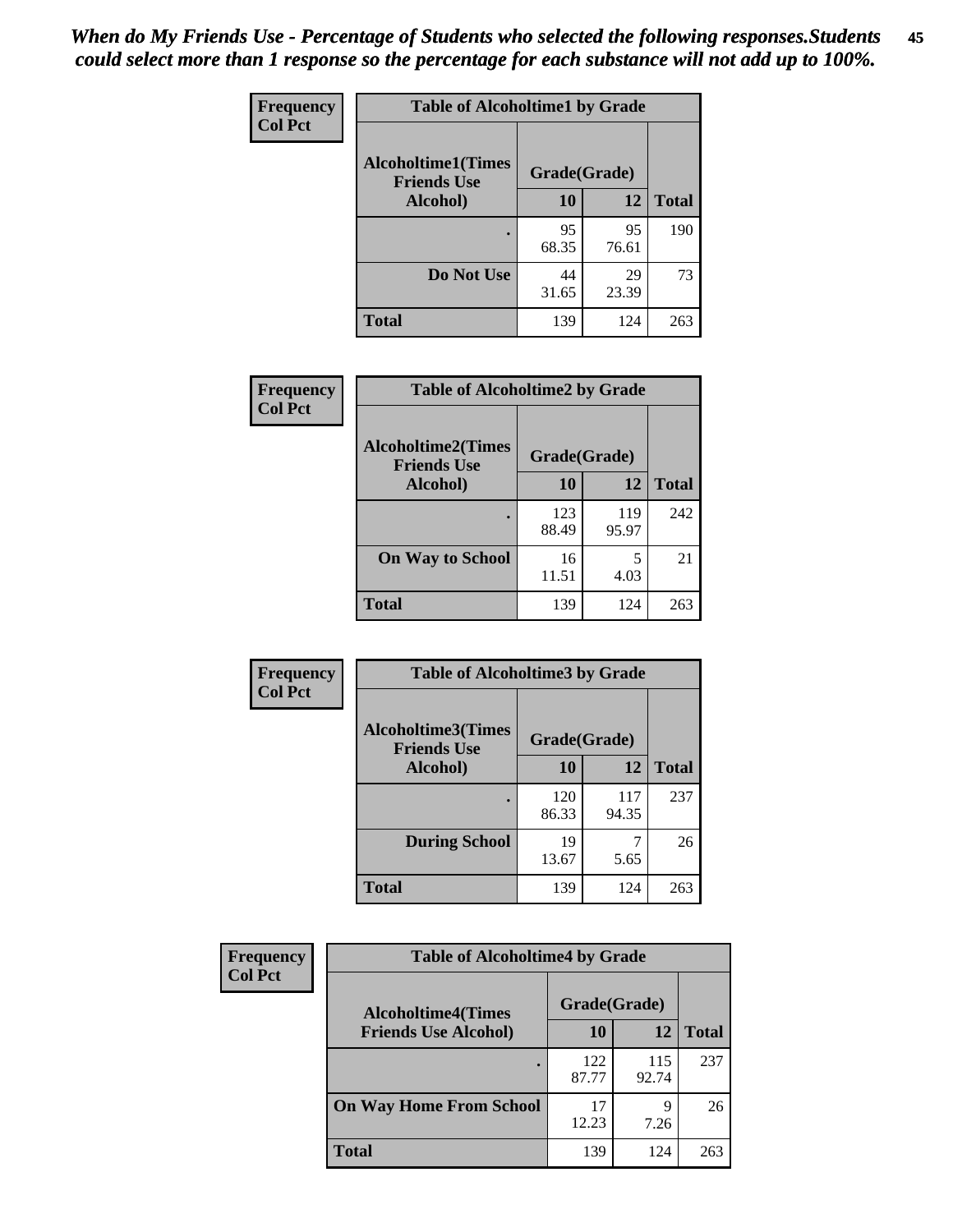*When do My Friends Use - Percentage of Students who selected the following responses.Students could select more than 1 response so the percentage for each substance will not add up to 100%.*

**Frequency**
**Col Pct**

| Table of Alcoholtime1 by Grade | | | |
|---|---|---|---|
| **Alcoholtime1(Times Friends Use Alcohol)** | **Grade(Grade)** | | **Total** |
| | **10** | **12** | |
| **.** | 95<br>68.35 | 95<br>76.61 | 190 |
| **Do Not Use** | 44<br>31.65 | 29<br>23.39 | 73 |
| **Total** | 139 | 124 | 263 |

**Frequency**
**Col Pct**

| Table of Alcoholtime2 by Grade | | | |
|---|---|---|---|
| **Alcoholtime2(Times Friends Use Alcohol)** | **Grade(Grade)** | | **Total** |
| | **10** | **12** | |
| **.** | 123<br>88.49 | 119<br>95.97 | 242 |
| **On Way to School** | 16<br>11.51 | 5<br>4.03 | 21 |
| **Total** | 139 | 124 | 263 |

**Frequency**
**Col Pct**

| Table of Alcoholtime3 by Grade | | | |
|---|---|---|---|
| **Alcoholtime3(Times Friends Use Alcohol)** | **Grade(Grade)** | | **Total** |
| | **10** | **12** | |
| **.** | 120<br>86.33 | 117<br>94.35 | 237 |
| **During School** | 19<br>13.67 | 7<br>5.65 | 26 |
| **Total** | 139 | 124 | 263 |

**Frequency**
**Col Pct**

| Table of Alcoholtime4 by Grade | | | |
|---|---|---|---|
| **Alcoholtime4(Times Friends Use Alcohol)** | **Grade(Grade)** | | **Total** |
| | **10** | **12** | |
| **.** | 122<br>87.77 | 115<br>92.74 | 237 |
| **On Way Home From School** | 17<br>12.23 | 9<br>7.26 | 26 |
| **Total** | 139 | 124 | 263 |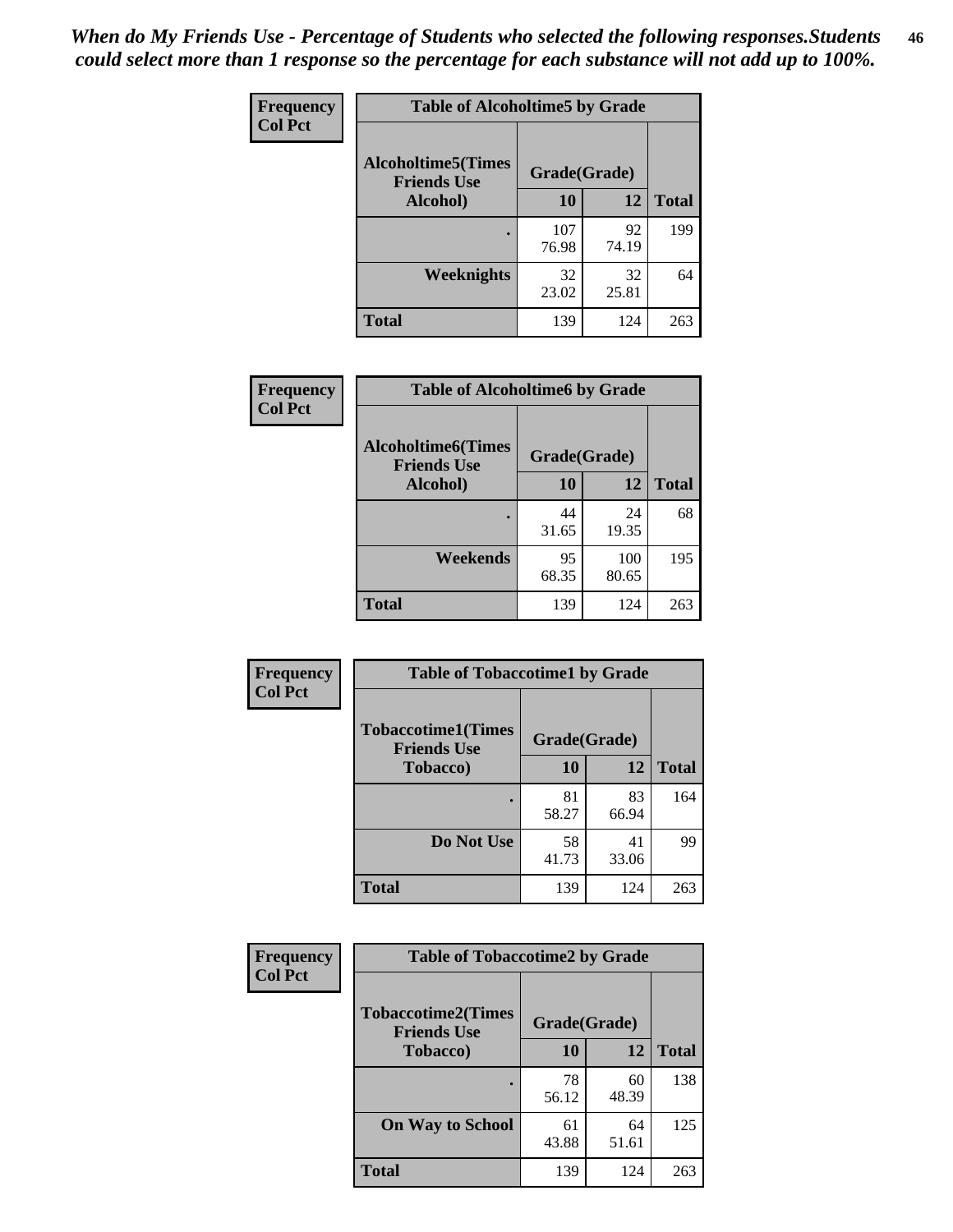*When do My Friends Use - Percentage of Students who selected the following responses.Students could select more than 1 response so the percentage for each substance will not add up to 100%.*

**Frequency**
**Col Pct**

| Table of Alcoholtime5 by Grade | | | |
|---|---|---|---|
| **Alcoholtime5(Times Friends Use Alcohol)** | **Grade(Grade)** | | **Total** |
| | **10** | **12** | |
| **.** | 107<br>76.98 | 92<br>74.19 | 199 |
| **Weeknights** | 32<br>23.02 | 32<br>25.81 | 64 |
| **Total** | 139 | 124 | 263 |

**Frequency**
**Col Pct**

| Table of Alcoholtime6 by Grade | | | |
|---|---|---|---|
| **Alcoholtime6(Times Friends Use Alcohol)** | **Grade(Grade)** | | **Total** |
| | **10** | **12** | |
| **.** | 44<br>31.65 | 24<br>19.35 | 68 |
| **Weekends** | 95<br>68.35 | 100<br>80.65 | 195 |
| **Total** | 139 | 124 | 263 |

**Frequency**
**Col Pct**

| Table of Tobaccotime1 by Grade | | | |
|---|---|---|---|
| **Tobaccotime1(Times Friends Use Tobacco)** | **Grade(Grade)** | | **Total** |
| | **10** | **12** | |
| **.** | 81<br>58.27 | 83<br>66.94 | 164 |
| **Do Not Use** | 58<br>41.73 | 41<br>33.06 | 99 |
| **Total** | 139 | 124 | 263 |

**Frequency**
**Col Pct**

| Table of Tobaccotime2 by Grade | | | |
|---|---|---|---|
| **Tobaccotime2(Times Friends Use Tobacco)** | **Grade(Grade)** | | **Total** |
| | **10** | **12** | |
| **.** | 78<br>56.12 | 60<br>48.39 | 138 |
| **On Way to School** | 61<br>43.88 | 64<br>51.61 | 125 |
| **Total** | 139 | 124 | 263 |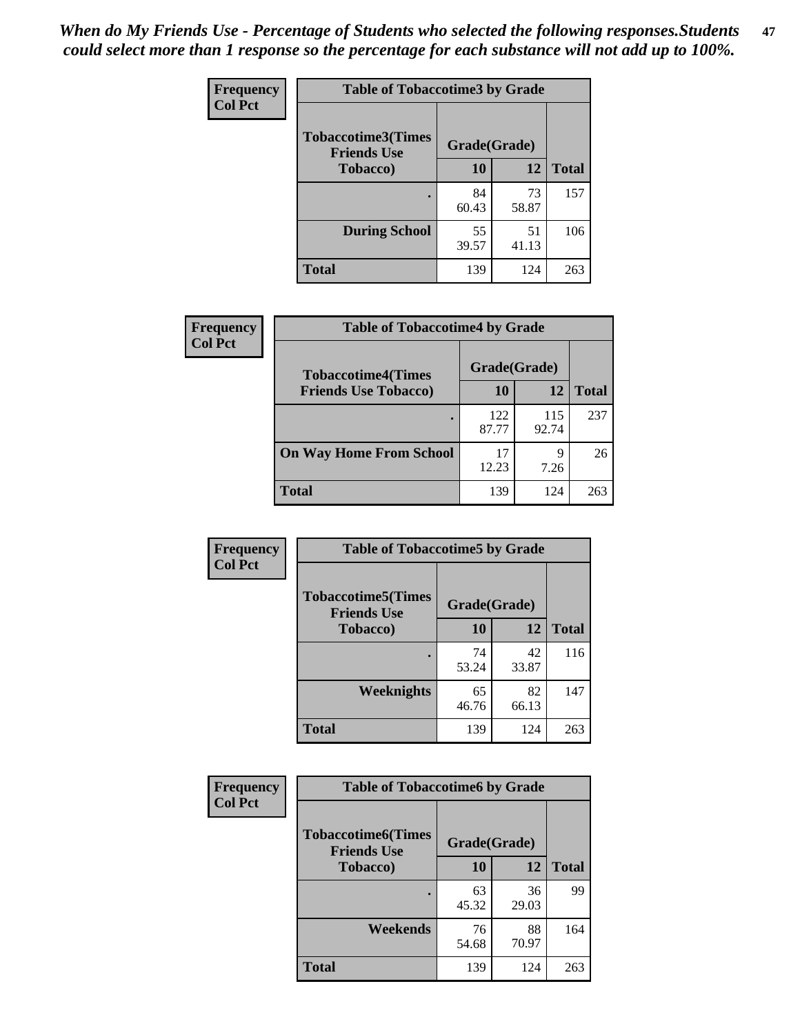*When do My Friends Use - Percentage of Students who selected the following responses.Students could select more than 1 response so the percentage for each substance will not add up to 100%.*

| Frequency<br>Col Pct | Table of Tobaccotime3 by Grade | | |
|---|---|---|---|
| Tobaccotime3(Times Friends Use Tobacco) | Grade(Grade) | | |
| | 10 | 12 | Total |
| . | 84<br>60.43 | 73<br>58.87 | 157 |
| During School | 55<br>39.57 | 51<br>41.13 | 106 |
| Total | 139 | 124 | 263 |

| Frequency<br>Col Pct | Table of Tobaccotime4 by Grade | | |
|---|---|---|---|
| Tobaccotime4(Times Friends Use Tobacco) | Grade(Grade) | | |
| | 10 | 12 | Total |
| . | 122<br>87.77 | 115<br>92.74 | 237 |
| On Way Home From School | 17<br>12.23 | 9<br>7.26 | 26 |
| Total | 139 | 124 | 263 |

| Frequency<br>Col Pct | Table of Tobaccotime5 by Grade | | |
|---|---|---|---|
| Tobaccotime5(Times Friends Use Tobacco) | Grade(Grade) | | |
| | 10 | 12 | Total |
| . | 74<br>53.24 | 42<br>33.87 | 116 |
| Weeknights | 65<br>46.76 | 82<br>66.13 | 147 |
| Total | 139 | 124 | 263 |

| Frequency<br>Col Pct | Table of Tobaccotime6 by Grade | | |
|---|---|---|---|
| Tobaccotime6(Times Friends Use Tobacco) | Grade(Grade) | | |
| | 10 | 12 | Total |
| . | 63<br>45.32 | 36<br>29.03 | 99 |
| Weekends | 76<br>54.68 | 88<br>70.97 | 164 |
| Total | 139 | 124 | 263 |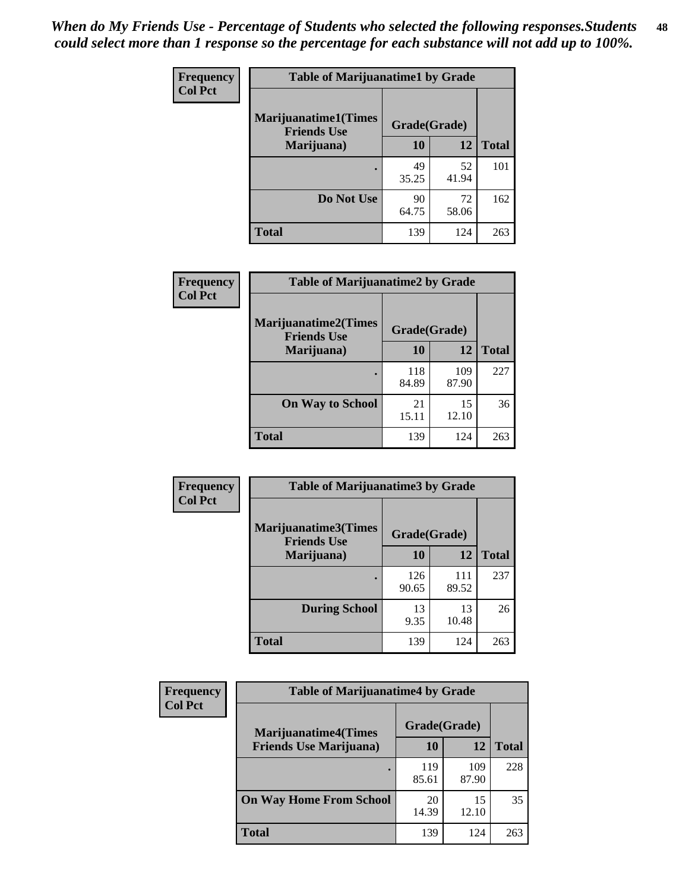*When do My Friends Use - Percentage of Students who selected the following responses.Students could select more than 1 response so the percentage for each substance will not add up to 100%.*

**Frequency**
**Col Pct**

| Table of Marijuanatime1 by Grade | | | |
|---|---|---|---|
| **Marijuanatime1(Times Friends Use Marijuana)** | **Grade(Grade)** | | |
| | **10** | **12** | **Total** |
| **.** | 49<br>35.25 | 52<br>41.94 | 101 |
| **Do Not Use** | 90<br>64.75 | 72<br>58.06 | 162 |
| **Total** | 139 | 124 | 263 |

**Frequency**
**Col Pct**

| Table of Marijuanatime2 by Grade | | | |
|---|---|---|---|
| **Marijuanatime2(Times Friends Use Marijuana)** | **Grade(Grade)** | | |
| | **10** | **12** | **Total** |
| **.** | 118<br>84.89 | 109<br>87.90 | 227 |
| **On Way to School** | 21<br>15.11 | 15<br>12.10 | 36 |
| **Total** | 139 | 124 | 263 |

**Frequency**
**Col Pct**

| Table of Marijuanatime3 by Grade | | | |
|---|---|---|---|
| **Marijuanatime3(Times Friends Use Marijuana)** | **Grade(Grade)** | | |
| | **10** | **12** | **Total** |
| **.** | 126<br>90.65 | 111<br>89.52 | 237 |
| **During School** | 13<br>9.35 | 13<br>10.48 | 26 |
| **Total** | 139 | 124 | 263 |

**Frequency**
**Col Pct**

| Table of Marijuanatime4 by Grade | | | |
|---|---|---|---|
| **Marijuanatime4(Times Friends Use Marijuana)** | **Grade(Grade)** | | |
| | **10** | **12** | **Total** |
| **.** | 119<br>85.61 | 109<br>87.90 | 228 |
| **On Way Home From School** | 20<br>14.39 | 15<br>12.10 | 35 |
| **Total** | 139 | 124 | 263 |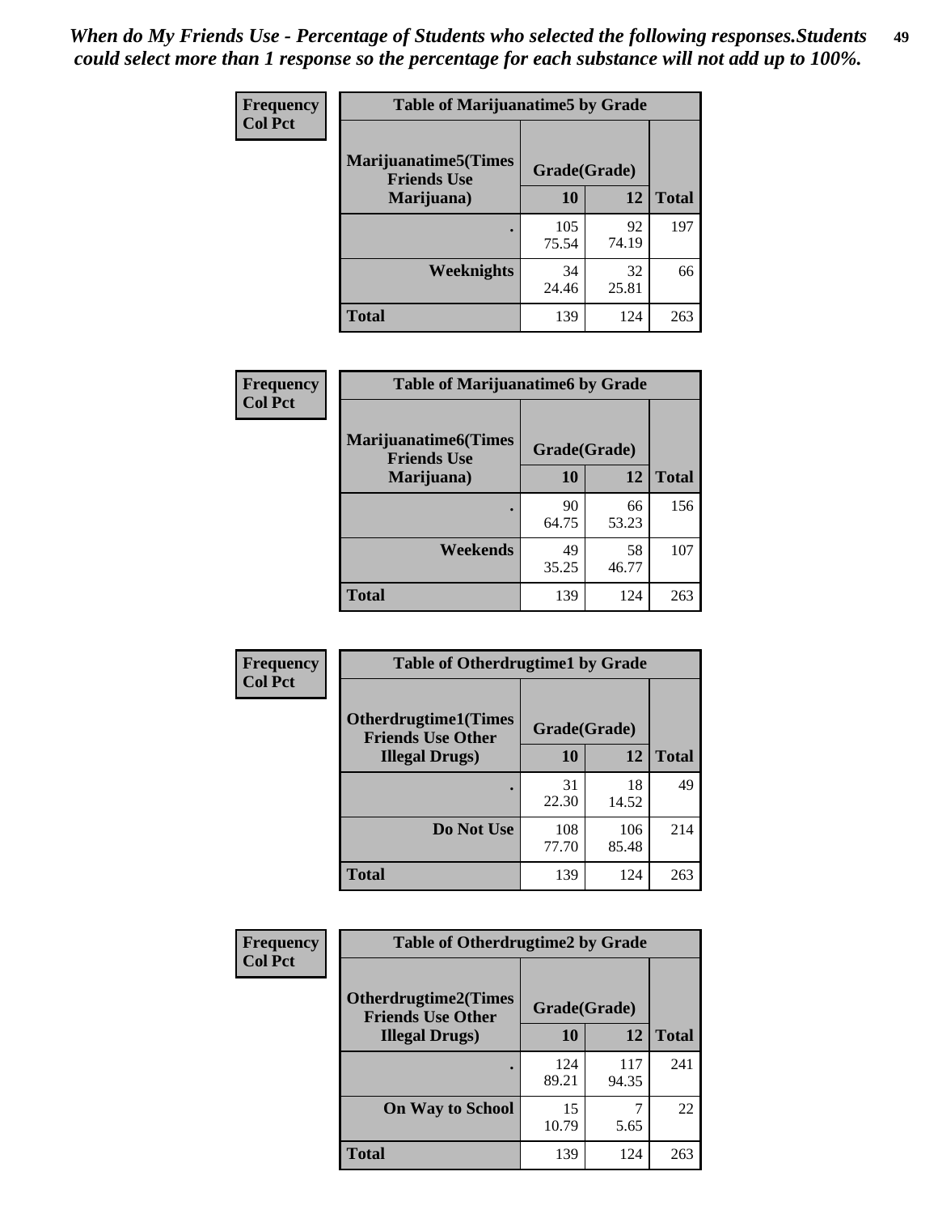*When do My Friends Use - Percentage of Students who selected the following responses.Students could select more than 1 response so the percentage for each substance will not add up to 100%.*

**Frequency**
**Col Pct**

| Table of Marijuanatime5 by Grade | | | |
|---|---|---|---|
| **Marijuanatime5(Times Friends Use Marijuana)** | **Grade(Grade)** | | **Total** |
| | **10** | **12** | |
| **.** | 105<br>75.54 | 92<br>74.19 | 197 |
| **Weeknights** | 34<br>24.46 | 32<br>25.81 | 66 |
| **Total** | 139 | 124 | 263 |

**Frequency**
**Col Pct**

| Table of Marijuanatime6 by Grade | | | |
|---|---|---|---|
| **Marijuanatime6(Times Friends Use Marijuana)** | **Grade(Grade)** | | **Total** |
| | **10** | **12** | |
| **.** | 90<br>64.75 | 66<br>53.23 | 156 |
| **Weekends** | 49<br>35.25 | 58<br>46.77 | 107 |
| **Total** | 139 | 124 | 263 |

**Frequency**
**Col Pct**

| Table of Otherdrugtime1 by Grade | | | |
|---|---|---|---|
| **Otherdrugtime1(Times Friends Use Other Illegal Drugs)** | **Grade(Grade)** | | **Total** |
| | **10** | **12** | |
| **.** | 31<br>22.30 | 18<br>14.52 | 49 |
| **Do Not Use** | 108<br>77.70 | 106<br>85.48 | 214 |
| **Total** | 139 | 124 | 263 |

**Frequency**
**Col Pct**

| Table of Otherdrugtime2 by Grade | | | |
|---|---|---|---|
| **Otherdrugtime2(Times Friends Use Other Illegal Drugs)** | **Grade(Grade)** | | **Total** |
| | **10** | **12** | |
| **.** | 124<br>89.21 | 117<br>94.35 | 241 |
| **On Way to School** | 15<br>10.79 | 7<br>5.65 | 22 |
| **Total** | 139 | 124 | 263 |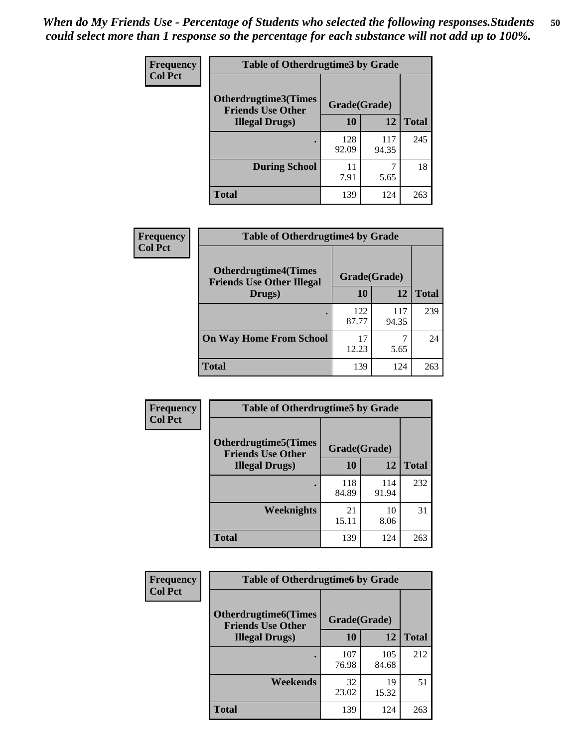*When do My Friends Use - Percentage of Students who selected the following responses.Students could select more than 1 response so the percentage for each substance will not add up to 100%.*

**Frequency**
**Col Pct**

| Table of Otherdrugtime3 by Grade | | | |
|---|---|---|---|
| **Otherdrugtime3(Times Friends Use Other Illegal Drugs)** | **Grade(Grade)** | | |
| | **10** | **12** | **Total** |
| . | 128<br>92.09 | 117<br>94.35 | 245 |
| **During School** | 11<br>7.91 | 7<br>5.65 | 18 |
| **Total** | 139 | 124 | 263 |

**Frequency**
**Col Pct**

| Table of Otherdrugtime4 by Grade | | | |
|---|---|---|---|
| **Otherdrugtime4(Times Friends Use Other Illegal Drugs)** | **Grade(Grade)** | | |
| | **10** | **12** | **Total** |
| . | 122<br>87.77 | 117<br>94.35 | 239 |
| **On Way Home From School** | 17<br>12.23 | 7<br>5.65 | 24 |
| **Total** | 139 | 124 | 263 |

**Frequency**
**Col Pct**

| Table of Otherdrugtime5 by Grade | | | |
|---|---|---|---|
| **Otherdrugtime5(Times Friends Use Other Illegal Drugs)** | **Grade(Grade)** | | |
| | **10** | **12** | **Total** |
| . | 118<br>84.89 | 114<br>91.94 | 232 |
| **Weeknights** | 21<br>15.11 | 10<br>8.06 | 31 |
| **Total** | 139 | 124 | 263 |

**Frequency**
**Col Pct**

| Table of Otherdrugtime6 by Grade | | | |
|---|---|---|---|
| **Otherdrugtime6(Times Friends Use Other Illegal Drugs)** | **Grade(Grade)** | | |
| | **10** | **12** | **Total** |
| . | 107<br>76.98 | 105<br>84.68 | 212 |
| **Weekends** | 32<br>23.02 | 19<br>15.32 | 51 |
| **Total** | 139 | 124 | 263 |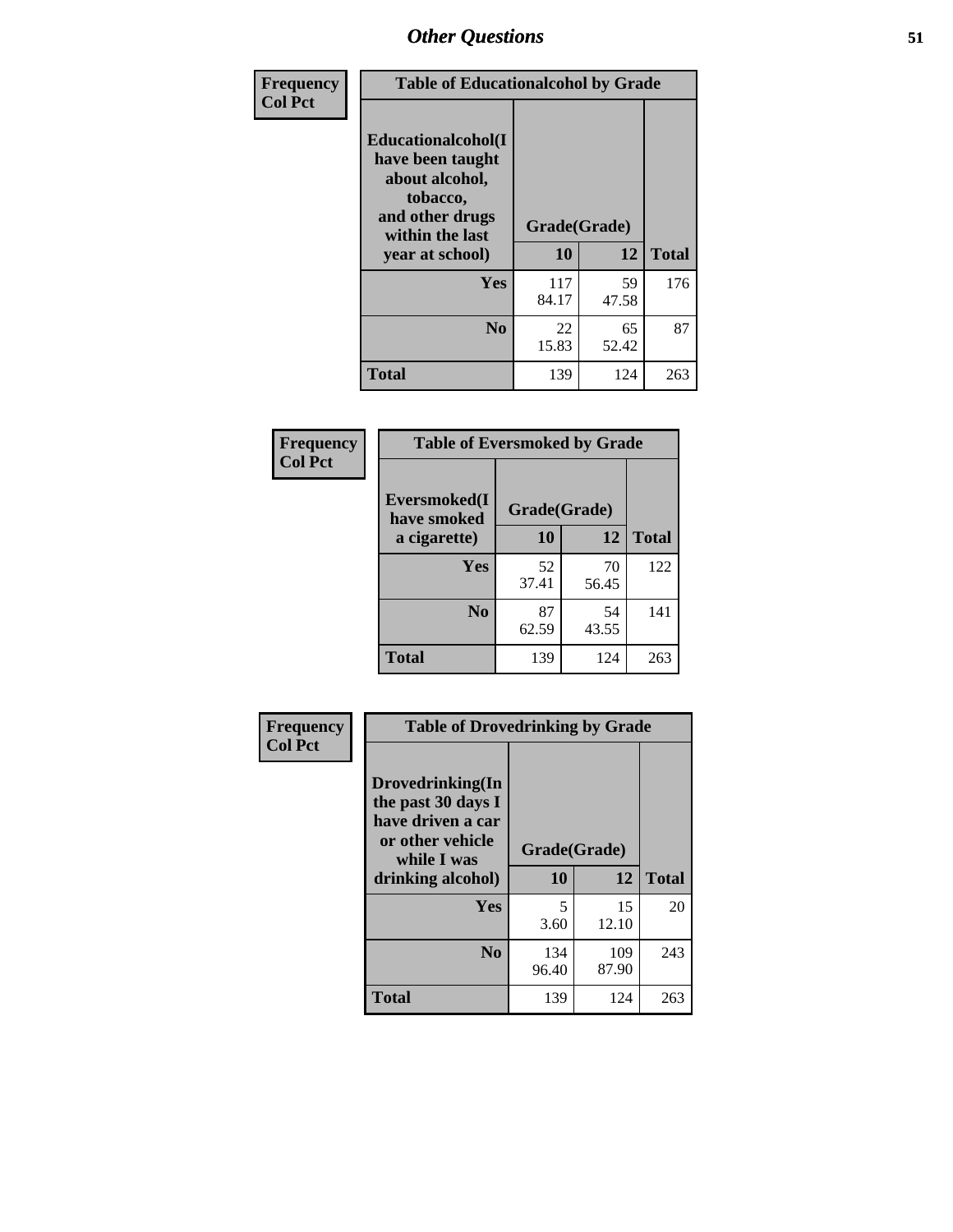## Other Questions

**Frequency / Col Pct**

| Table of Educationalalcohol by Grade | | | |
|---|---|---|---|
| **Educationalalcohol(I have been taught about alcohol, tobacco, and other drugs within the last year at school)** | **Grade(Grade)** | | |
| | **10** | **12** | **Total** |
| **Yes** | 117<br>84.17 | 59<br>47.58 | 176 |
| **No** | 22<br>15.83 | 65<br>52.42 | 87 |
| **Total** | 139 | 124 | 263 |

**Frequency / Col Pct**

| Table of Eversmoked by Grade | | | |
|---|---|---|---|
| **Eversmoked(I have smoked a cigarette)** | **Grade(Grade)** | | |
| | **10** | **12** | **Total** |
| **Yes** | 52<br>37.41 | 70<br>56.45 | 122 |
| **No** | 87<br>62.59 | 54<br>43.55 | 141 |
| **Total** | 139 | 124 | 263 |

**Frequency / Col Pct**

| Table of Drovedrinking by Grade | | | |
|---|---|---|---|
| **Drovedrinking(In the past 30 days I have driven a car or other vehicle while I was drinking alcohol)** | **Grade(Grade)** | | |
| | **10** | **12** | **Total** |
| **Yes** | 5<br>3.60 | 15<br>12.10 | 20 |
| **No** | 134<br>96.40 | 109<br>87.90 | 243 |
| **Total** | 139 | 124 | 263 |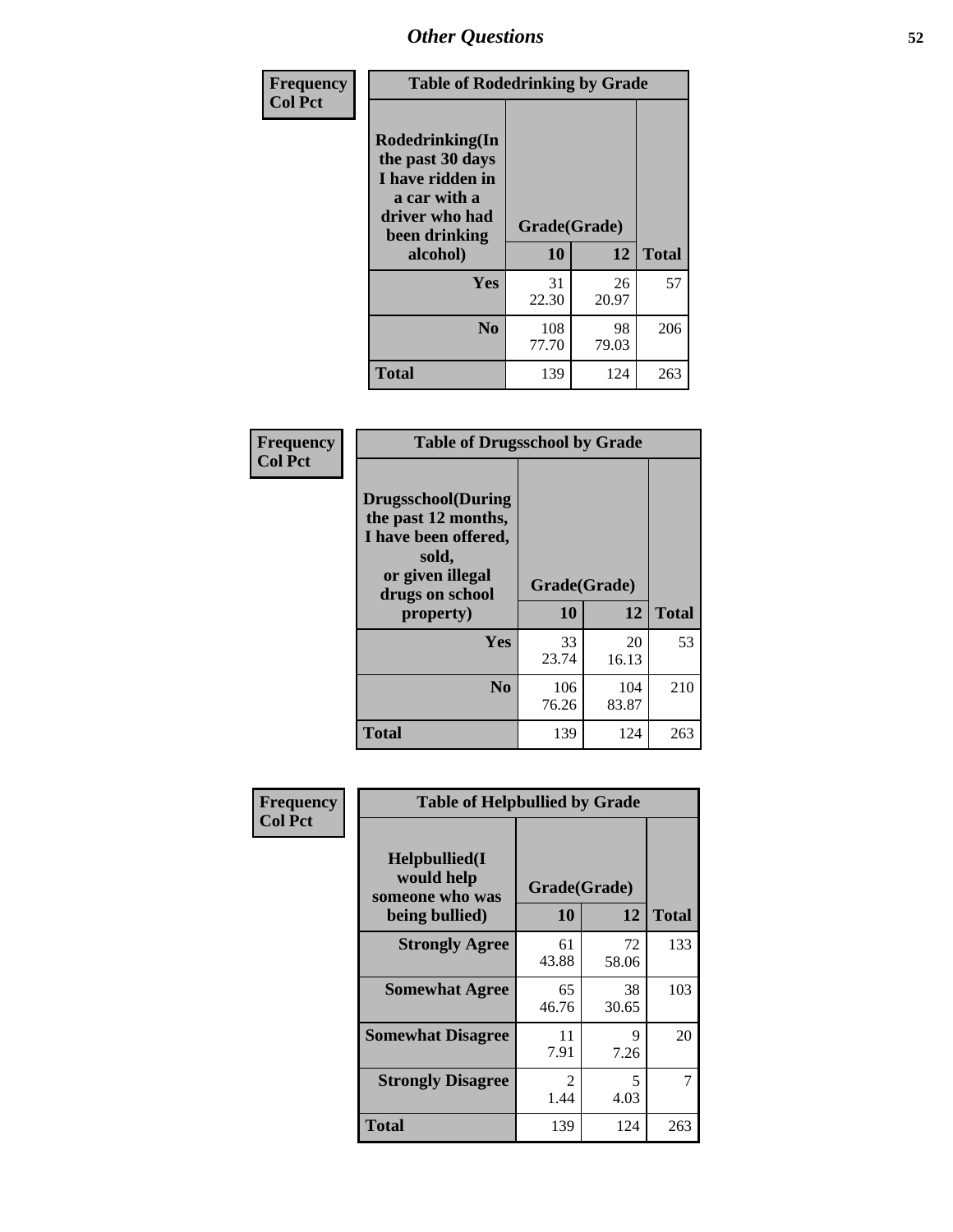## Other Questions

**Frequency**
**Col Pct**

**Table of Rodedrinking by Grade**

| Rodedrinking(In the past 30 days I have ridden in a car with a driver who had been drinking alcohol) | Grade(Grade) | | |
|---|---|---|---|
| | **10** | **12** | **Total** |
| **Yes** | 31<br>22.30 | 26<br>20.97 | 57 |
| **No** | 108<br>77.70 | 98<br>79.03 | 206 |
| **Total** | 139 | 124 | 263 |

**Frequency**
**Col Pct**

**Table of Drugsschool by Grade**

| Drugsschool(During the past 12 months, I have been offered, sold, or given illegal drugs on school property) | Grade(Grade) | | |
|---|---|---|---|
| | **10** | **12** | **Total** |
| **Yes** | 33<br>23.74 | 20<br>16.13 | 53 |
| **No** | 106<br>76.26 | 104<br>83.87 | 210 |
| **Total** | 139 | 124 | 263 |

**Frequency**
**Col Pct**

**Table of Helpbullied by Grade**

| Helpbullied(I would help someone who was being bullied) | Grade(Grade) | | |
|---|---|---|---|
| | **10** | **12** | **Total** |
| **Strongly Agree** | 61<br>43.88 | 72<br>58.06 | 133 |
| **Somewhat Agree** | 65<br>46.76 | 38<br>30.65 | 103 |
| **Somewhat Disagree** | 11<br>7.91 | 9<br>7.26 | 20 |
| **Strongly Disagree** | 2<br>1.44 | 5<br>4.03 | 7 |
| **Total** | 139 | 124 | 263 |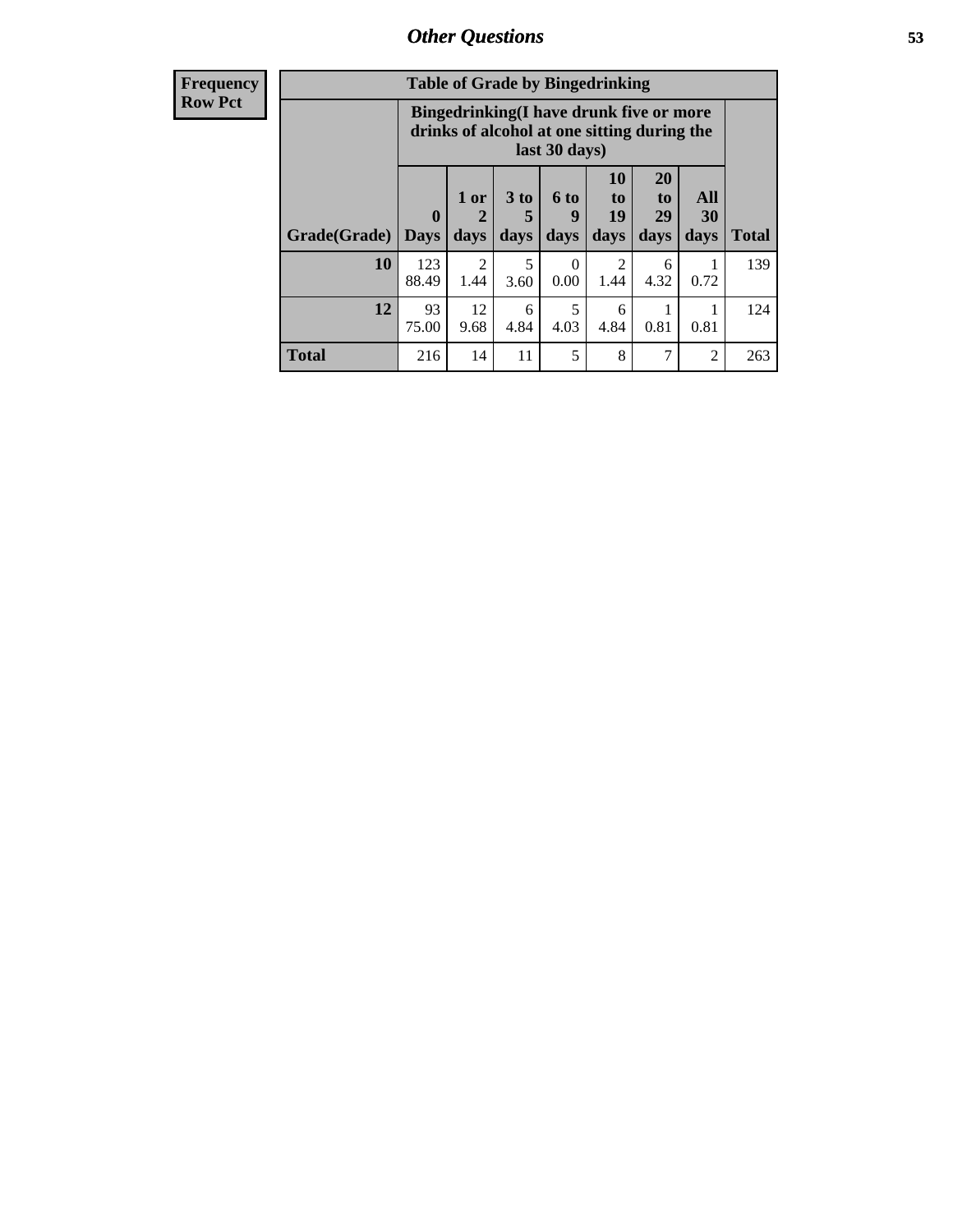| Frequency Row Pct | Table of Grade by Bingedrinking | | | | | | | |
|---|---|---|---|---|---|---|---|---|
| | Bingedrinking(I have drunk five or more drinks of alcohol at one sitting during the last 30 days) | | | | | | | |
| Grade(Grade) | 0 Days | 1 or 2 days | 3 to 5 days | 6 to 9 days | 10 to 19 days | 20 to 29 days | All 30 days | Total |
| 10 | 123<br>88.49 | 2<br>1.44 | 5<br>3.60 | 0<br>0.00 | 2<br>1.44 | 6<br>4.32 | 1<br>0.72 | 139 |
| 12 | 93<br>75.00 | 12<br>9.68 | 6<br>4.84 | 5<br>4.03 | 6<br>4.84 | 1<br>0.81 | 1<br>0.81 | 124 |
| Total | 216 | 14 | 11 | 5 | 8 | 7 | 2 | 263 |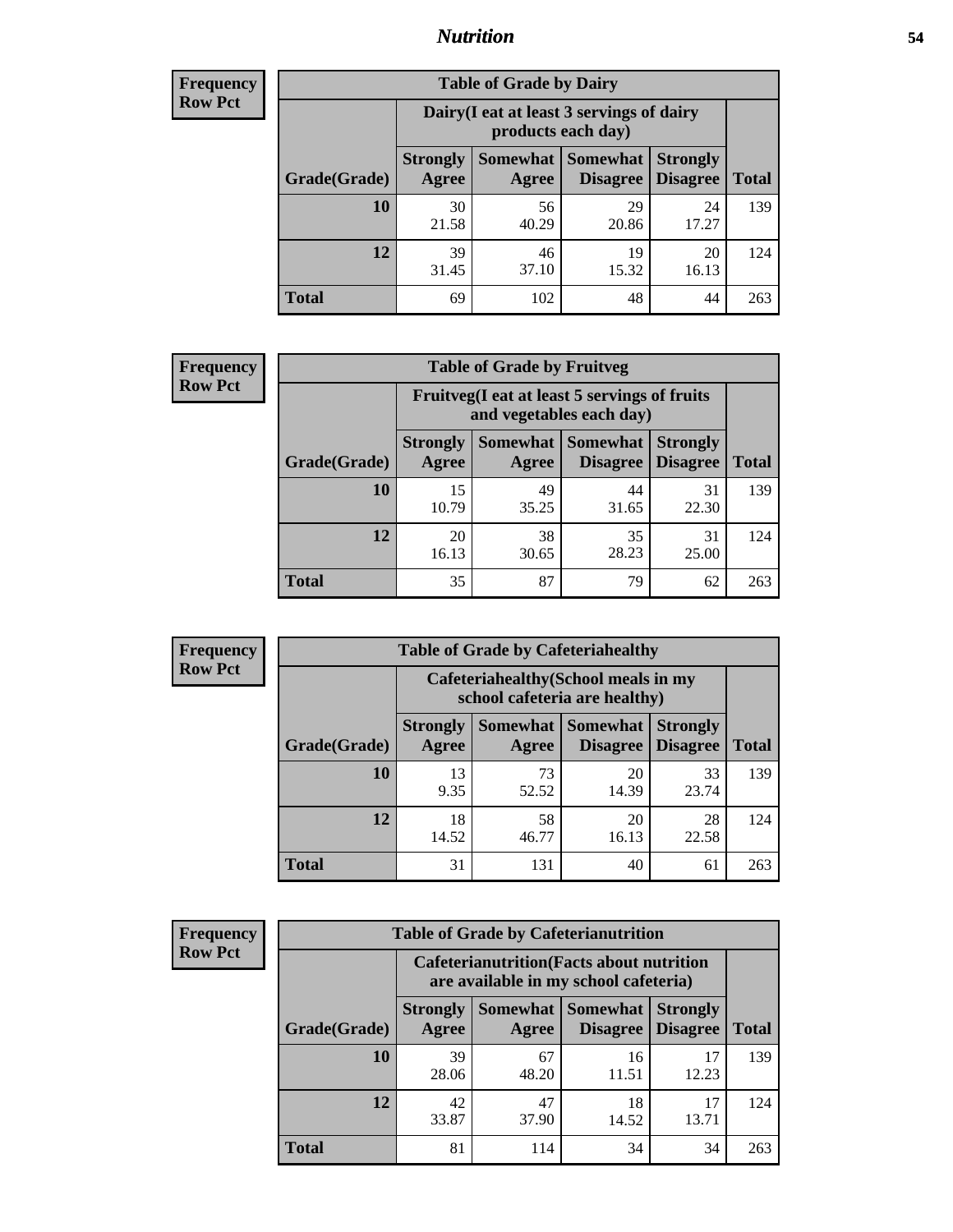## Nutrition

**Frequency**
**Row Pct**

| Table of Grade by Dairy | | | | | |
|---|---|---|---|---|---|
| | Dairy(I eat at least 3 servings of dairy products each day) | | | | |
| Grade(Grade) | Strongly Agree | Somewhat Agree | Somewhat Disagree | Strongly Disagree | Total |
| 10 | 30<br>21.58 | 56<br>40.29 | 29<br>20.86 | 24<br>17.27 | 139 |
| 12 | 39<br>31.45 | 46<br>37.10 | 19<br>15.32 | 20<br>16.13 | 124 |
| Total | 69 | 102 | 48 | 44 | 263 |

**Frequency**
**Row Pct**

| Table of Grade by Fruitveg | | | | | |
|---|---|---|---|---|---|
| | Fruitveg(I eat at least 5 servings of fruits and vegetables each day) | | | | |
| Grade(Grade) | Strongly Agree | Somewhat Agree | Somewhat Disagree | Strongly Disagree | Total |
| 10 | 15<br>10.79 | 49<br>35.25 | 44<br>31.65 | 31<br>22.30 | 139 |
| 12 | 20<br>16.13 | 38<br>30.65 | 35<br>28.23 | 31<br>25.00 | 124 |
| Total | 35 | 87 | 79 | 62 | 263 |

**Frequency**
**Row Pct**

| Table of Grade by Cafeteriahealthy | | | | | |
|---|---|---|---|---|---|
| | Cafeteriahealthy(School meals in my school cafeteria are healthy) | | | | |
| Grade(Grade) | Strongly Agree | Somewhat Agree | Somewhat Disagree | Strongly Disagree | Total |
| 10 | 13<br>9.35 | 73<br>52.52 | 20<br>14.39 | 33<br>23.74 | 139 |
| 12 | 18<br>14.52 | 58<br>46.77 | 20<br>16.13 | 28<br>22.58 | 124 |
| Total | 31 | 131 | 40 | 61 | 263 |

**Frequency**
**Row Pct**

| Table of Grade by Cafeterianutrition | | | | | |
|---|---|---|---|---|---|
| | Cafeterianutrition(Facts about nutrition are available in my school cafeteria) | | | | |
| Grade(Grade) | Strongly Agree | Somewhat Agree | Somewhat Disagree | Strongly Disagree | Total |
| 10 | 39<br>28.06 | 67<br>48.20 | 16<br>11.51 | 17<br>12.23 | 139 |
| 12 | 42<br>33.87 | 47<br>37.90 | 18<br>14.52 | 17<br>13.71 | 124 |
| Total | 81 | 114 | 34 | 34 | 263 |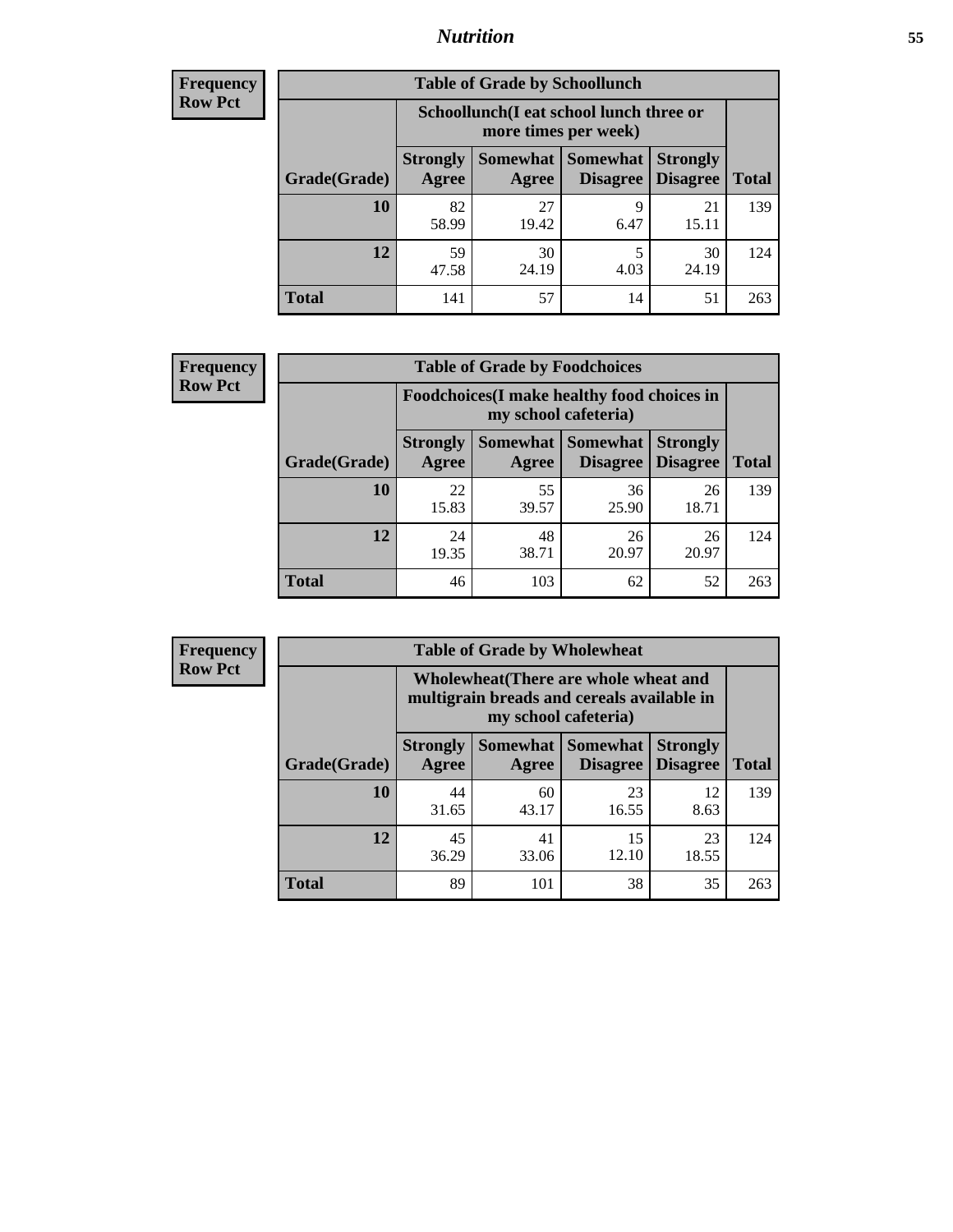**Frequency**
**Row Pct**

| Table of Grade by Schoollunch | | | | | |
|---|---|---|---|---|---|
| | Schoollunch(I eat school lunch three or more times per week) | | | | |
| Grade(Grade) | Strongly Agree | Somewhat Agree | Somewhat Disagree | Strongly Disagree | Total |
| **10** | 82<br>58.99 | 27<br>19.42 | 9<br>6.47 | 21<br>15.11 | 139 |
| **12** | 59<br>47.58 | 30<br>24.19 | 5<br>4.03 | 30<br>24.19 | 124 |
| **Total** | 141 | 57 | 14 | 51 | 263 |

**Frequency**
**Row Pct**

| Table of Grade by Foodchoices | | | | | |
|---|---|---|---|---|---|
| | Foodchoices(I make healthy food choices in my school cafeteria) | | | | |
| Grade(Grade) | Strongly Agree | Somewhat Agree | Somewhat Disagree | Strongly Disagree | Total |
| **10** | 22<br>15.83 | 55<br>39.57 | 36<br>25.90 | 26<br>18.71 | 139 |
| **12** | 24<br>19.35 | 48<br>38.71 | 26<br>20.97 | 26<br>20.97 | 124 |
| **Total** | 46 | 103 | 62 | 52 | 263 |

**Frequency**
**Row Pct**

| Table of Grade by Wholewheat | | | | | |
|---|---|---|---|---|---|
| | Wholewheat(There are whole wheat and multigrain breads and cereals available in my school cafeteria) | | | | |
| Grade(Grade) | Strongly Agree | Somewhat Agree | Somewhat Disagree | Strongly Disagree | Total |
| **10** | 44<br>31.65 | 60<br>43.17 | 23<br>16.55 | 12<br>8.63 | 139 |
| **12** | 45<br>36.29 | 41<br>33.06 | 15<br>12.10 | 23<br>18.55 | 124 |
| **Total** | 89 | 101 | 38 | 35 | 263 |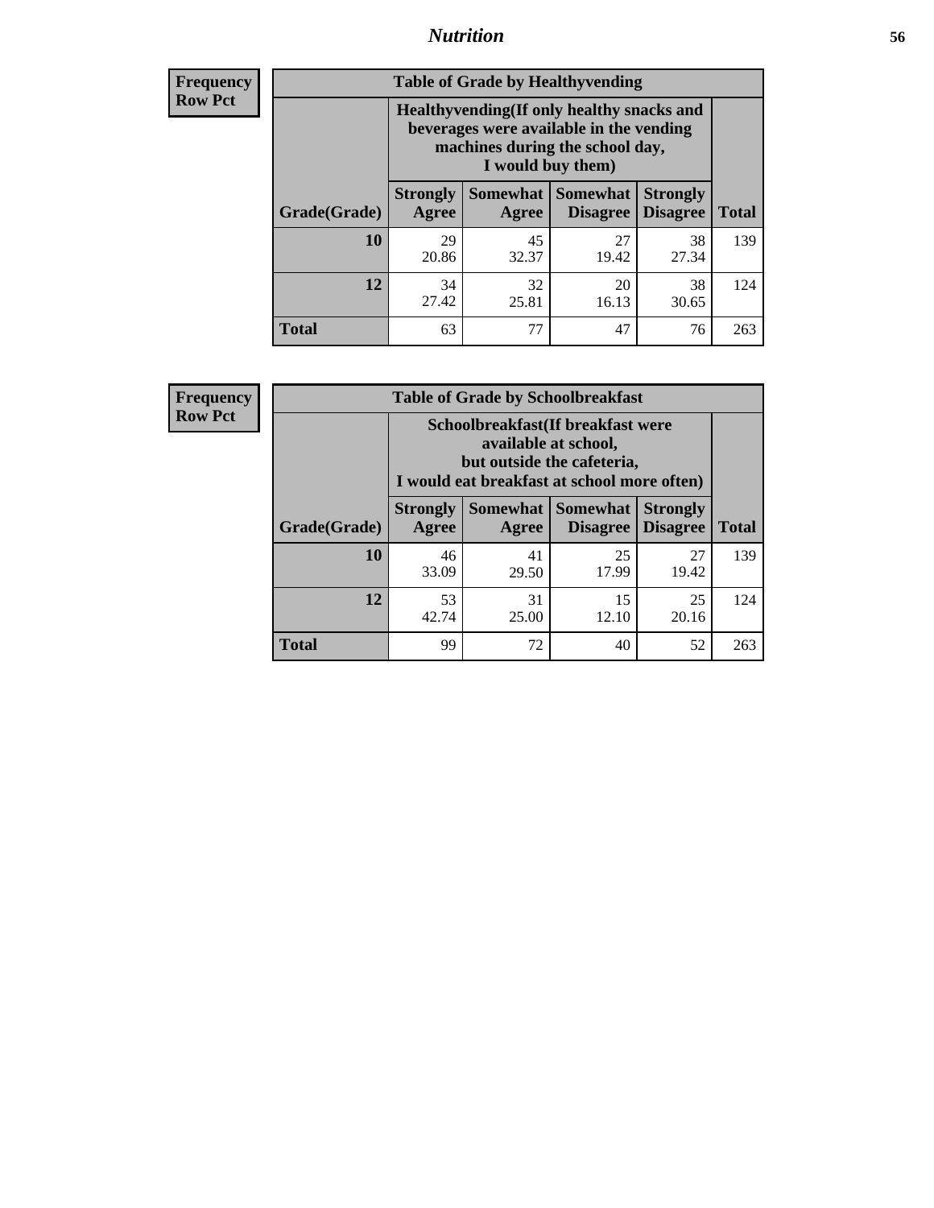## Nutrition

**Frequency**
**Row Pct**

| Table of Grade by Healthyvending | | | | | |
|---|---|---|---|---|---|
| | Healthyvending(If only healthy snacks and beverages were available in the vending machines during the school day, I would buy them) | | | | |
| Grade(Grade) | Strongly Agree | Somewhat Agree | Somewhat Disagree | Strongly Disagree | Total |
| **10** | 29<br>20.86 | 45<br>32.37 | 27<br>19.42 | 38<br>27.34 | 139 |
| **12** | 34<br>27.42 | 32<br>25.81 | 20<br>16.13 | 38<br>30.65 | 124 |
| **Total** | 63 | 77 | 47 | 76 | 263 |

**Frequency**
**Row Pct**

| Table of Grade by Schoolbreakfast | | | | | |
|---|---|---|---|---|---|
| | Schoolbreakfast(If breakfast were available at school, but outside the cafeteria, I would eat breakfast at school more often) | | | | |
| Grade(Grade) | Strongly Agree | Somewhat Agree | Somewhat Disagree | Strongly Disagree | Total |
| **10** | 46<br>33.09 | 41<br>29.50 | 25<br>17.99 | 27<br>19.42 | 139 |
| **12** | 53<br>42.74 | 31<br>25.00 | 15<br>12.10 | 25<br>20.16 | 124 |
| **Total** | 99 | 72 | 40 | 52 | 263 |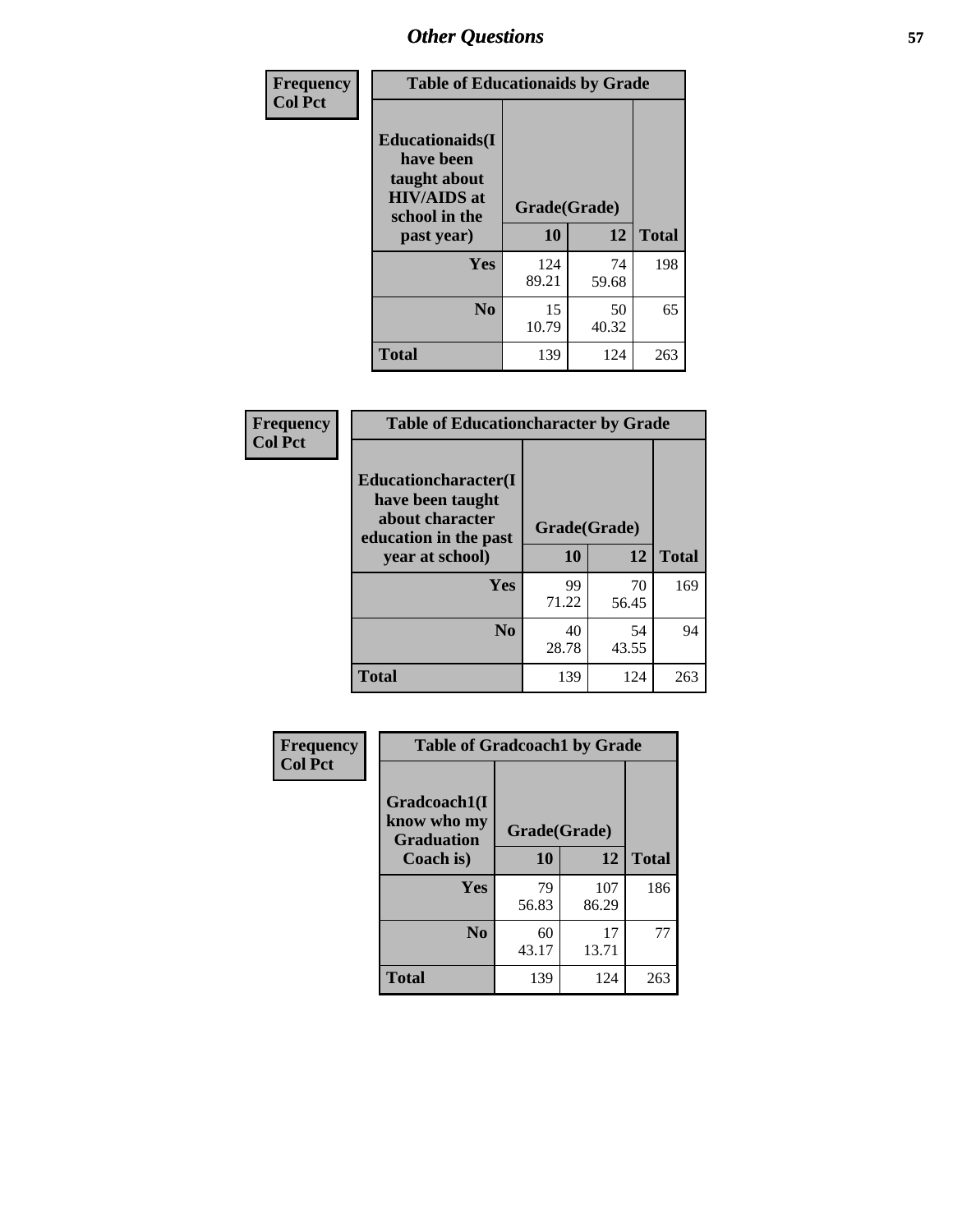# Other Questions

**Frequency**
**Col Pct**

**Table of Educationaids by Grade**

| Educationaids(I have been taught about HIV/AIDS at school in the past year) | Grade(Grade) | | |
|---|---|---|---|
| | 10 | 12 | Total |
| Yes | 124<br>89.21 | 74<br>59.68 | 198 |
| No | 15<br>10.79 | 50<br>40.32 | 65 |
| Total | 139 | 124 | 263 |

**Frequency**
**Col Pct**

**Table of Educationcharacter by Grade**

| Educationcharacter(I have been taught about character education in the past year at school) | Grade(Grade) | | |
|---|---|---|---|
| | 10 | 12 | Total |
| Yes | 99<br>71.22 | 70<br>56.45 | 169 |
| No | 40<br>28.78 | 54<br>43.55 | 94 |
| Total | 139 | 124 | 263 |

**Frequency**
**Col Pct**

**Table of Gradcoach1 by Grade**

| Gradcoach1(I know who my Graduation Coach is) | Grade(Grade) | | |
|---|---|---|---|
| | 10 | 12 | Total |
| Yes | 79<br>56.83 | 107<br>86.29 | 186 |
| No | 60<br>43.17 | 17<br>13.71 | 77 |
| Total | 139 | 124 | 263 |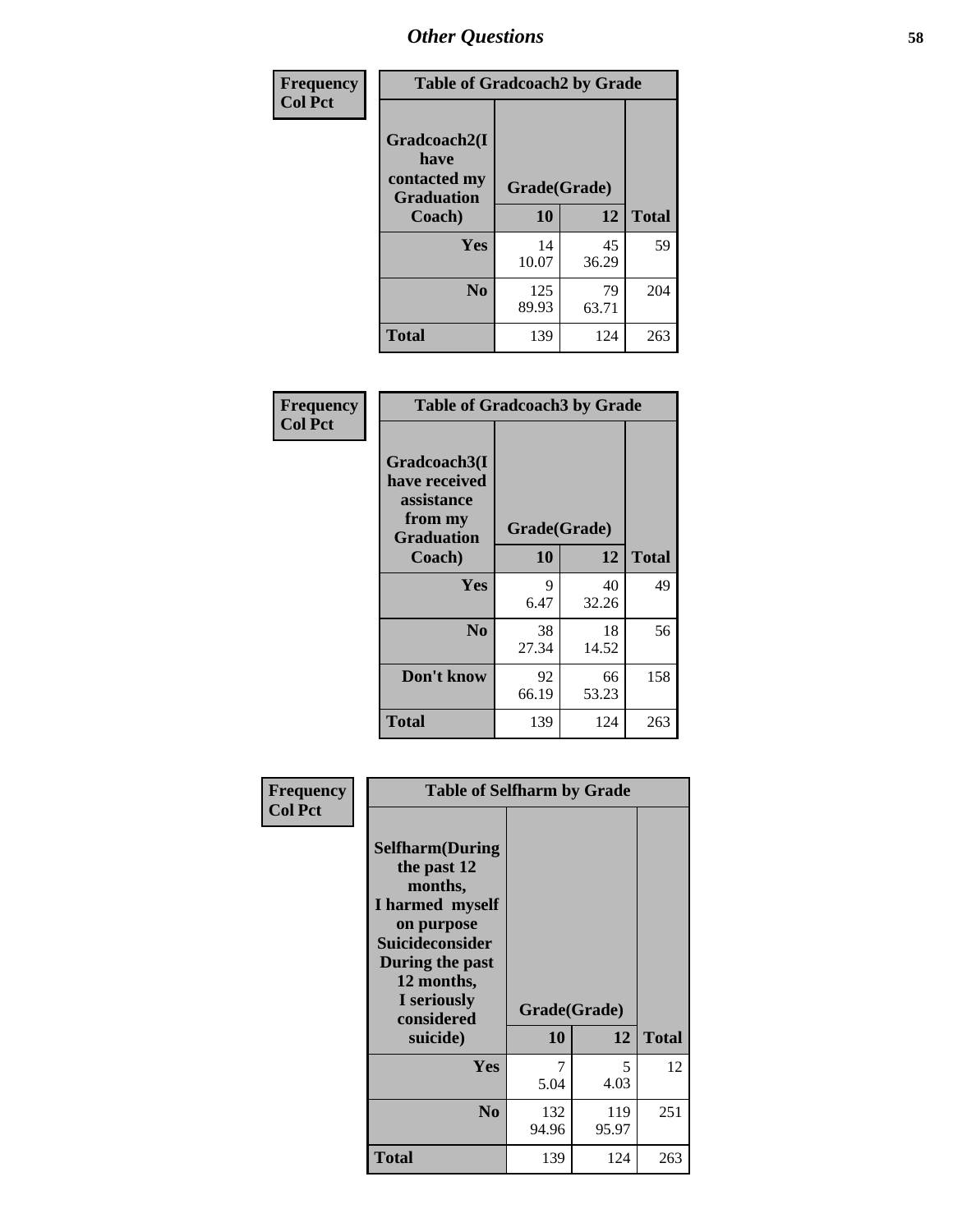## Other Questions

**Frequency**
**Col Pct**

| Table of Gradcoach2 by Grade | | | |
|---|---|---|---|
| Gradcoach2(I have contacted my Graduation Coach) | Grade(Grade) | | |
| | 10 | 12 | Total |
| Yes | 14<br>10.07 | 45<br>36.29 | 59 |
| No | 125<br>89.93 | 79<br>63.71 | 204 |
| Total | 139 | 124 | 263 |

**Frequency**
**Col Pct**

| Table of Gradcoach3 by Grade | | | |
|---|---|---|---|
| Gradcoach3(I have received assistance from my Graduation Coach) | Grade(Grade) | | |
| | 10 | 12 | Total |
| Yes | 9<br>6.47 | 40<br>32.26 | 49 |
| No | 38<br>27.34 | 18<br>14.52 | 56 |
| Don't know | 92<br>66.19 | 66<br>53.23 | 158 |
| Total | 139 | 124 | 263 |

**Frequency**
**Col Pct**

| Table of Selfharm by Grade | | | |
|---|---|---|---|
| Selfharm(During the past 12 months, I harmed myself on purpose Suicideconsider During the past 12 months, I seriously considered suicide) | Grade(Grade) | | |
| | 10 | 12 | Total |
| Yes | 7<br>5.04 | 5<br>4.03 | 12 |
| No | 132<br>94.96 | 119<br>95.97 | 251 |
| Total | 139 | 124 | 263 |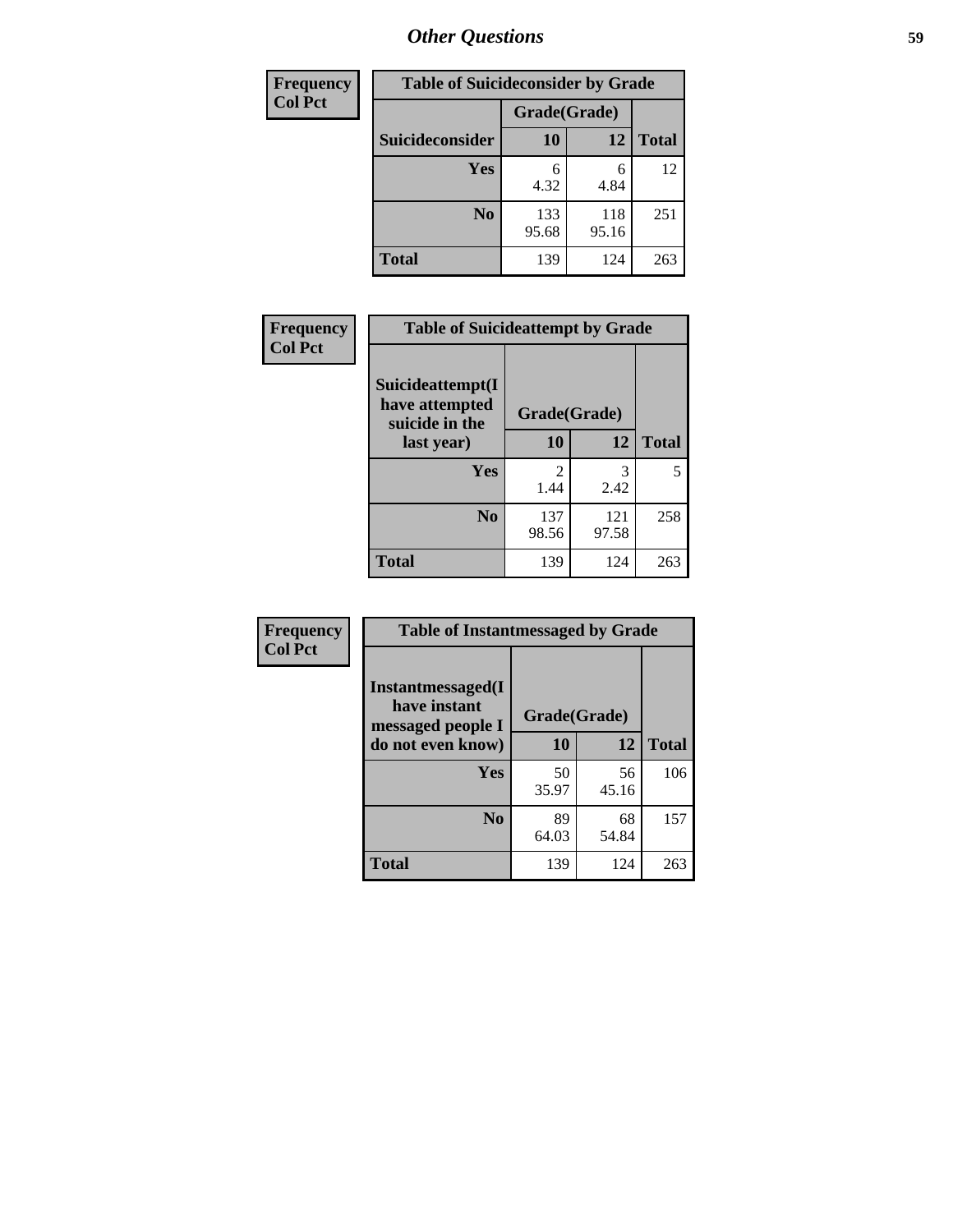# Other Questions

**Frequency**
**Col Pct**

| Table of Suicideconsider by Grade | | | |
|---|---|---|---|
| | Grade(Grade) | | |
| Suicideconsider | 10 | 12 | Total |
| Yes | 6<br>4.32 | 6<br>4.84 | 12 |
| No | 133<br>95.68 | 118<br>95.16 | 251 |
| Total | 139 | 124 | 263 |

**Frequency**
**Col Pct**

| Table of Suicideattempt by Grade | | | |
|---|---|---|---|
| Suicideattempt(I have attempted suicide in the last year) | Grade(Grade) | | |
| | 10 | 12 | Total |
| Yes | 2<br>1.44 | 3<br>2.42 | 5 |
| No | 137<br>98.56 | 121<br>97.58 | 258 |
| Total | 139 | 124 | 263 |

**Frequency**
**Col Pct**

| Table of Instantmessaged by Grade | | | |
|---|---|---|---|
| Instantmessaged(I have instant messaged people I do not even know) | Grade(Grade) | | |
| | 10 | 12 | Total |
| Yes | 50<br>35.97 | 56<br>45.16 | 106 |
| No | 89<br>64.03 | 68<br>54.84 | 157 |
| Total | 139 | 124 | 263 |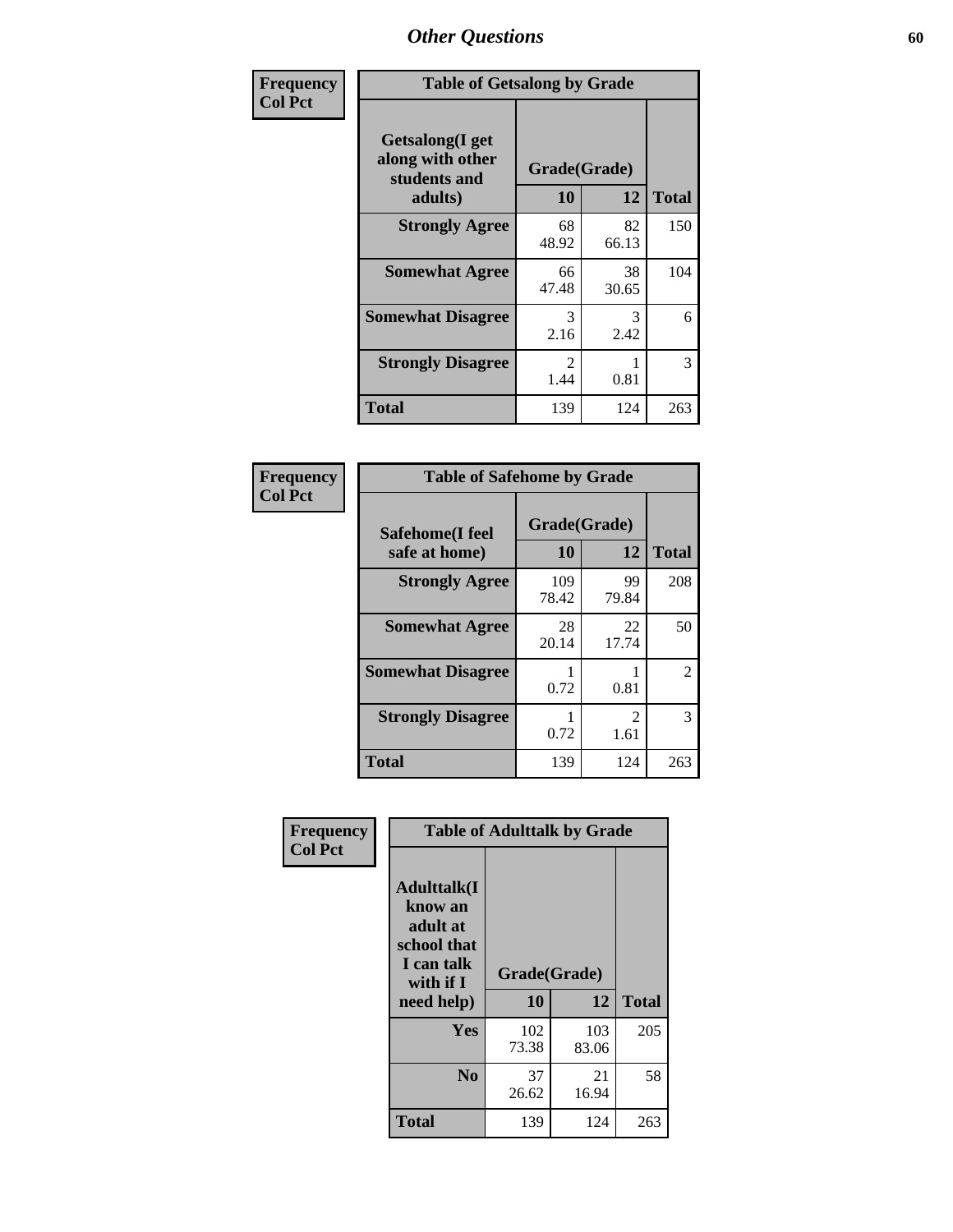## Other Questions

| Frequency<br>Col Pct | | | |
|---|---|---|---|

**Table of Getsalong by Grade**

| Getsalong(I get along with other students and adults) | Grade(Grade) | | |
|---|---|---|---|
| | 10 | 12 | Total |
| **Strongly Agree** | 68<br>48.92 | 82<br>66.13 | 150 |
| **Somewhat Agree** | 66<br>47.48 | 38<br>30.65 | 104 |
| **Somewhat Disagree** | 3<br>2.16 | 3<br>2.42 | 6 |
| **Strongly Disagree** | 2<br>1.44 | 1<br>0.81 | 3 |
| **Total** | 139 | 124 | 263 |

| Frequency<br>Col Pct | | | |
|---|---|---|---|

**Table of Safehome by Grade**

| Safehome(I feel safe at home) | Grade(Grade) | | |
|---|---|---|---|
| | 10 | 12 | Total |
| **Strongly Agree** | 109<br>78.42 | 99<br>79.84 | 208 |
| **Somewhat Agree** | 28<br>20.14 | 22<br>17.74 | 50 |
| **Somewhat Disagree** | 1<br>0.72 | 1<br>0.81 | 2 |
| **Strongly Disagree** | 1<br>0.72 | 2<br>1.61 | 3 |
| **Total** | 139 | 124 | 263 |

| Frequency<br>Col Pct | | | |
|---|---|---|---|

**Table of Adulttalk by Grade**

| Adulttalk(I know an adult at school that I can talk with if I need help) | Grade(Grade) | | |
|---|---|---|---|
| | 10 | 12 | Total |
| **Yes** | 102<br>73.38 | 103<br>83.06 | 205 |
| **No** | 37<br>26.62 | 21<br>16.94 | 58 |
| **Total** | 139 | 124 | 263 |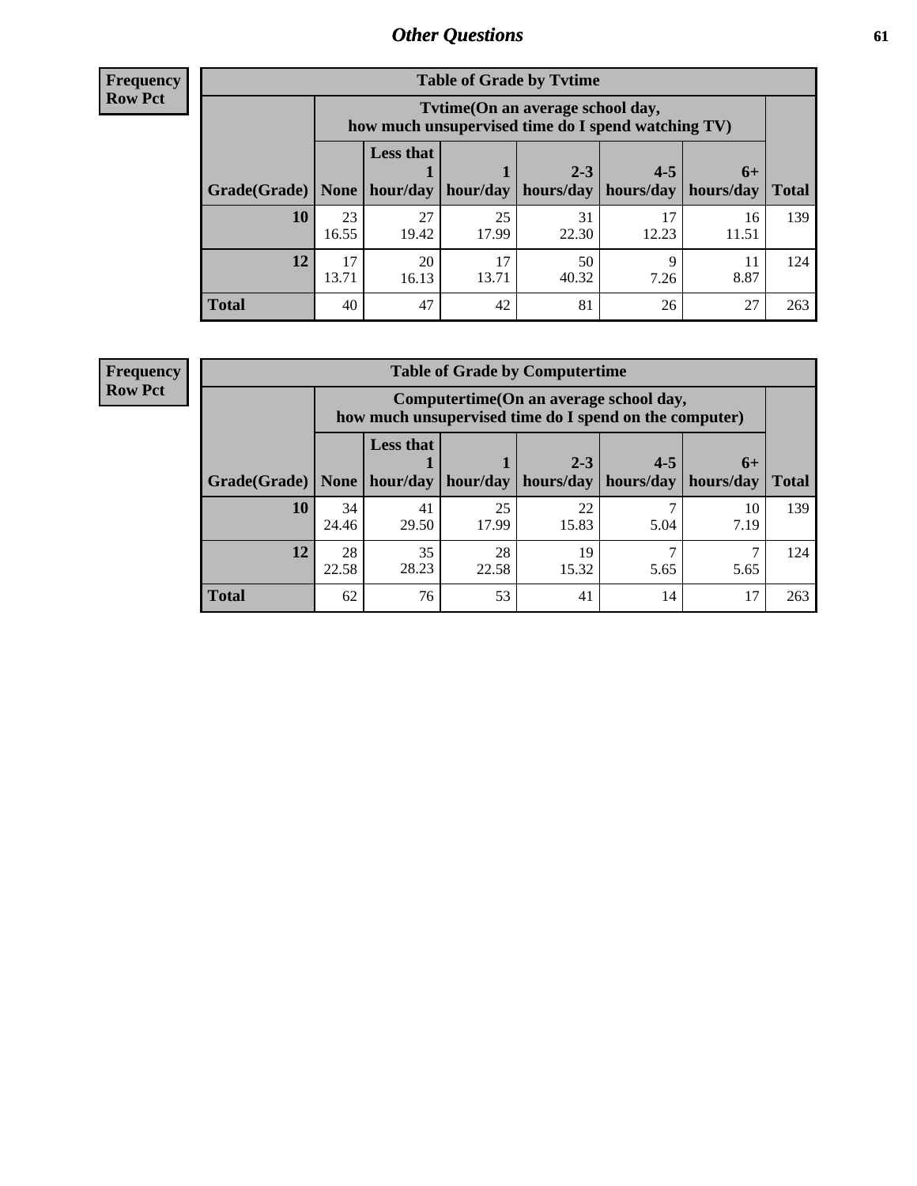# Other Questions

**Frequency**
**Row Pct**

**Table of Grade by Tvtime**

| Grade(Grade) | Tvtime(On an average school day, how much unsupervised time do I spend watching TV) None | Less that 1 hour/day | 1 hour/day | 2-3 hours/day | 4-5 hours/day | 6+ hours/day | Total |
|---|---|---|---|---|---|---|---|
| **10** | 23<br>16.55 | 27<br>19.42 | 25<br>17.99 | 31<br>22.30 | 17<br>12.23 | 16<br>11.51 | 139 |
| **12** | 17<br>13.71 | 20<br>16.13 | 17<br>13.71 | 50<br>40.32 | 9<br>7.26 | 11<br>8.87 | 124 |
| **Total** | 40 | 47 | 42 | 81 | 26 | 27 | 263 |

**Frequency**
**Row Pct**

**Table of Grade by Computertime**

| Grade(Grade) | Computertime(On an average school day, how much unsupervised time do I spend on the computer) None | Less that 1 hour/day | 1 hour/day | 2-3 hours/day | 4-5 hours/day | 6+ hours/day | Total |
|---|---|---|---|---|---|---|---|
| **10** | 34<br>24.46 | 41<br>29.50 | 25<br>17.99 | 22<br>15.83 | 7<br>5.04 | 10<br>7.19 | 139 |
| **12** | 28<br>22.58 | 35<br>28.23 | 28<br>22.58 | 19<br>15.32 | 7<br>5.65 | 7<br>5.65 | 124 |
| **Total** | 62 | 76 | 53 | 41 | 14 | 17 | 263 |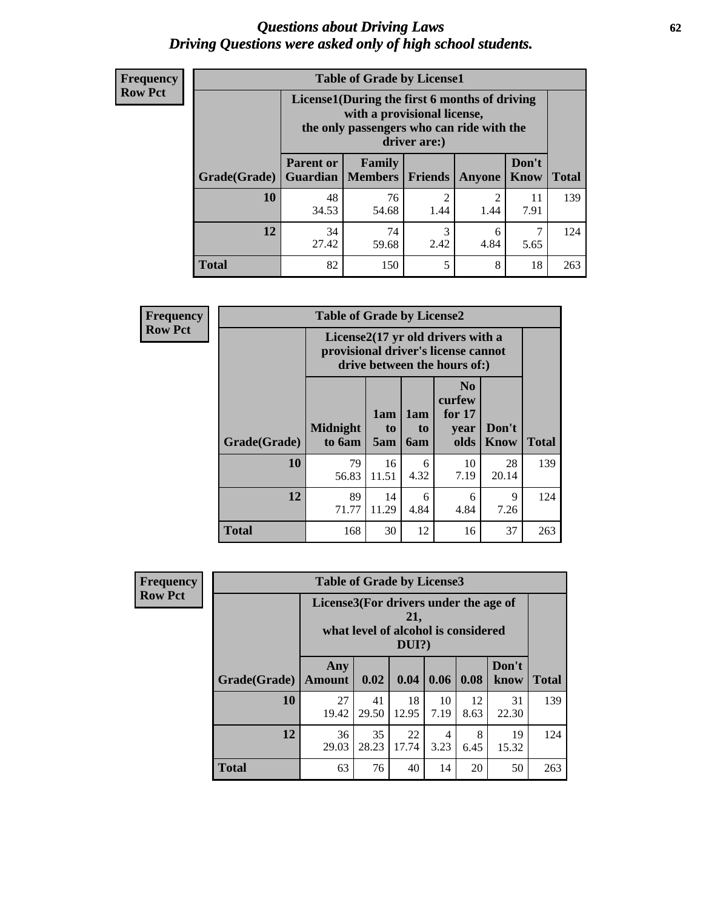# *Questions about Driving Laws*
# *Driving Questions were asked only of high school students.*

**Frequency**
**Row Pct**

| Table of Grade by License1 | | | | | | |
|---|---|---|---|---|---|---|
| | License1(During the first 6 months of driving with a provisional license, the only passengers who can ride with the driver are:) | | | | | |
| Grade(Grade) | Parent or Guardian | Family Members | Friends | Anyone | Don't Know | Total |
| **10** | 48<br>34.53 | 76<br>54.68 | 2<br>1.44 | 2<br>1.44 | 11<br>7.91 | 139 |
| **12** | 34<br>27.42 | 74<br>59.68 | 3<br>2.42 | 6<br>4.84 | 7<br>5.65 | 124 |
| **Total** | 82 | 150 | 5 | 8 | 18 | 263 |

**Frequency**
**Row Pct**

| Table of Grade by License2 | | | | | | |
|---|---|---|---|---|---|---|
| | License2(17 yr old drivers with a provisional driver's license cannot drive between the hours of:) | | | | | |
| Grade(Grade) | Midnight to 6am | 1am to 5am | 1am to 6am | No curfew for 17 year olds | Don't Know | Total |
| **10** | 79<br>56.83 | 16<br>11.51 | 6<br>4.32 | 10<br>7.19 | 28<br>20.14 | 139 |
| **12** | 89<br>71.77 | 14<br>11.29 | 6<br>4.84 | 6<br>4.84 | 9<br>7.26 | 124 |
| **Total** | 168 | 30 | 12 | 16 | 37 | 263 |

**Frequency**
**Row Pct**

| Table of Grade by License3 | | | | | | | |
|---|---|---|---|---|---|---|---|
| | License3(For drivers under the age of 21, what level of alcohol is considered DUI?) | | | | | | |
| Grade(Grade) | Any Amount | 0.02 | 0.04 | 0.06 | 0.08 | Don't know | Total |
| **10** | 27<br>19.42 | 41<br>29.50 | 18<br>12.95 | 10<br>7.19 | 12<br>8.63 | 31<br>22.30 | 139 |
| **12** | 36<br>29.03 | 35<br>28.23 | 22<br>17.74 | 4<br>3.23 | 8<br>6.45 | 19<br>15.32 | 124 |
| **Total** | 63 | 76 | 40 | 14 | 20 | 50 | 263 |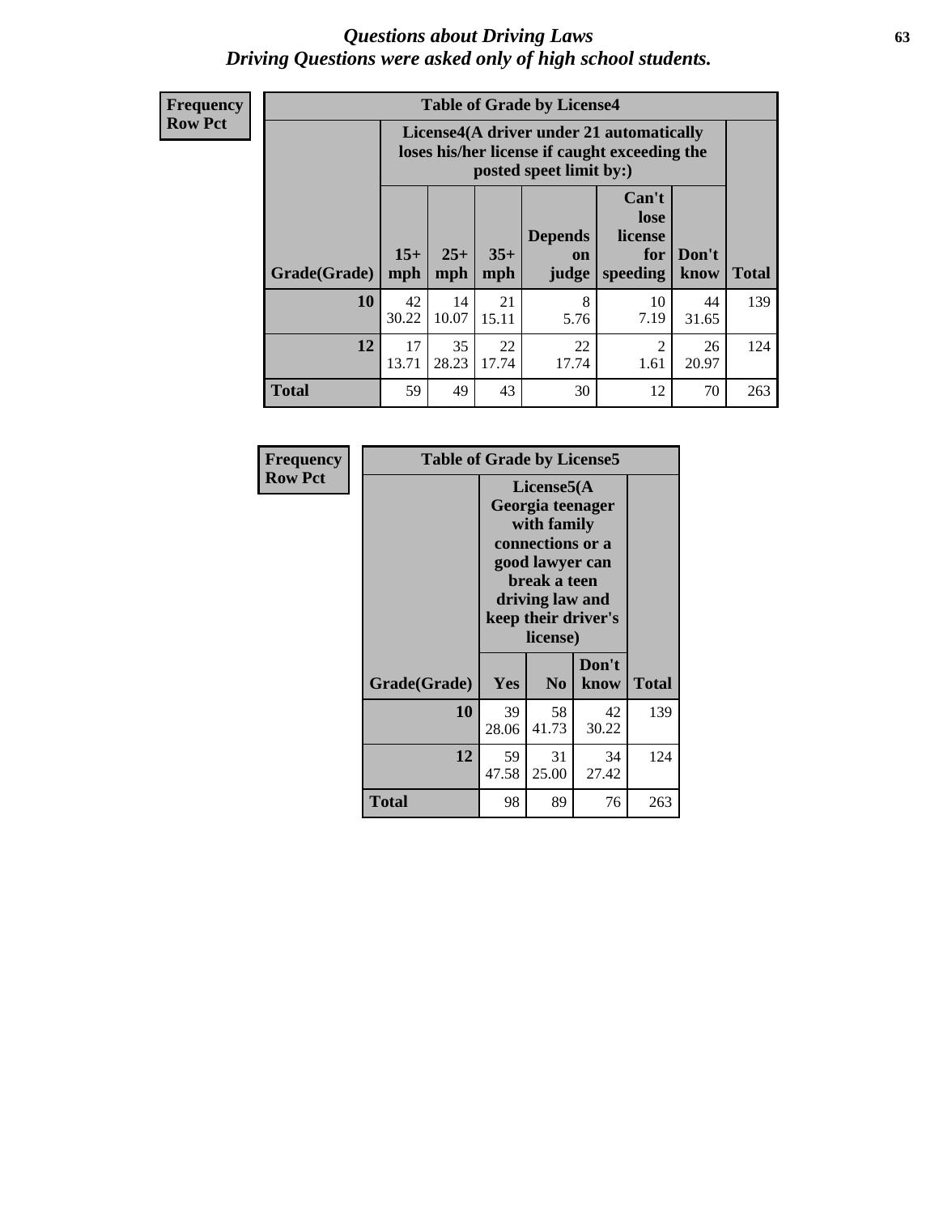# *Questions about Driving Laws*
## *Driving Questions were asked only of high school students.*

**Frequency**
**Row Pct**

| Table of Grade by License4 | | | | | | | |
|---|---|---|---|---|---|---|---|
| | License4(A driver under 21 automatically loses his/her license if caught exceeding the posted speet limit by:) | | | | | | |
| Grade(Grade) | 15+ mph | 25+ mph | 35+ mph | Depends on judge | Can't lose license for speeding | Don't know | Total |
| **10** | 42<br>30.22 | 14<br>10.07 | 21<br>15.11 | 8<br>5.76 | 10<br>7.19 | 44<br>31.65 | 139 |
| **12** | 17<br>13.71 | 35<br>28.23 | 22<br>17.74 | 22<br>17.74 | 2<br>1.61 | 26<br>20.97 | 124 |
| **Total** | 59 | 49 | 43 | 30 | 12 | 70 | 263 |

**Frequency**
**Row Pct**

| Table of Grade by License5 | | | | |
|---|---|---|---|---|
| | License5(A Georgia teenager with family connections or a good lawyer can break a teen driving law and keep their driver's license) | | | |
| Grade(Grade) | Yes | No | Don't know | Total |
| **10** | 39<br>28.06 | 58<br>41.73 | 42<br>30.22 | 139 |
| **12** | 59<br>47.58 | 31<br>25.00 | 34<br>27.42 | 124 |
| **Total** | 98 | 89 | 76 | 263 |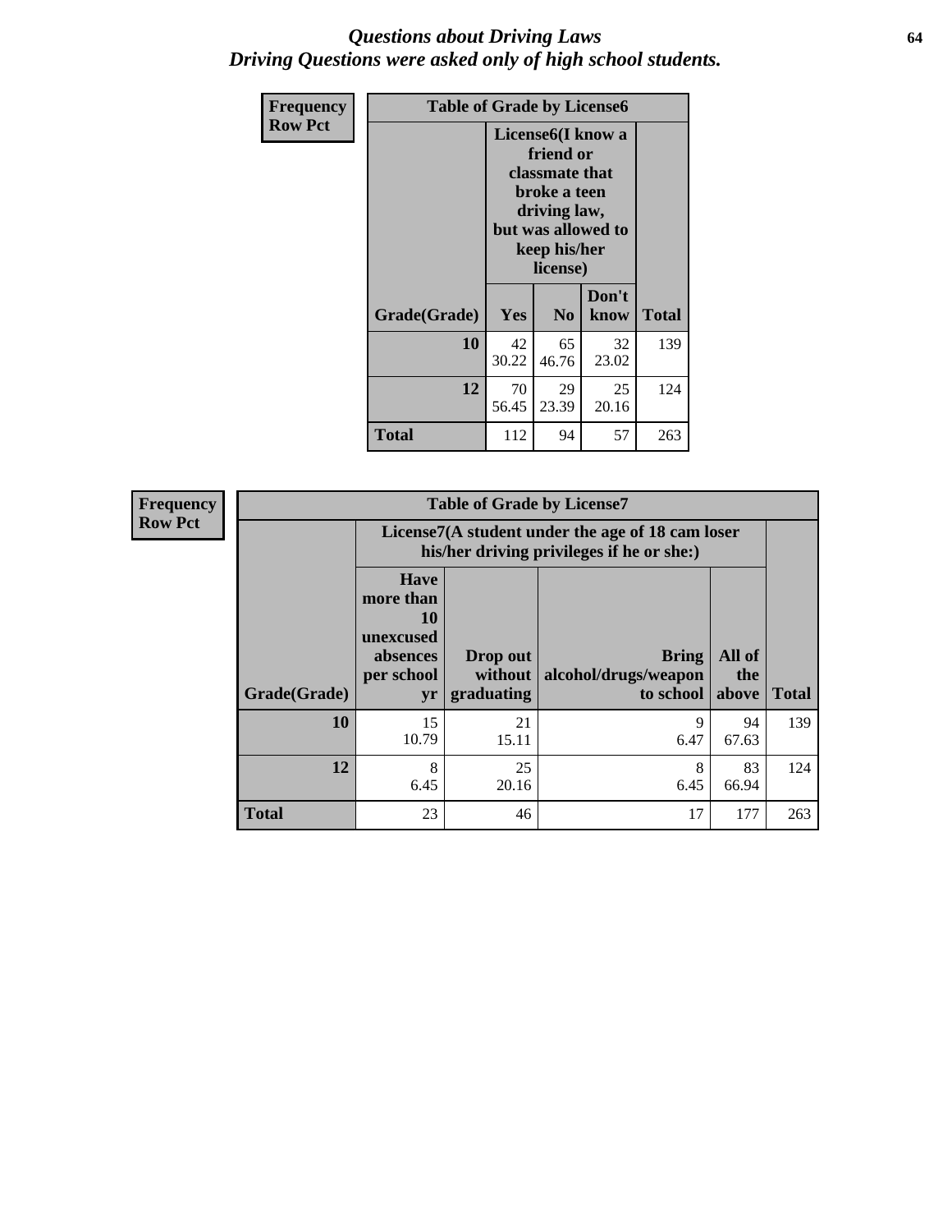# *Questions about Driving Laws*
## *Driving Questions were asked only of high school students.*

**Frequency**
**Row Pct**

**Table of Grade by License6**

| Grade(Grade) | License6(I know a friend or classmate that broke a teen driving law, but was allowed to keep his/her license) | | | Total |
|---|---|---|---|---|
| | Yes | No | Don't know | |
| **10** | 42<br>30.22 | 65<br>46.76 | 32<br>23.02 | 139 |
| **12** | 70<br>56.45 | 29<br>23.39 | 25<br>20.16 | 124 |
| **Total** | 112 | 94 | 57 | 263 |

**Frequency**
**Row Pct**

**Table of Grade by License7**

| Grade(Grade) | License7(A student under the age of 18 cam loser his/her driving privileges if he or she:) | | | | Total |
|---|---|---|---|---|---|
| | Have more than 10 unexcused absences per school yr | Drop out without graduating | Bring alcohol/drugs/weapon to school | All of the above | |
| **10** | 15<br>10.79 | 21<br>15.11 | 9<br>6.47 | 94<br>67.63 | 139 |
| **12** | 8<br>6.45 | 25<br>20.16 | 8<br>6.45 | 83<br>66.94 | 124 |
| **Total** | 23 | 46 | 17 | 177 | 263 |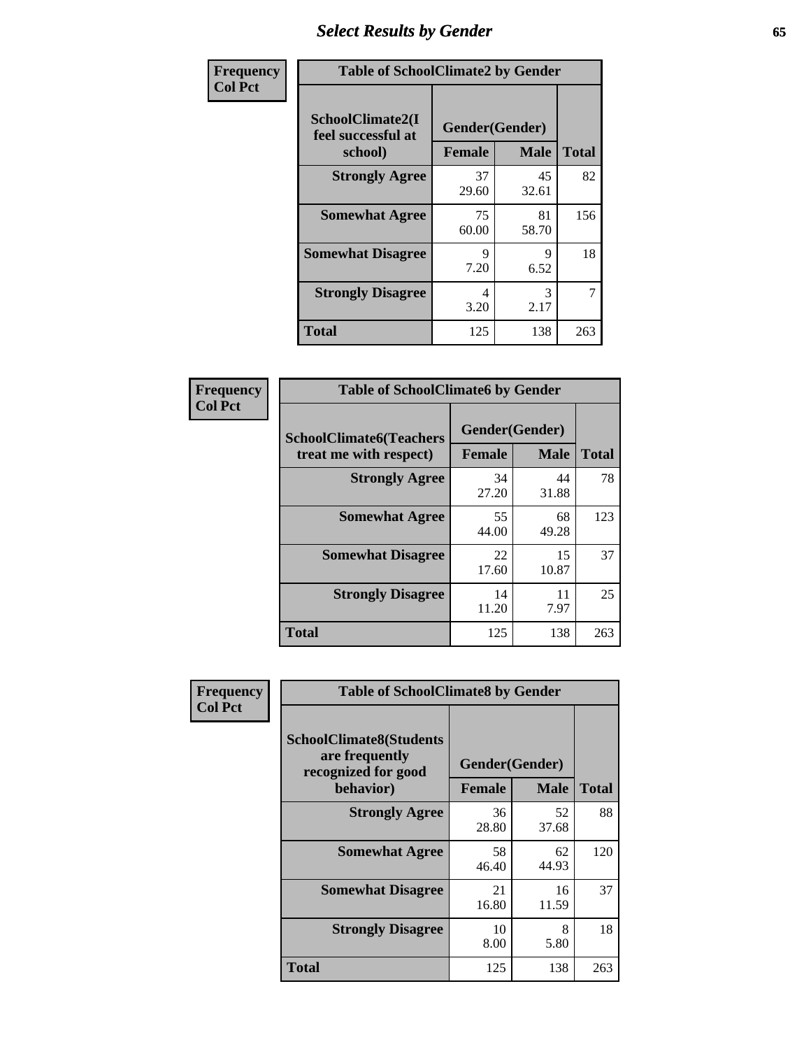# Select Results by Gender

| Frequency Col Pct | Table of SchoolClimate2 by Gender | | |
|---|---|---|---|
| SchoolClimate2(I feel successful at school) | Gender(Gender) | | |
| | Female | Male | Total |
| Strongly Agree | 37<br>29.60 | 45<br>32.61 | 82 |
| Somewhat Agree | 75<br>60.00 | 81<br>58.70 | 156 |
| Somewhat Disagree | 9<br>7.20 | 9<br>6.52 | 18 |
| Strongly Disagree | 4<br>3.20 | 3<br>2.17 | 7 |
| Total | 125 | 138 | 263 |

| Frequency Col Pct | Table of SchoolClimate6 by Gender | | |
|---|---|---|---|
| SchoolClimate6(Teachers treat me with respect) | Gender(Gender) | | |
| | Female | Male | Total |
| Strongly Agree | 34<br>27.20 | 44<br>31.88 | 78 |
| Somewhat Agree | 55<br>44.00 | 68<br>49.28 | 123 |
| Somewhat Disagree | 22<br>17.60 | 15<br>10.87 | 37 |
| Strongly Disagree | 14<br>11.20 | 11<br>7.97 | 25 |
| Total | 125 | 138 | 263 |

| Frequency Col Pct | Table of SchoolClimate8 by Gender | | |
|---|---|---|---|
| SchoolClimate8(Students are frequently recognized for good behavior) | Gender(Gender) | | |
| | Female | Male | Total |
| Strongly Agree | 36<br>28.80 | 52<br>37.68 | 88 |
| Somewhat Agree | 58<br>46.40 | 62<br>44.93 | 120 |
| Somewhat Disagree | 21<br>16.80 | 16<br>11.59 | 37 |
| Strongly Disagree | 10<br>8.00 | 8<br>5.80 | 18 |
| Total | 125 | 138 | 263 |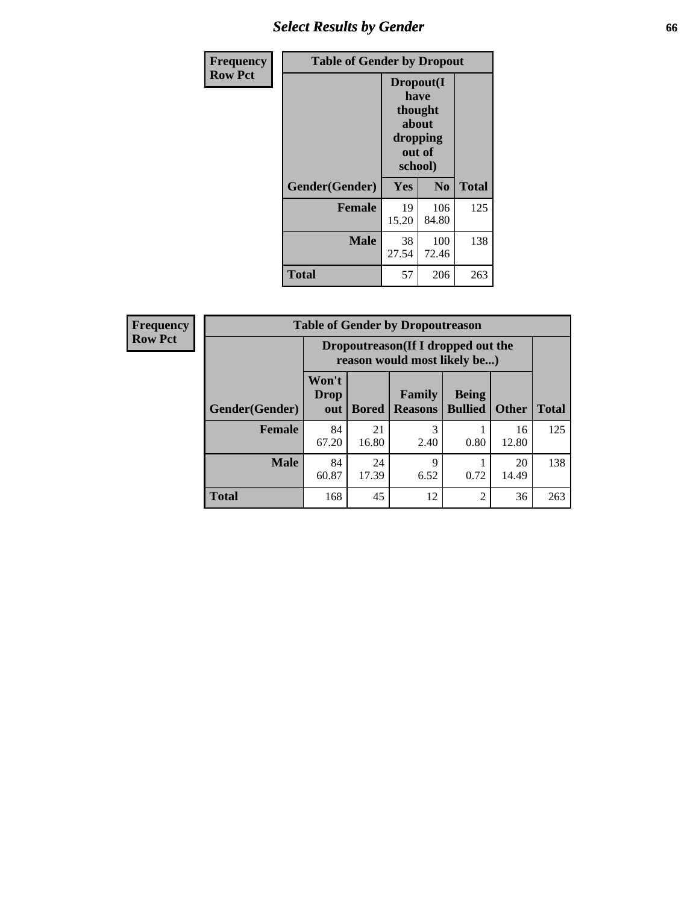## Select Results by Gender

**Frequency**
**Row Pct**

| Table of Gender by Dropout | | | |
|---|---|---|---|
| | Dropout(I have thought about dropping out of school) | | |
| Gender(Gender) | Yes | No | Total |
| **Female** | 19<br>15.20 | 106<br>84.80 | 125 |
| **Male** | 38<br>27.54 | 100<br>72.46 | 138 |
| **Total** | 57 | 206 | 263 |

**Frequency**
**Row Pct**

| Table of Gender by Dropoutreason | | | | | | |
|---|---|---|---|---|---|---|
| | Dropoutreason(If I dropped out the reason would most likely be...) | | | | | |
| Gender(Gender) | Won't Drop out | Bored | Family Reasons | Being Bullied | Other | Total |
| **Female** | 84<br>67.20 | 21<br>16.80 | 3<br>2.40 | 1<br>0.80 | 16<br>12.80 | 125 |
| **Male** | 84<br>60.87 | 24<br>17.39 | 9<br>6.52 | 1<br>0.72 | 20<br>14.49 | 138 |
| **Total** | 168 | 45 | 12 | 2 | 36 | 263 |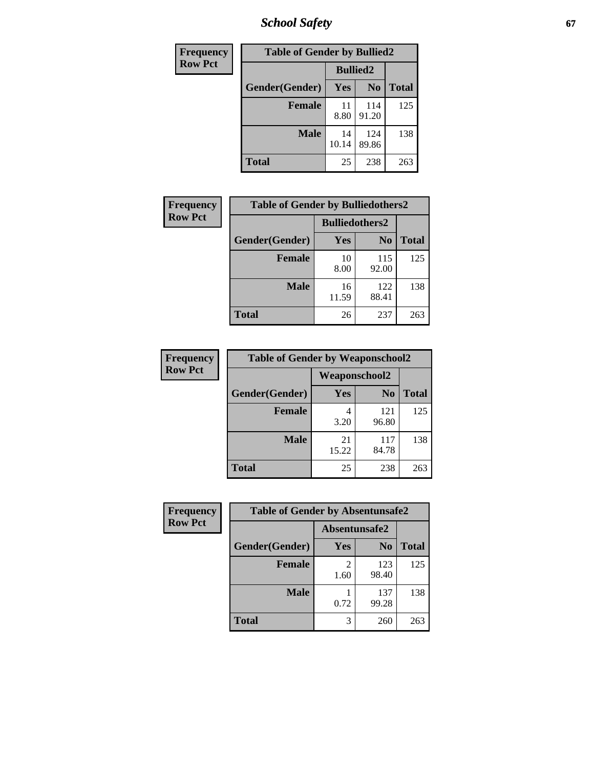# School Safety

| Frequency<br>Row Pct |
|---|

**Table of Gender by Bullied2**

| Gender(Gender) | Bullied2 Yes | Bullied2 No | Total |
|---|---|---|---|
| **Female** | 11<br>8.80 | 114<br>91.20 | 125 |
| **Male** | 14<br>10.14 | 124<br>89.86 | 138 |
| **Total** | 25 | 238 | 263 |

| Frequency<br>Row Pct |
|---|

**Table of Gender by Bulliedothers2**

| Gender(Gender) | Bulliedothers2 Yes | Bulliedothers2 No | Total |
|---|---|---|---|
| **Female** | 10<br>8.00 | 115<br>92.00 | 125 |
| **Male** | 16<br>11.59 | 122<br>88.41 | 138 |
| **Total** | 26 | 237 | 263 |

| Frequency<br>Row Pct |
|---|

**Table of Gender by Weaponschool2**

| Gender(Gender) | Weaponschool2 Yes | Weaponschool2 No | Total |
|---|---|---|---|
| **Female** | 4<br>3.20 | 121<br>96.80 | 125 |
| **Male** | 21<br>15.22 | 117<br>84.78 | 138 |
| **Total** | 25 | 238 | 263 |

| Frequency<br>Row Pct |
|---|

**Table of Gender by Absentunsafe2**

| Gender(Gender) | Absentunsafe2 Yes | Absentunsafe2 No | Total |
|---|---|---|---|
| **Female** | 2<br>1.60 | 123<br>98.40 | 125 |
| **Male** | 1<br>0.72 | 137<br>99.28 | 138 |
| **Total** | 3 | 260 | 263 |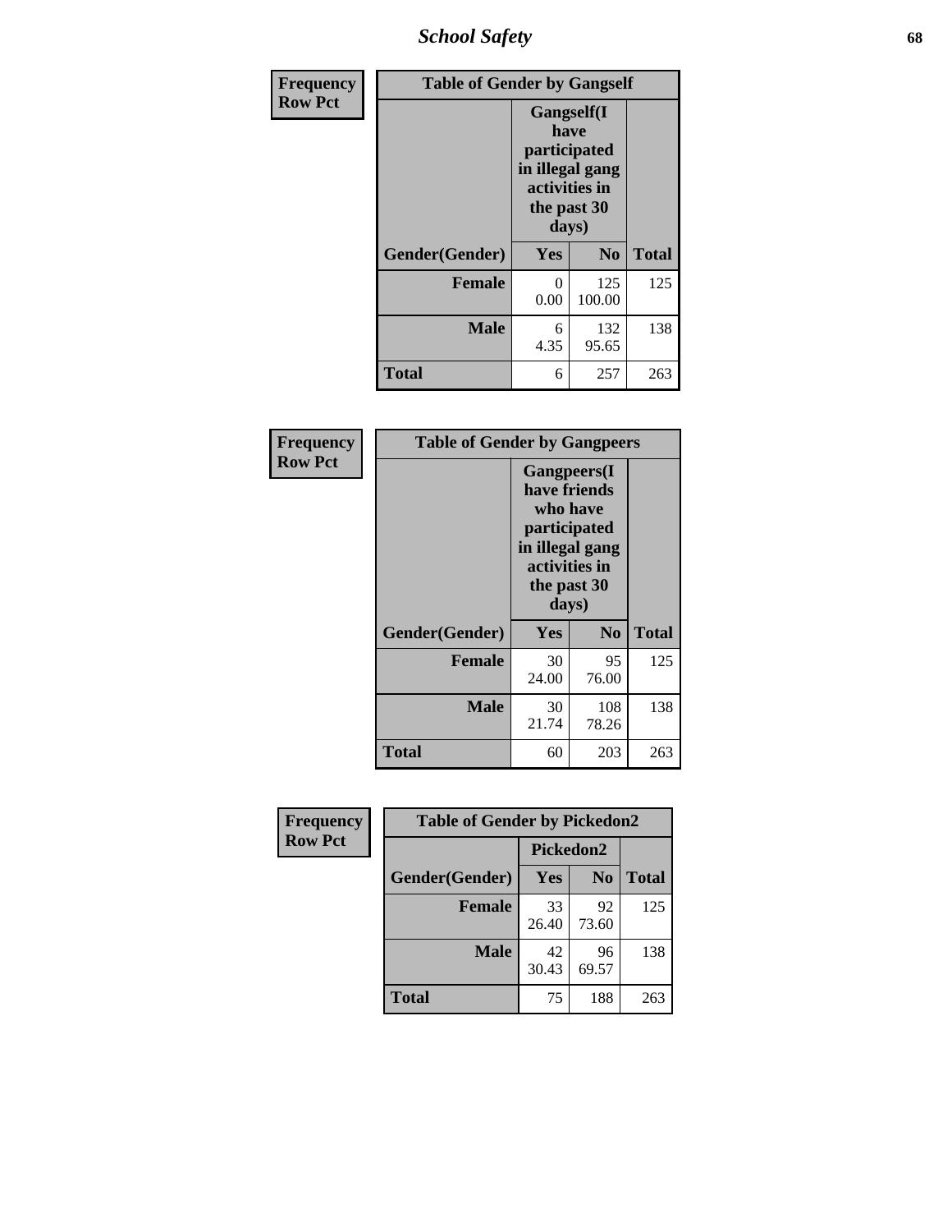# School Safety

| Frequency Row Pct | Table of Gender by Gangself | | |
|---|---|---|---|
| | Gangself(I have participated in illegal gang activities in the past 30 days) | | |
| Gender(Gender) | Yes | No | Total |
| Female | 0<br>0.00 | 125<br>100.00 | 125 |
| Male | 6<br>4.35 | 132<br>95.65 | 138 |
| Total | 6 | 257 | 263 |

| Frequency Row Pct | Table of Gender by Gangpeers | | |
|---|---|---|---|
| | Gangpeers(I have friends who have participated in illegal gang activities in the past 30 days) | | |
| Gender(Gender) | Yes | No | Total |
| Female | 30<br>24.00 | 95<br>76.00 | 125 |
| Male | 30<br>21.74 | 108<br>78.26 | 138 |
| Total | 60 | 203 | 263 |

| Frequency Row Pct | Table of Gender by Pickedon2 | | |
|---|---|---|---|
| | Pickedon2 | | |
| Gender(Gender) | Yes | No | Total |
| Female | 33<br>26.40 | 92<br>73.60 | 125 |
| Male | 42<br>30.43 | 96<br>69.57 | 138 |
| Total | 75 | 188 | 263 |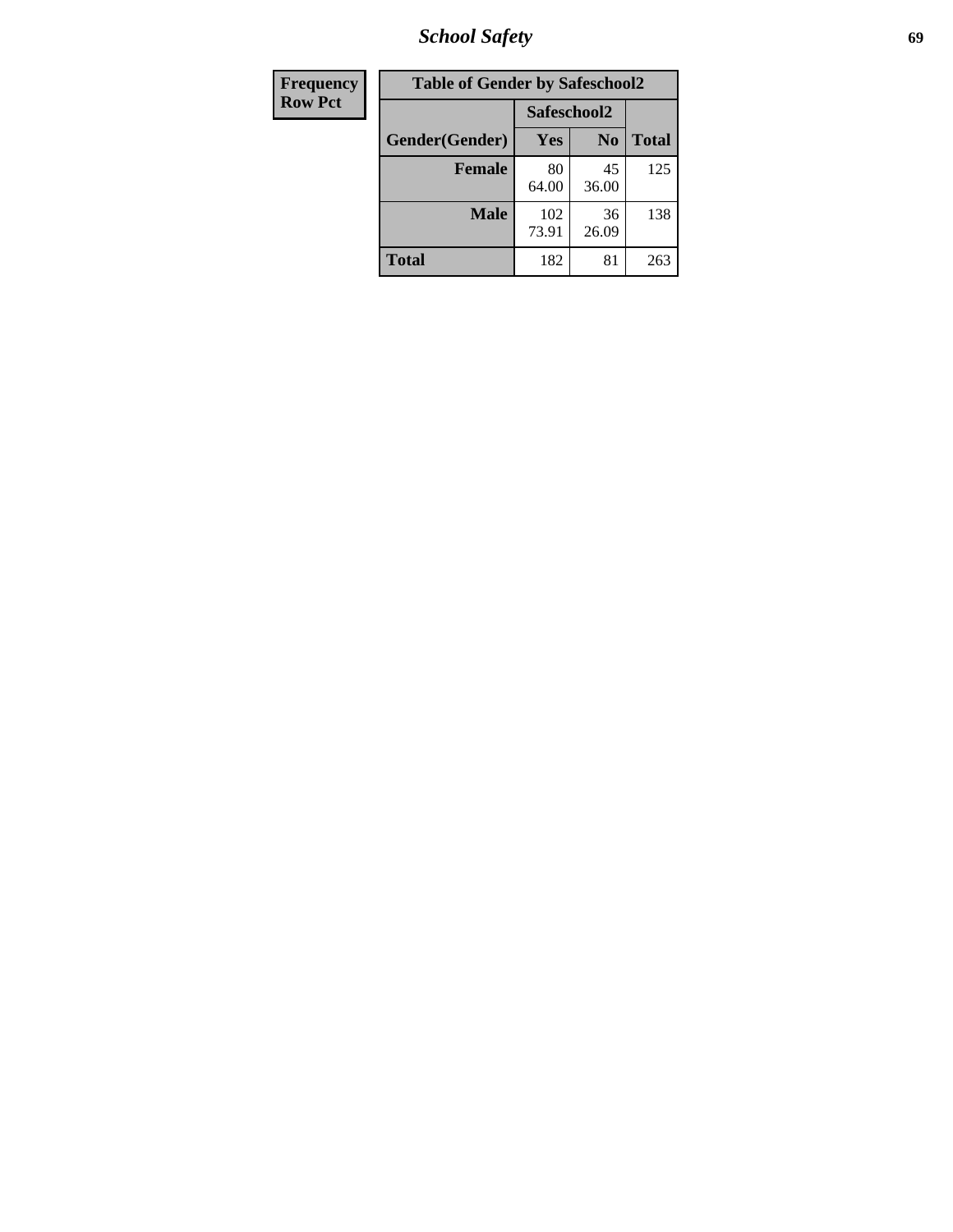# School Safety

| Frequency Row Pct |
|---|

| Table of Gender by Safeschool2 | | | |
|---|---|---|---|
| | Safeschool2 | | |
| Gender(Gender) | Yes | No | Total |
| Female | 80<br>64.00 | 45<br>36.00 | 125 |
| Male | 102<br>73.91 | 36<br>26.09 | 138 |
| Total | 182 | 81 | 263 |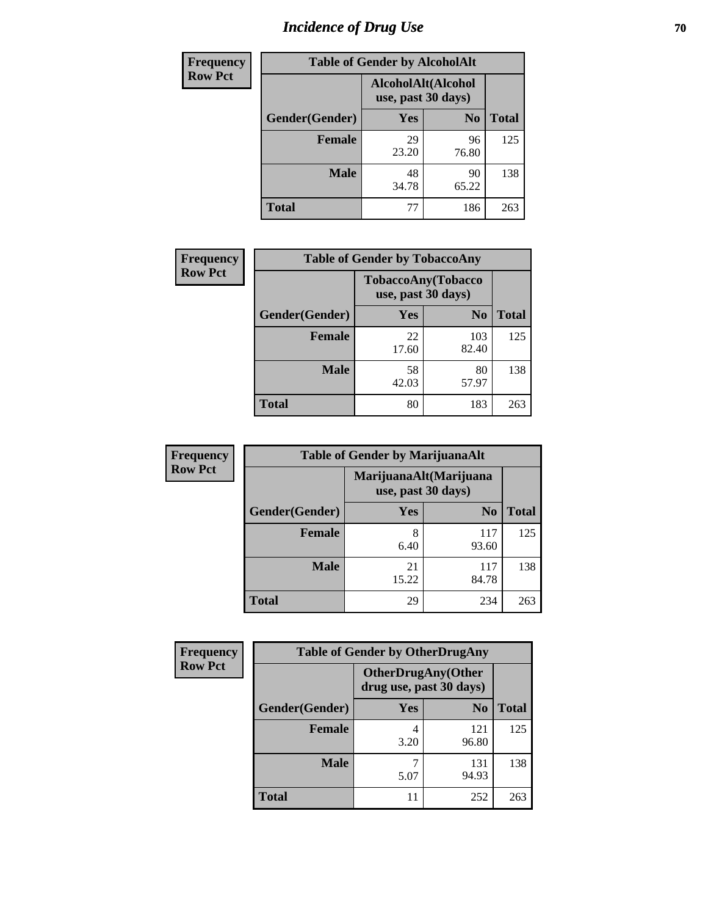# Incidence of Drug Use

| Frequency<br>Row Pct | | | |
|---|---|---|---|
| **Table of Gender by AlcoholAlt** | | | |
| | AlcoholAlt(Alcohol use, past 30 days) | | |
| Gender(Gender) | Yes | No | Total |
| Female | 29<br>23.20 | 96<br>76.80 | 125 |
| Male | 48<br>34.78 | 90<br>65.22 | 138 |
| Total | 77 | 186 | 263 |

| Frequency<br>Row Pct | | | |
|---|---|---|---|
| **Table of Gender by TobaccoAny** | | | |
| | TobaccoAny(Tobacco use, past 30 days) | | |
| Gender(Gender) | Yes | No | Total |
| Female | 22<br>17.60 | 103<br>82.40 | 125 |
| Male | 58<br>42.03 | 80<br>57.97 | 138 |
| Total | 80 | 183 | 263 |

| Frequency<br>Row Pct | | | |
|---|---|---|---|
| **Table of Gender by MarijuanaAlt** | | | |
| | MarijuanaAlt(Marijuana use, past 30 days) | | |
| Gender(Gender) | Yes | No | Total |
| Female | 8<br>6.40 | 117<br>93.60 | 125 |
| Male | 21<br>15.22 | 117<br>84.78 | 138 |
| Total | 29 | 234 | 263 |

| Frequency<br>Row Pct | | | |
|---|---|---|---|
| **Table of Gender by OtherDrugAny** | | | |
| | OtherDrugAny(Other drug use, past 30 days) | | |
| Gender(Gender) | Yes | No | Total |
| Female | 4<br>3.20 | 121<br>96.80 | 125 |
| Male | 7<br>5.07 | 131<br>94.93 | 138 |
| Total | 11 | 252 | 263 |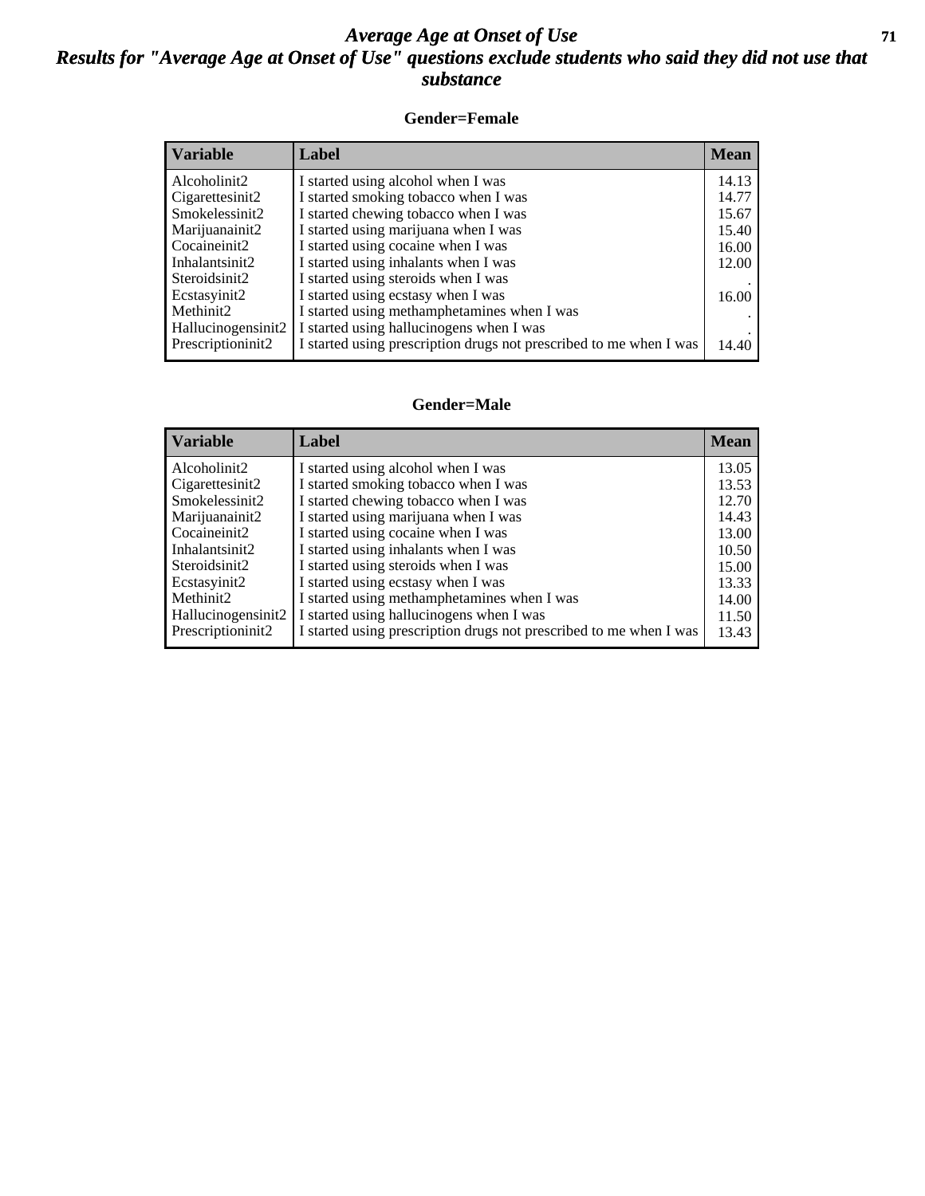# *Average Age at Onset of Use*
## *Results for "Average Age at Onset of Use" questions exclude students who said they did not use that substance*

**Gender=Female**

| Variable | Label | Mean |
|---|---|---|
| Alcoholinit2 | I started using alcohol when I was | 14.13 |
| Cigarettesinit2 | I started smoking tobacco when I was | 14.77 |
| Smokelessinit2 | I started chewing tobacco when I was | 15.67 |
| Marijuanainit2 | I started using marijuana when I was | 15.40 |
| Cocaineinit2 | I started using cocaine when I was | 16.00 |
| Inhalantsinit2 | I started using inhalants when I was | 12.00 |
| Steroidsinit2 | I started using steroids when I was | . |
| Ecstasyinit2 | I started using ecstasy when I was | 16.00 |
| Methinit2 | I started using methamphetamines when I was | . |
| Hallucinogensinit2 | I started using hallucinogens when I was | . |
| Prescriptioninit2 | I started using prescription drugs not prescribed to me when I was | 14.40 |

**Gender=Male**

| Variable | Label | Mean |
|---|---|---|
| Alcoholinit2 | I started using alcohol when I was | 13.05 |
| Cigarettesinit2 | I started smoking tobacco when I was | 13.53 |
| Smokelessinit2 | I started chewing tobacco when I was | 12.70 |
| Marijuanainit2 | I started using marijuana when I was | 14.43 |
| Cocaineinit2 | I started using cocaine when I was | 13.00 |
| Inhalantsinit2 | I started using inhalants when I was | 10.50 |
| Steroidsinit2 | I started using steroids when I was | 15.00 |
| Ecstasyinit2 | I started using ecstasy when I was | 13.33 |
| Methinit2 | I started using methamphetamines when I was | 14.00 |
| Hallucinogensinit2 | I started using hallucinogens when I was | 11.50 |
| Prescriptioninit2 | I started using prescription drugs not prescribed to me when I was | 13.43 |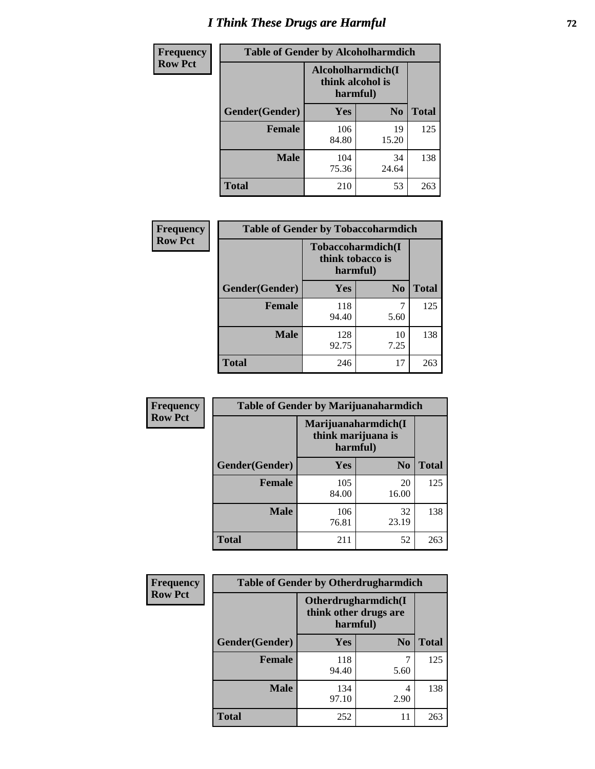# I Think These Drugs are Harmful

**Frequency**
**Row Pct**

| Table of Gender by Alcoholharmdich | | | |
|---|---|---|---|
| | Alcoholharmdich(I think alcohol is harmful) | | |
| Gender(Gender) | Yes | No | Total |
| Female | 106<br>84.80 | 19<br>15.20 | 125 |
| Male | 104<br>75.36 | 34<br>24.64 | 138 |
| Total | 210 | 53 | 263 |

**Frequency**
**Row Pct**

| Table of Gender by Tobaccoharmdich | | | |
|---|---|---|---|
| | Tobaccoharmdich(I think tobacco is harmful) | | |
| Gender(Gender) | Yes | No | Total |
| Female | 118<br>94.40 | 7<br>5.60 | 125 |
| Male | 128<br>92.75 | 10<br>7.25 | 138 |
| Total | 246 | 17 | 263 |

**Frequency**
**Row Pct**

| Table of Gender by Marijuanaharmdich | | | |
|---|---|---|---|
| | Marijuanaharmdich(I think marijuana is harmful) | | |
| Gender(Gender) | Yes | No | Total |
| Female | 105<br>84.00 | 20<br>16.00 | 125 |
| Male | 106<br>76.81 | 32<br>23.19 | 138 |
| Total | 211 | 52 | 263 |

**Frequency**
**Row Pct**

| Table of Gender by Otherdrugharmdich | | | |
|---|---|---|---|
| | Otherdrugharmdich(I think other drugs are harmful) | | |
| Gender(Gender) | Yes | No | Total |
| Female | 118<br>94.40 | 7<br>5.60 | 125 |
| Male | 134<br>97.10 | 4<br>2.90 | 138 |
| Total | 252 | 11 | 263 |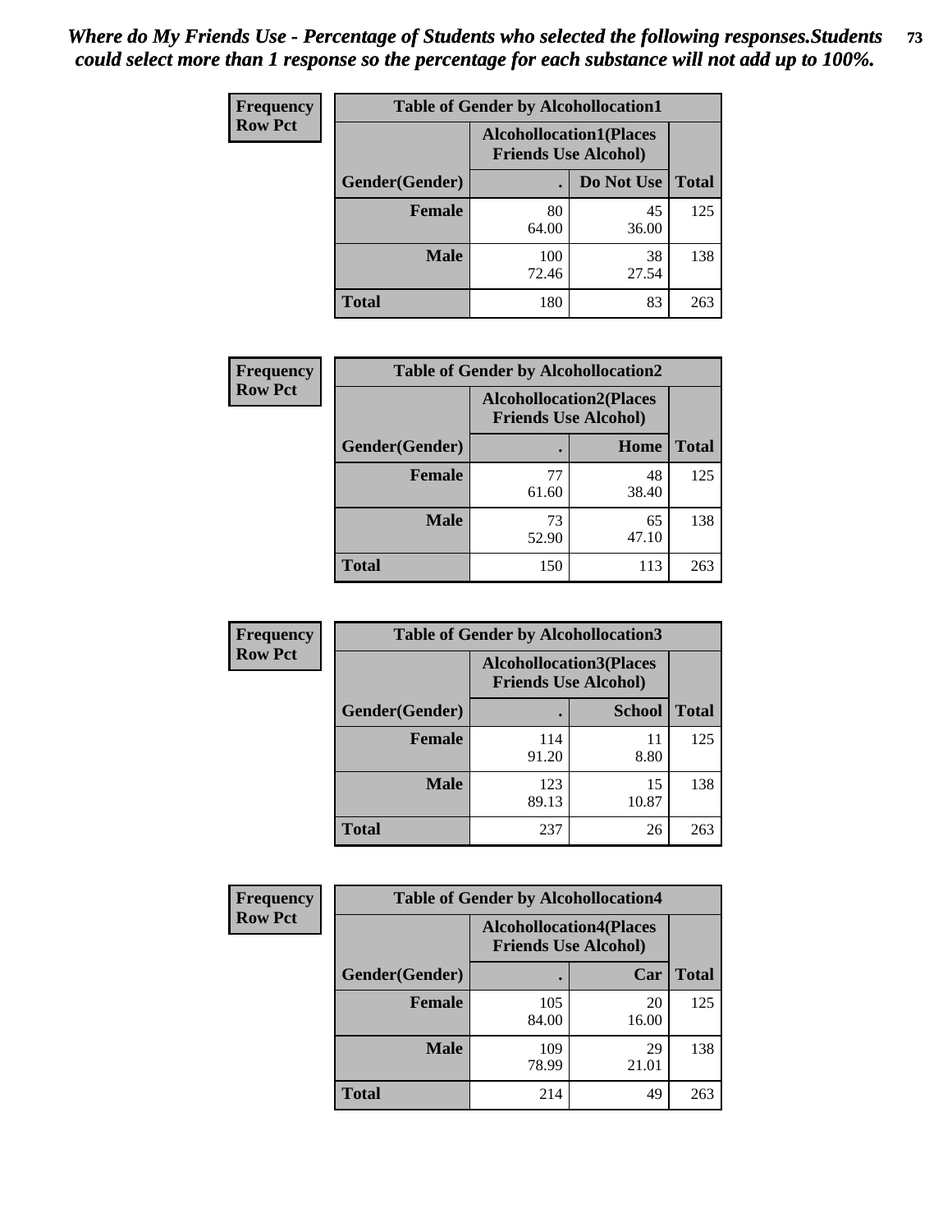*Where do My Friends Use - Percentage of Students who selected the following responses.Students could select more than 1 response so the percentage for each substance will not add up to 100%.*

**Frequency**
**Row Pct**

| Table of Gender by Alcohollocation1 | | | |
|---|---|---|---|
| | Alcohollocation1(Places Friends Use Alcohol) | | |
| Gender(Gender) | . | Do Not Use | Total |
| Female | 80<br>64.00 | 45<br>36.00 | 125 |
| Male | 100<br>72.46 | 38<br>27.54 | 138 |
| Total | 180 | 83 | 263 |

**Frequency**
**Row Pct**

| Table of Gender by Alcohollocation2 | | | |
|---|---|---|---|
| | Alcohollocation2(Places Friends Use Alcohol) | | |
| Gender(Gender) | . | Home | Total |
| Female | 77<br>61.60 | 48<br>38.40 | 125 |
| Male | 73<br>52.90 | 65<br>47.10 | 138 |
| Total | 150 | 113 | 263 |

**Frequency**
**Row Pct**

| Table of Gender by Alcohollocation3 | | | |
|---|---|---|---|
| | Alcohollocation3(Places Friends Use Alcohol) | | |
| Gender(Gender) | . | School | Total |
| Female | 114<br>91.20 | 11<br>8.80 | 125 |
| Male | 123<br>89.13 | 15<br>10.87 | 138 |
| Total | 237 | 26 | 263 |

**Frequency**
**Row Pct**

| Table of Gender by Alcohollocation4 | | | |
|---|---|---|---|
| | Alcohollocation4(Places Friends Use Alcohol) | | |
| Gender(Gender) | . | Car | Total |
| Female | 105<br>84.00 | 20<br>16.00 | 125 |
| Male | 109<br>78.99 | 29<br>21.01 | 138 |
| Total | 214 | 49 | 263 |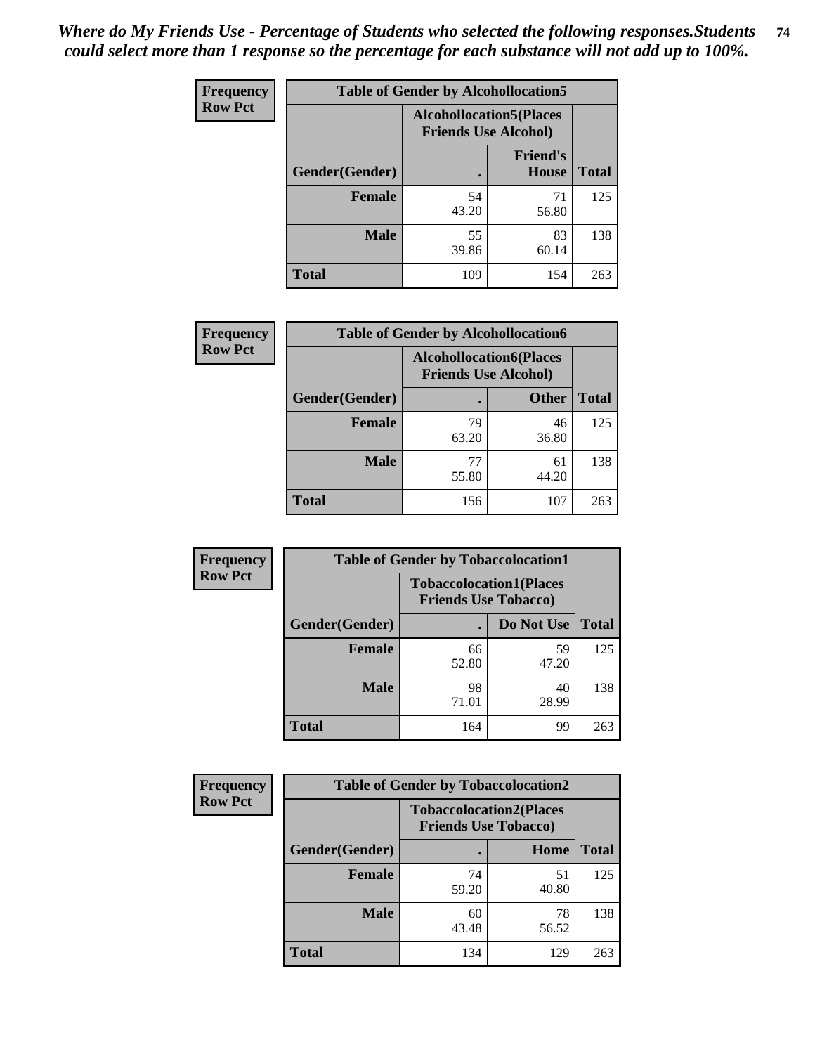*Where do My Friends Use - Percentage of Students who selected the following responses.Students could select more than 1 response so the percentage for each substance will not add up to 100%.*

**Frequency**
**Row Pct**

| Table of Gender by Alcohollocation5 | | | |
|---|---|---|---|
| | Alcohollocation5(Places Friends Use Alcohol) | | |
| Gender(Gender) | . | Friend's House | Total |
| Female | 54<br>43.20 | 71<br>56.80 | 125 |
| Male | 55<br>39.86 | 83<br>60.14 | 138 |
| Total | 109 | 154 | 263 |

**Frequency**
**Row Pct**

| Table of Gender by Alcohollocation6 | | | |
|---|---|---|---|
| | Alcohollocation6(Places Friends Use Alcohol) | | |
| Gender(Gender) | . | Other | Total |
| Female | 79<br>63.20 | 46<br>36.80 | 125 |
| Male | 77<br>55.80 | 61<br>44.20 | 138 |
| Total | 156 | 107 | 263 |

**Frequency**
**Row Pct**

| Table of Gender by Tobaccolocation1 | | | |
|---|---|---|---|
| | Tobaccolocation1(Places Friends Use Tobacco) | | |
| Gender(Gender) | . | Do Not Use | Total |
| Female | 66<br>52.80 | 59<br>47.20 | 125 |
| Male | 98<br>71.01 | 40<br>28.99 | 138 |
| Total | 164 | 99 | 263 |

**Frequency**
**Row Pct**

| Table of Gender by Tobaccolocation2 | | | |
|---|---|---|---|
| | Tobaccolocation2(Places Friends Use Tobacco) | | |
| Gender(Gender) | . | Home | Total |
| Female | 74<br>59.20 | 51<br>40.80 | 125 |
| Male | 60<br>43.48 | 78<br>56.52 | 138 |
| Total | 134 | 129 | 263 |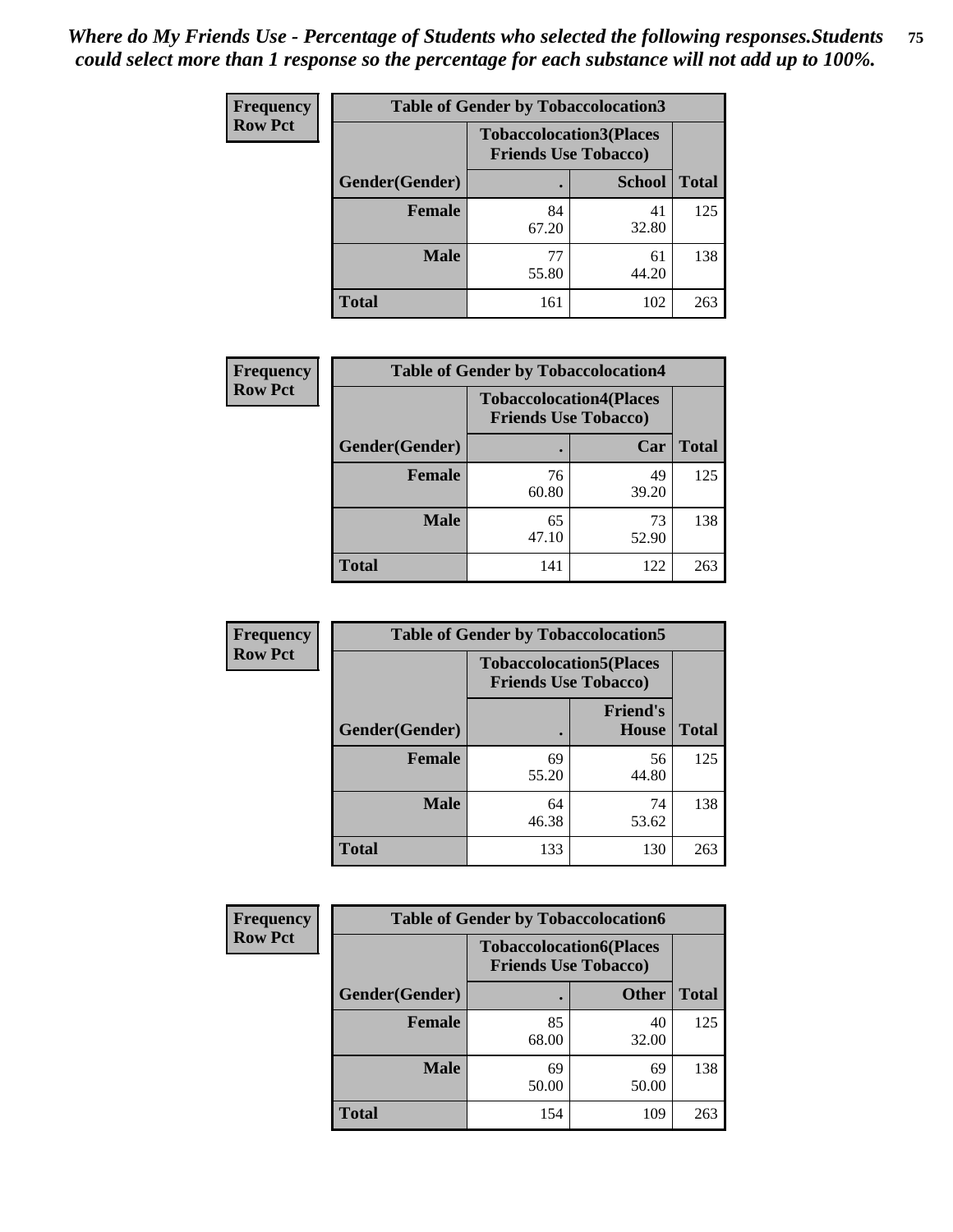*Where do My Friends Use - Percentage of Students who selected the following responses.Students could select more than 1 response so the percentage for each substance will not add up to 100%.*

**Frequency Row Pct**

| Table of Gender by Tobaccolocation3 | | | |
|---|---|---|---|
| | Tobaccolocation3(Places Friends Use Tobacco) | | |
| Gender(Gender) | . | School | Total |
| Female | 84<br>67.20 | 41<br>32.80 | 125 |
| Male | 77<br>55.80 | 61<br>44.20 | 138 |
| Total | 161 | 102 | 263 |

**Frequency Row Pct**

| Table of Gender by Tobaccolocation4 | | | |
|---|---|---|---|
| | Tobaccolocation4(Places Friends Use Tobacco) | | |
| Gender(Gender) | . | Car | Total |
| Female | 76<br>60.80 | 49<br>39.20 | 125 |
| Male | 65<br>47.10 | 73<br>52.90 | 138 |
| Total | 141 | 122 | 263 |

**Frequency Row Pct**

| Table of Gender by Tobaccolocation5 | | | |
|---|---|---|---|
| | Tobaccolocation5(Places Friends Use Tobacco) | | |
| Gender(Gender) | . | Friend's House | Total |
| Female | 69<br>55.20 | 56<br>44.80 | 125 |
| Male | 64<br>46.38 | 74<br>53.62 | 138 |
| Total | 133 | 130 | 263 |

**Frequency Row Pct**

| Table of Gender by Tobaccolocation6 | | | |
|---|---|---|---|
| | Tobaccolocation6(Places Friends Use Tobacco) | | |
| Gender(Gender) | . | Other | Total |
| Female | 85<br>68.00 | 40<br>32.00 | 125 |
| Male | 69<br>50.00 | 69<br>50.00 | 138 |
| Total | 154 | 109 | 263 |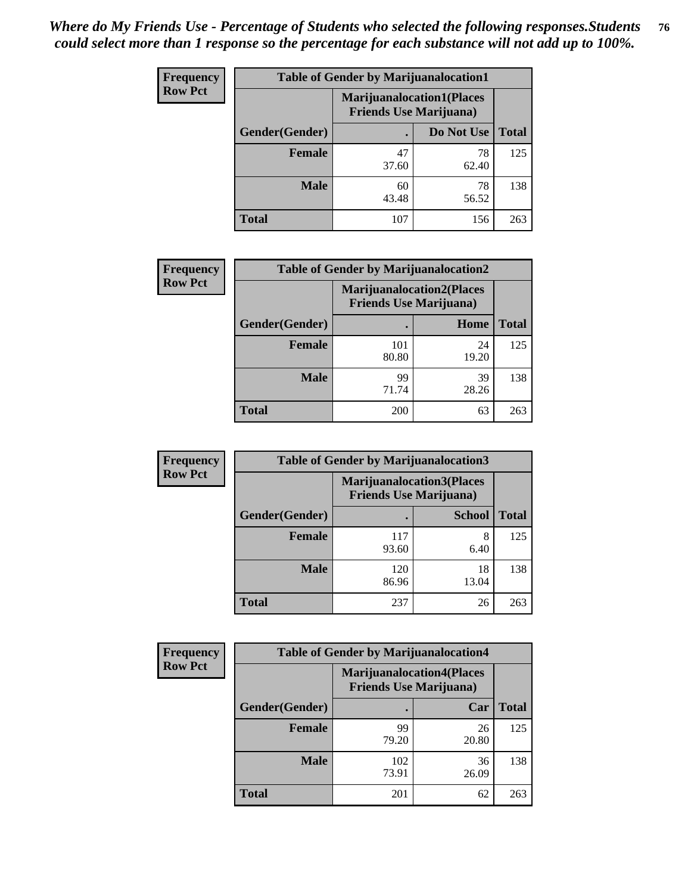*Where do My Friends Use - Percentage of Students who selected the following responses.Students could select more than 1 response so the percentage for each substance will not add up to 100%.*

**Frequency**
**Row Pct**

| Table of Gender by Marijuanalocation1 | | | |
|---|---|---|---|
| | Marijuanalocation1(Places Friends Use Marijuana) | | |
| Gender(Gender) | . | Do Not Use | Total |
| **Female** | 47<br>37.60 | 78<br>62.40 | 125 |
| **Male** | 60<br>43.48 | 78<br>56.52 | 138 |
| **Total** | 107 | 156 | 263 |

**Frequency**
**Row Pct**

| Table of Gender by Marijuanalocation2 | | | |
|---|---|---|---|
| | Marijuanalocation2(Places Friends Use Marijuana) | | |
| Gender(Gender) | . | Home | Total |
| **Female** | 101<br>80.80 | 24<br>19.20 | 125 |
| **Male** | 99<br>71.74 | 39<br>28.26 | 138 |
| **Total** | 200 | 63 | 263 |

**Frequency**
**Row Pct**

| Table of Gender by Marijuanalocation3 | | | |
|---|---|---|---|
| | Marijuanalocation3(Places Friends Use Marijuana) | | |
| Gender(Gender) | . | School | Total |
| **Female** | 117<br>93.60 | 8<br>6.40 | 125 |
| **Male** | 120<br>86.96 | 18<br>13.04 | 138 |
| **Total** | 237 | 26 | 263 |

**Frequency**
**Row Pct**

| Table of Gender by Marijuanalocation4 | | | |
|---|---|---|---|
| | Marijuanalocation4(Places Friends Use Marijuana) | | |
| Gender(Gender) | . | Car | Total |
| **Female** | 99<br>79.20 | 26<br>20.80 | 125 |
| **Male** | 102<br>73.91 | 36<br>26.09 | 138 |
| **Total** | 201 | 62 | 263 |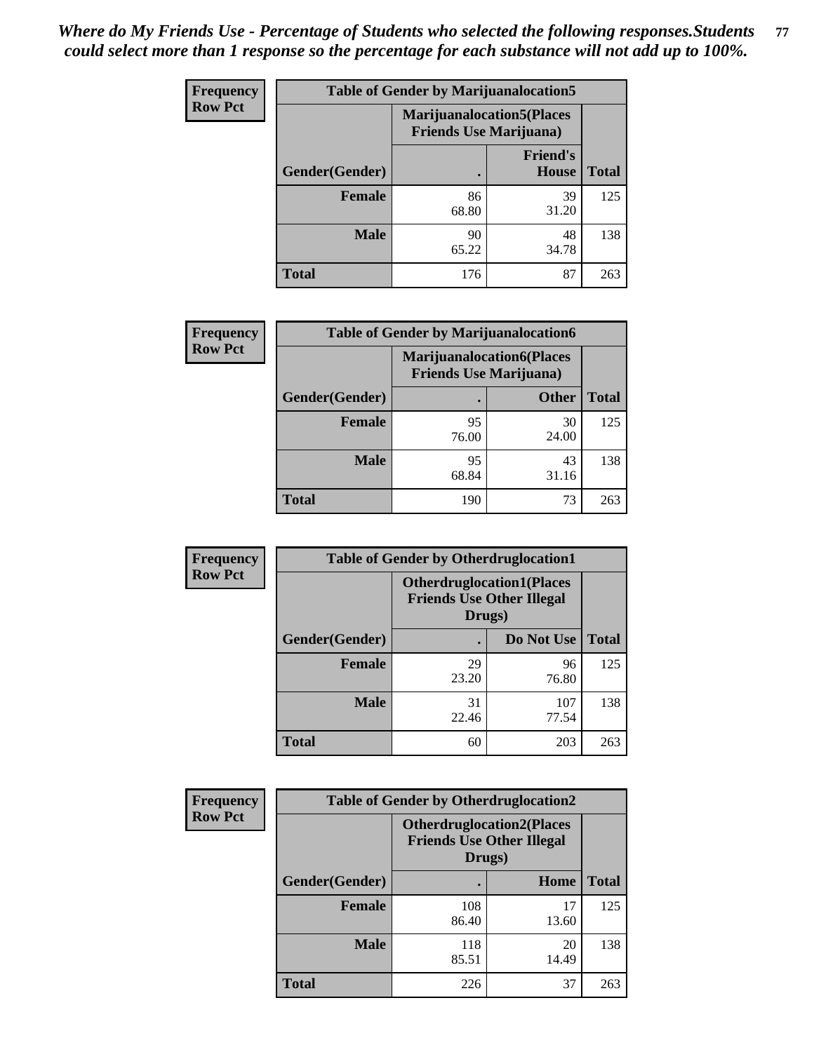*Where do My Friends Use - Percentage of Students who selected the following responses.Students could select more than 1 response so the percentage for each substance will not add up to 100%.*

**Frequency / Row Pct**

| Table of Gender by Marijuanalocation5 | | | |
|---|---|---|---|
| | Marijuanalocation5(Places Friends Use Marijuana) | | |
| Gender(Gender) | . | Friend's House | Total |
| **Female** | 86<br>68.80 | 39<br>31.20 | 125 |
| **Male** | 90<br>65.22 | 48<br>34.78 | 138 |
| **Total** | 176 | 87 | 263 |

**Frequency / Row Pct**

| Table of Gender by Marijuanalocation6 | | | |
|---|---|---|---|
| | Marijuanalocation6(Places Friends Use Marijuana) | | |
| Gender(Gender) | . | Other | Total |
| **Female** | 95<br>76.00 | 30<br>24.00 | 125 |
| **Male** | 95<br>68.84 | 43<br>31.16 | 138 |
| **Total** | 190 | 73 | 263 |

**Frequency / Row Pct**

| Table of Gender by Otherdruglocation1 | | | |
|---|---|---|---|
| | Otherdruglocation1(Places Friends Use Other Illegal Drugs) | | |
| Gender(Gender) | . | Do Not Use | Total |
| **Female** | 29<br>23.20 | 96<br>76.80 | 125 |
| **Male** | 31<br>22.46 | 107<br>77.54 | 138 |
| **Total** | 60 | 203 | 263 |

**Frequency / Row Pct**

| Table of Gender by Otherdruglocation2 | | | |
|---|---|---|---|
| | Otherdruglocation2(Places Friends Use Other Illegal Drugs) | | |
| Gender(Gender) | . | Home | Total |
| **Female** | 108<br>86.40 | 17<br>13.60 | 125 |
| **Male** | 118<br>85.51 | 20<br>14.49 | 138 |
| **Total** | 226 | 37 | 263 |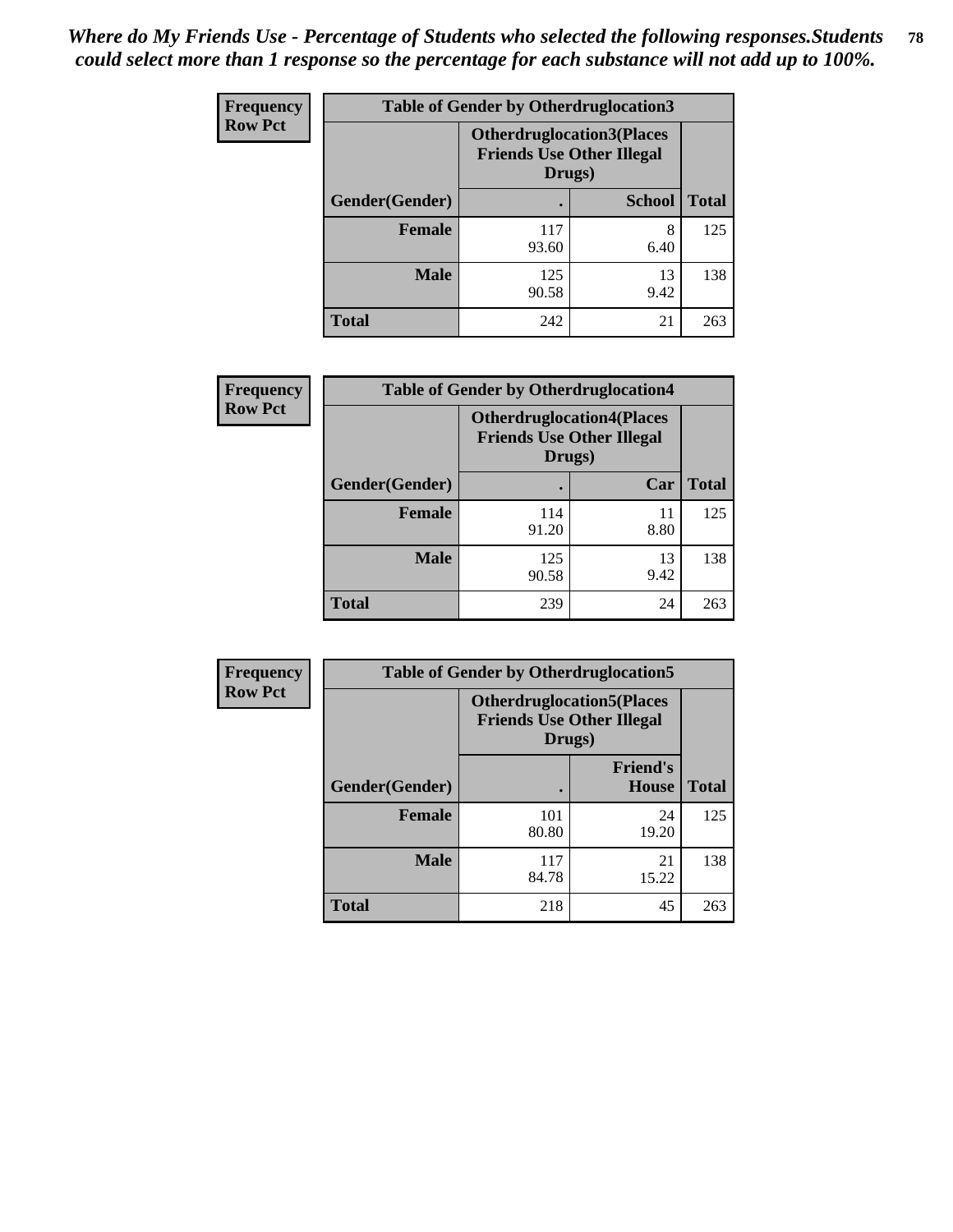*Where do My Friends Use - Percentage of Students who selected the following responses.Students could select more than 1 response so the percentage for each substance will not add up to 100%.*

**Frequency**
**Row Pct**

| Table of Gender by Otherdruglocation3 | | | |
|---|---|---|---|
| | Otherdruglocation3(Places Friends Use Other Illegal Drugs) | | |
| Gender(Gender) | . | School | Total |
| Female | 117<br>93.60 | 8<br>6.40 | 125 |
| Male | 125<br>90.58 | 13<br>9.42 | 138 |
| Total | 242 | 21 | 263 |

**Frequency**
**Row Pct**

| Table of Gender by Otherdruglocation4 | | | |
|---|---|---|---|
| | Otherdruglocation4(Places Friends Use Other Illegal Drugs) | | |
| Gender(Gender) | . | Car | Total |
| Female | 114<br>91.20 | 11<br>8.80 | 125 |
| Male | 125<br>90.58 | 13<br>9.42 | 138 |
| Total | 239 | 24 | 263 |

**Frequency**
**Row Pct**

| Table of Gender by Otherdruglocation5 | | | |
|---|---|---|---|
| | Otherdruglocation5(Places Friends Use Other Illegal Drugs) | | |
| Gender(Gender) | . | Friend's House | Total |
| Female | 101<br>80.80 | 24<br>19.20 | 125 |
| Male | 117<br>84.78 | 21<br>15.22 | 138 |
| Total | 218 | 45 | 263 |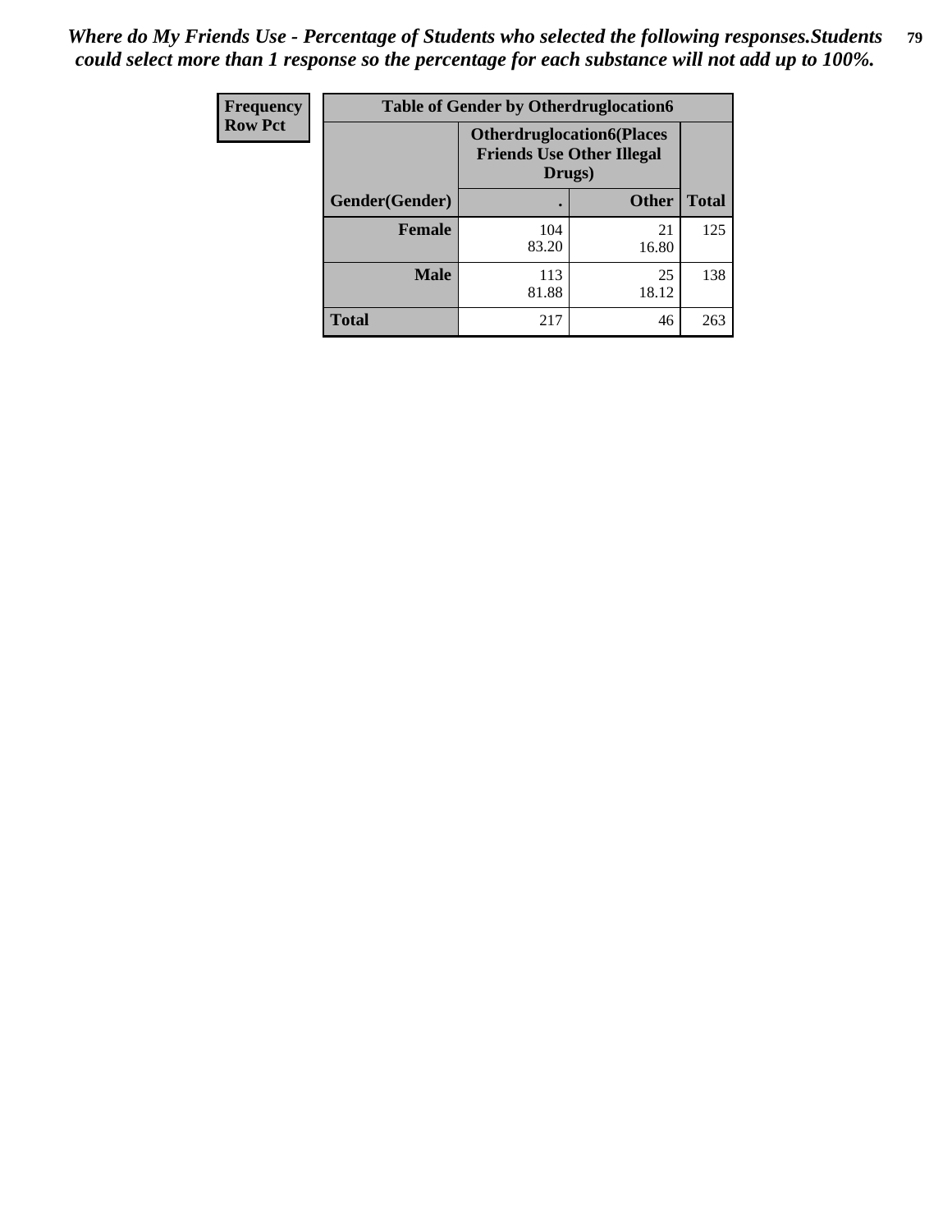*Where do My Friends Use - Percentage of Students who selected the following responses.Students could select more than 1 response so the percentage for each substance will not add up to 100%.*

| Frequency<br>Row Pct | Table of Gender by Otherdruglocation6 | | |
|---|---|---|---|
| | **Otherdruglocation6(Places Friends Use Other Illegal Drugs)** | | |
| **Gender(Gender)** | **.** | **Other** | **Total** |
| **Female** | 104<br>83.20 | 21<br>16.80 | 125 |
| **Male** | 113<br>81.88 | 25<br>18.12 | 138 |
| **Total** | 217 | 46 | 263 |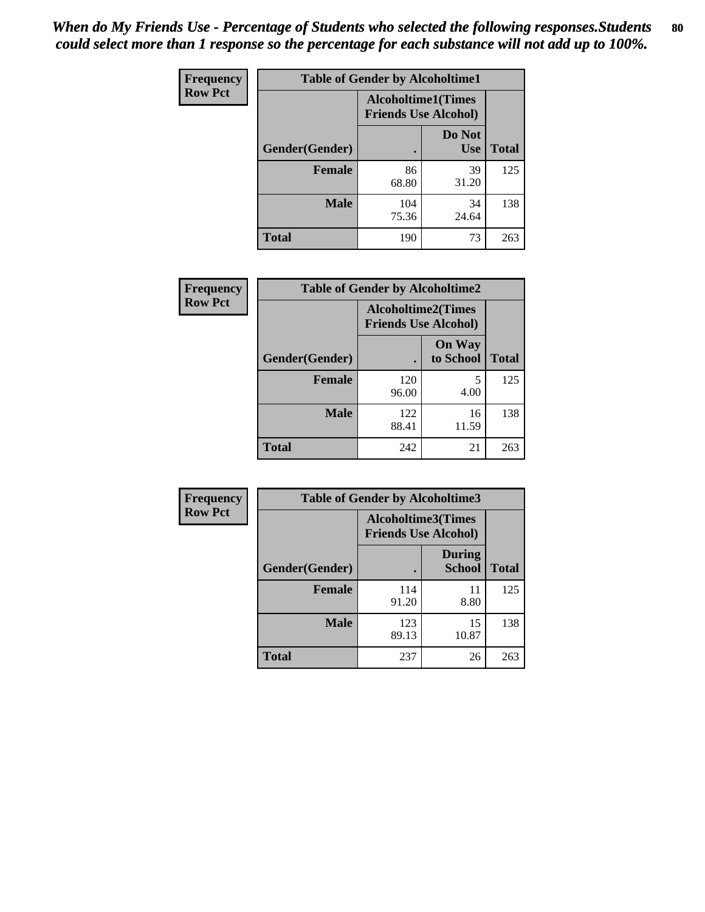*When do My Friends Use - Percentage of Students who selected the following responses.Students could select more than 1 response so the percentage for each substance will not add up to 100%.*

**Frequency**
**Row Pct**

| Table of Gender by Alcoholtime1 | | | |
|---|---|---|---|
| | Alcoholtime1(Times Friends Use Alcohol) | | |
| Gender(Gender) | . | Do Not Use | Total |
| **Female** | 86<br>68.80 | 39<br>31.20 | 125 |
| **Male** | 104<br>75.36 | 34<br>24.64 | 138 |
| **Total** | 190 | 73 | 263 |

**Frequency**
**Row Pct**

| Table of Gender by Alcoholtime2 | | | |
|---|---|---|---|
| | Alcoholtime2(Times Friends Use Alcohol) | | |
| Gender(Gender) | . | On Way to School | Total |
| **Female** | 120<br>96.00 | 5<br>4.00 | 125 |
| **Male** | 122<br>88.41 | 16<br>11.59 | 138 |
| **Total** | 242 | 21 | 263 |

**Frequency**
**Row Pct**

| Table of Gender by Alcoholtime3 | | | |
|---|---|---|---|
| | Alcoholtime3(Times Friends Use Alcohol) | | |
| Gender(Gender) | . | During School | Total |
| **Female** | 114<br>91.20 | 11<br>8.80 | 125 |
| **Male** | 123<br>89.13 | 15<br>10.87 | 138 |
| **Total** | 237 | 26 | 263 |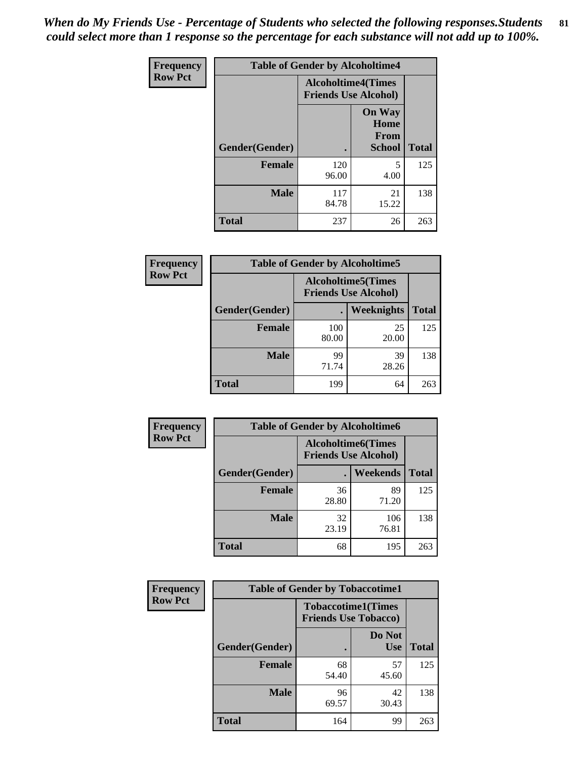*When do My Friends Use - Percentage of Students who selected the following responses.Students could select more than 1 response so the percentage for each substance will not add up to 100%.*

**Frequency**
**Row Pct**

| Table of Gender by Alcoholtime4 | | | |
|---|---|---|---|
| | Alcoholtime4(Times Friends Use Alcohol) | | |
| Gender(Gender) | . | On Way Home From School | Total |
| **Female** | 120<br>96.00 | 5<br>4.00 | 125 |
| **Male** | 117<br>84.78 | 21<br>15.22 | 138 |
| **Total** | 237 | 26 | 263 |

**Frequency**
**Row Pct**

| Table of Gender by Alcoholtime5 | | | |
|---|---|---|---|
| | Alcoholtime5(Times Friends Use Alcohol) | | |
| Gender(Gender) | . | Weeknights | Total |
| **Female** | 100<br>80.00 | 25<br>20.00 | 125 |
| **Male** | 99<br>71.74 | 39<br>28.26 | 138 |
| **Total** | 199 | 64 | 263 |

**Frequency**
**Row Pct**

| Table of Gender by Alcoholtime6 | | | |
|---|---|---|---|
| | Alcoholtime6(Times Friends Use Alcohol) | | |
| Gender(Gender) | . | Weekends | Total |
| **Female** | 36<br>28.80 | 89<br>71.20 | 125 |
| **Male** | 32<br>23.19 | 106<br>76.81 | 138 |
| **Total** | 68 | 195 | 263 |

**Frequency**
**Row Pct**

| Table of Gender by Tobaccotime1 | | | |
|---|---|---|---|
| | Tobaccotime1(Times Friends Use Tobacco) | | |
| Gender(Gender) | . | Do Not Use | Total |
| **Female** | 68<br>54.40 | 57<br>45.60 | 125 |
| **Male** | 96<br>69.57 | 42<br>30.43 | 138 |
| **Total** | 164 | 99 | 263 |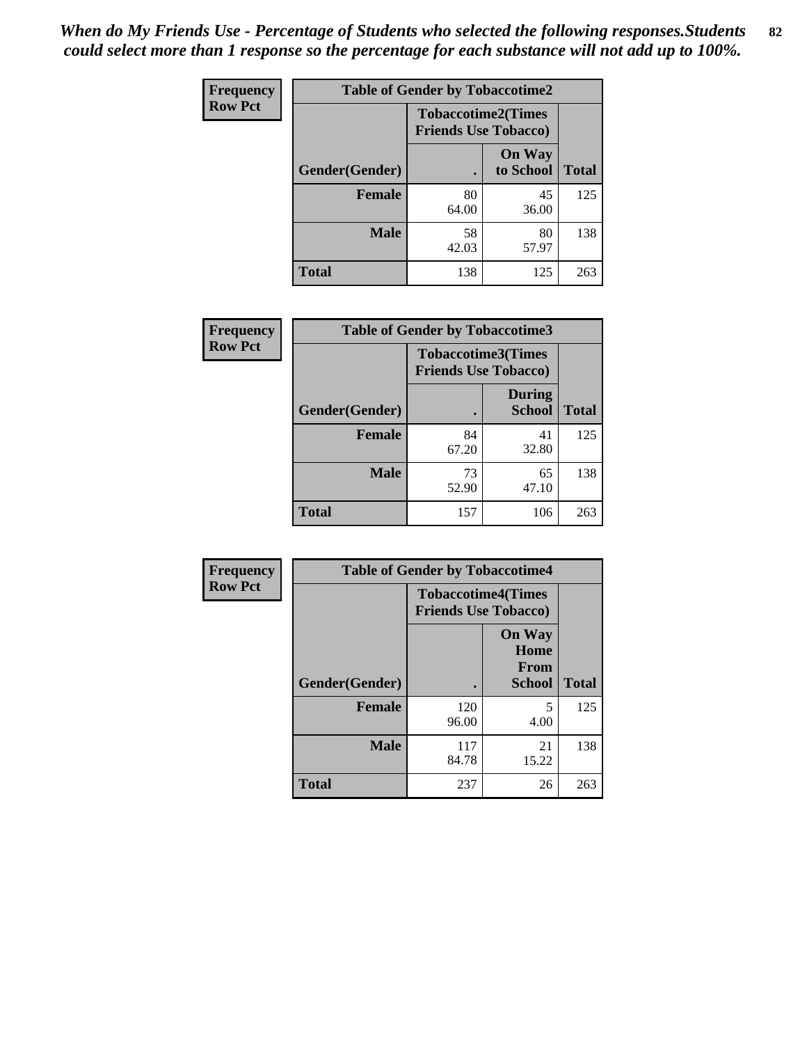*When do My Friends Use - Percentage of Students who selected the following responses.Students could select more than 1 response so the percentage for each substance will not add up to 100%.*

**Frequency**
**Row Pct**

| Table of Gender by Tobaccotime2 | | | |
|---|---|---|---|
| | Tobaccotime2(Times Friends Use Tobacco) | | |
| Gender(Gender) | . | On Way to School | Total |
| **Female** | 80<br>64.00 | 45<br>36.00 | 125 |
| **Male** | 58<br>42.03 | 80<br>57.97 | 138 |
| **Total** | 138 | 125 | 263 |

**Frequency**
**Row Pct**

| Table of Gender by Tobaccotime3 | | | |
|---|---|---|---|
| | Tobaccotime3(Times Friends Use Tobacco) | | |
| Gender(Gender) | . | During School | Total |
| **Female** | 84<br>67.20 | 41<br>32.80 | 125 |
| **Male** | 73<br>52.90 | 65<br>47.10 | 138 |
| **Total** | 157 | 106 | 263 |

**Frequency**
**Row Pct**

| Table of Gender by Tobaccotime4 | | | |
|---|---|---|---|
| | Tobaccotime4(Times Friends Use Tobacco) | | |
| Gender(Gender) | . | On Way Home From School | Total |
| **Female** | 120<br>96.00 | 5<br>4.00 | 125 |
| **Male** | 117<br>84.78 | 21<br>15.22 | 138 |
| **Total** | 237 | 26 | 263 |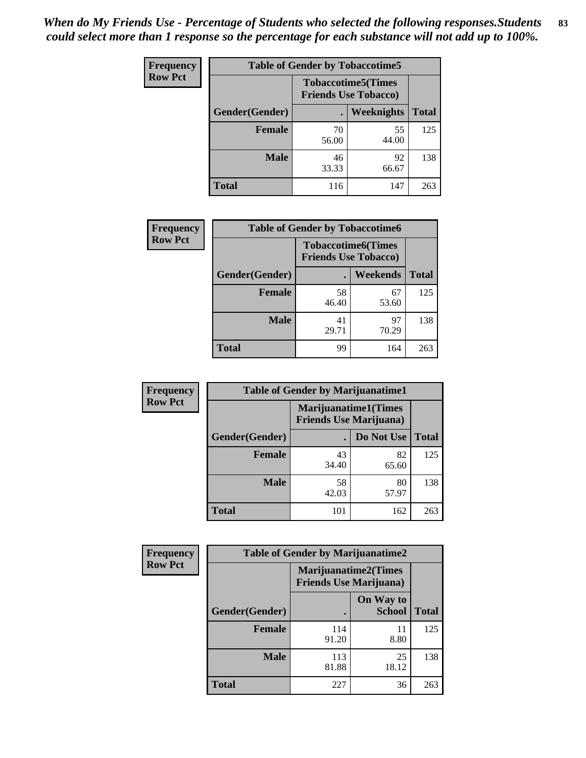*When do My Friends Use - Percentage of Students who selected the following responses.Students could select more than 1 response so the percentage for each substance will not add up to 100%.*

**Frequency**
**Row Pct**

| Table of Gender by Tobaccotime5 | | | |
|---|---|---|---|
| | Tobaccotime5(Times Friends Use Tobacco) | | |
| Gender(Gender) | . | Weeknights | Total |
| **Female** | 70<br>56.00 | 55<br>44.00 | 125 |
| **Male** | 46<br>33.33 | 92<br>66.67 | 138 |
| **Total** | 116 | 147 | 263 |

**Frequency**
**Row Pct**

| Table of Gender by Tobaccotime6 | | | |
|---|---|---|---|
| | Tobaccotime6(Times Friends Use Tobacco) | | |
| Gender(Gender) | . | Weekends | Total |
| **Female** | 58<br>46.40 | 67<br>53.60 | 125 |
| **Male** | 41<br>29.71 | 97<br>70.29 | 138 |
| **Total** | 99 | 164 | 263 |

**Frequency**
**Row Pct**

| Table of Gender by Marijuanatime1 | | | |
|---|---|---|---|
| | Marijuanatime1(Times Friends Use Marijuana) | | |
| Gender(Gender) | . | Do Not Use | Total |
| **Female** | 43<br>34.40 | 82<br>65.60 | 125 |
| **Male** | 58<br>42.03 | 80<br>57.97 | 138 |
| **Total** | 101 | 162 | 263 |

**Frequency**
**Row Pct**

| Table of Gender by Marijuanatime2 | | | |
|---|---|---|---|
| | Marijuanatime2(Times Friends Use Marijuana) | | |
| Gender(Gender) | . | On Way to School | Total |
| **Female** | 114<br>91.20 | 11<br>8.80 | 125 |
| **Male** | 113<br>81.88 | 25<br>18.12 | 138 |
| **Total** | 227 | 36 | 263 |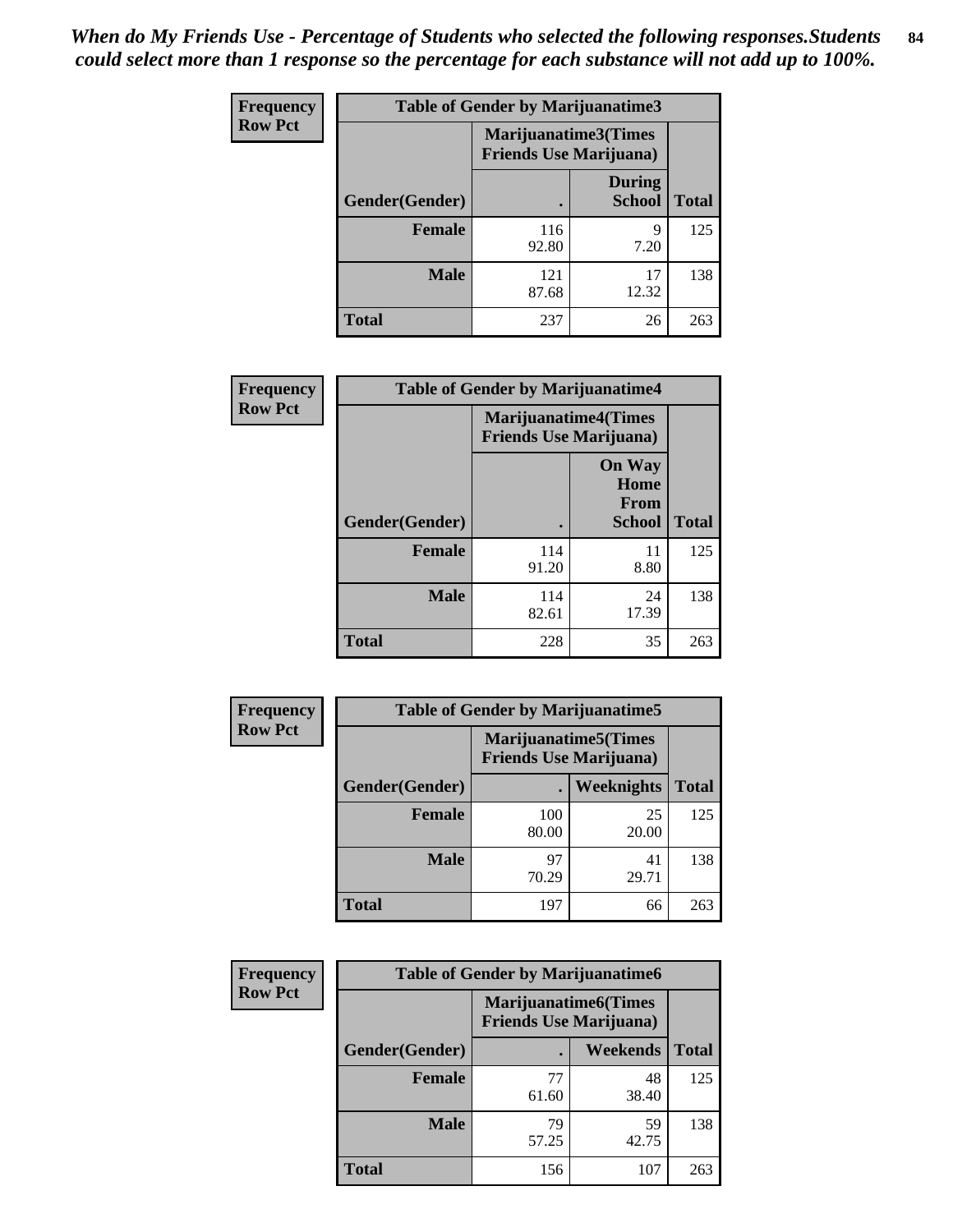*When do My Friends Use - Percentage of Students who selected the following responses.Students could select more than 1 response so the percentage for each substance will not add up to 100%.*

**Frequency**
**Row Pct**

| Table of Gender by Marijuanatime3 | | | |
|---|---|---|---|
| | Marijuanatime3(Times Friends Use Marijuana) | | |
| Gender(Gender) | . | During School | Total |
| **Female** | 116<br>92.80 | 9<br>7.20 | 125 |
| **Male** | 121<br>87.68 | 17<br>12.32 | 138 |
| **Total** | 237 | 26 | 263 |

**Frequency**
**Row Pct**

| Table of Gender by Marijuanatime4 | | | |
|---|---|---|---|
| | Marijuanatime4(Times Friends Use Marijuana) | | |
| Gender(Gender) | . | On Way Home From School | Total |
| **Female** | 114<br>91.20 | 11<br>8.80 | 125 |
| **Male** | 114<br>82.61 | 24<br>17.39 | 138 |
| **Total** | 228 | 35 | 263 |

**Frequency**
**Row Pct**

| Table of Gender by Marijuanatime5 | | | |
|---|---|---|---|
| | Marijuanatime5(Times Friends Use Marijuana) | | |
| Gender(Gender) | . | Weeknights | Total |
| **Female** | 100<br>80.00 | 25<br>20.00 | 125 |
| **Male** | 97<br>70.29 | 41<br>29.71 | 138 |
| **Total** | 197 | 66 | 263 |

**Frequency**
**Row Pct**

| Table of Gender by Marijuanatime6 | | | |
|---|---|---|---|
| | Marijuanatime6(Times Friends Use Marijuana) | | |
| Gender(Gender) | . | Weekends | Total |
| **Female** | 77<br>61.60 | 48<br>38.40 | 125 |
| **Male** | 79<br>57.25 | 59<br>42.75 | 138 |
| **Total** | 156 | 107 | 263 |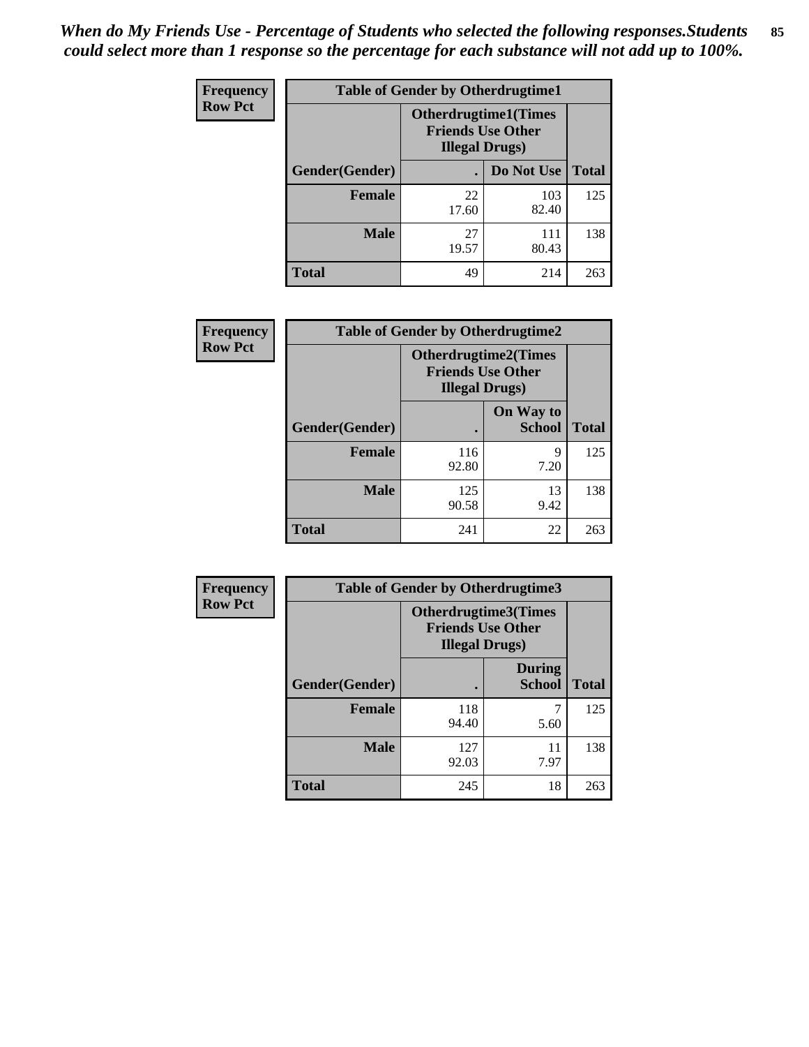*When do My Friends Use - Percentage of Students who selected the following responses.Students could select more than 1 response so the percentage for each substance will not add up to 100%.*

**Frequency**
**Row Pct**

| Table of Gender by Otherdrugtime1 | | | |
|---|---|---|---|
| | Otherdrugtime1(Times Friends Use Other Illegal Drugs) | | |
| Gender(Gender) | . | Do Not Use | Total |
| **Female** | 22<br>17.60 | 103<br>82.40 | 125 |
| **Male** | 27<br>19.57 | 111<br>80.43 | 138 |
| **Total** | 49 | 214 | 263 |

**Frequency**
**Row Pct**

| Table of Gender by Otherdrugtime2 | | | |
|---|---|---|---|
| | Otherdrugtime2(Times Friends Use Other Illegal Drugs) | | |
| Gender(Gender) | . | On Way to School | Total |
| **Female** | 116<br>92.80 | 9<br>7.20 | 125 |
| **Male** | 125<br>90.58 | 13<br>9.42 | 138 |
| **Total** | 241 | 22 | 263 |

**Frequency**
**Row Pct**

| Table of Gender by Otherdrugtime3 | | | |
|---|---|---|---|
| | Otherdrugtime3(Times Friends Use Other Illegal Drugs) | | |
| Gender(Gender) | . | During School | Total |
| **Female** | 118<br>94.40 | 7<br>5.60 | 125 |
| **Male** | 127<br>92.03 | 11<br>7.97 | 138 |
| **Total** | 245 | 18 | 263 |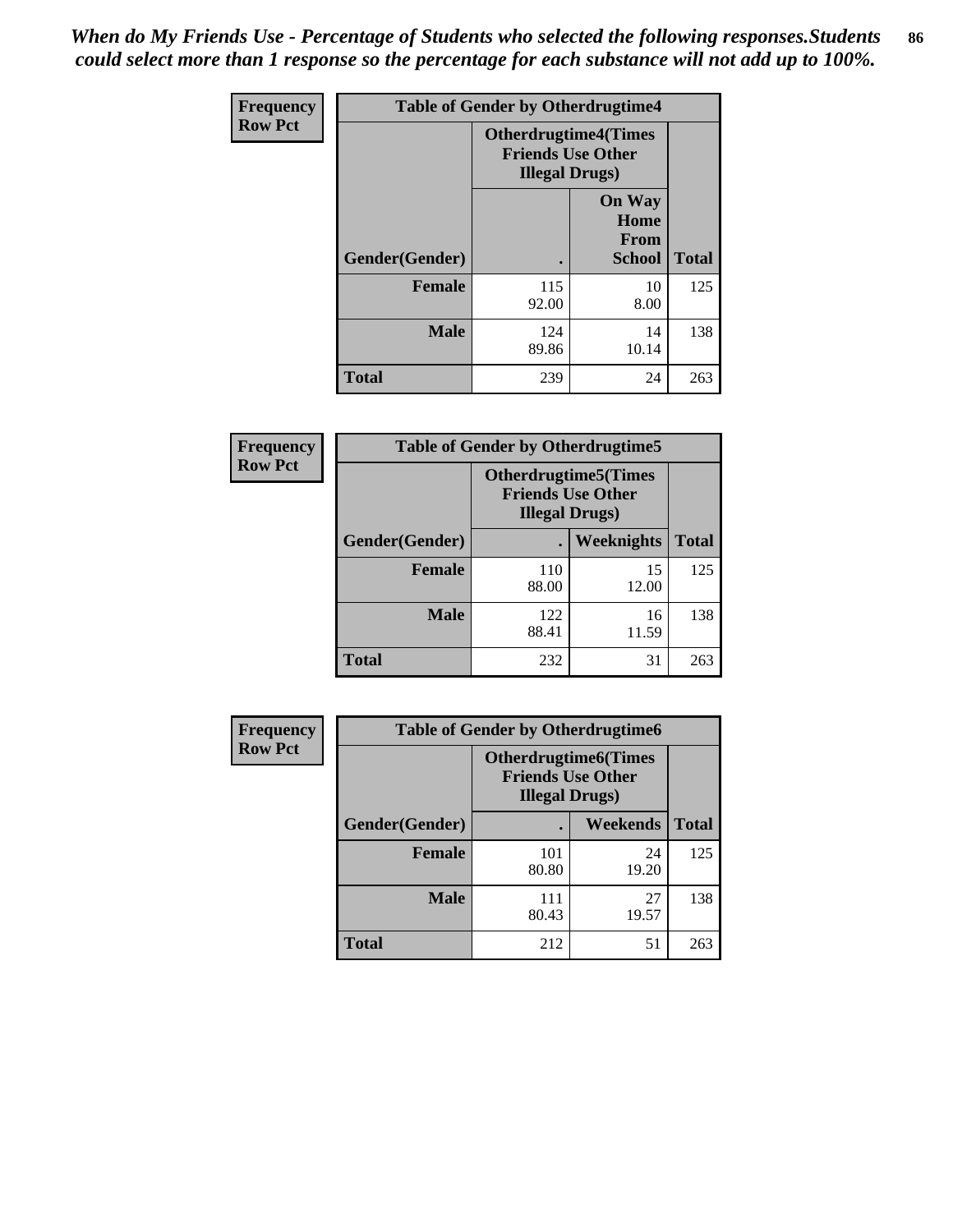*When do My Friends Use - Percentage of Students who selected the following responses.Students could select more than 1 response so the percentage for each substance will not add up to 100%.*

| Frequency Row Pct | Table of Gender by Otherdrugtime4 | | |
|---|---|---|---|
| | Otherdrugtime4(Times Friends Use Other Illegal Drugs) | | |
| Gender(Gender) | . | On Way Home From School | Total |
| Female | 115<br>92.00 | 10<br>8.00 | 125 |
| Male | 124<br>89.86 | 14<br>10.14 | 138 |
| Total | 239 | 24 | 263 |

| Frequency Row Pct | Table of Gender by Otherdrugtime5 | | |
|---|---|---|---|
| | Otherdrugtime5(Times Friends Use Other Illegal Drugs) | | |
| Gender(Gender) | . | Weeknights | Total |
| Female | 110<br>88.00 | 15<br>12.00 | 125 |
| Male | 122<br>88.41 | 16<br>11.59 | 138 |
| Total | 232 | 31 | 263 |

| Frequency Row Pct | Table of Gender by Otherdrugtime6 | | |
|---|---|---|---|
| | Otherdrugtime6(Times Friends Use Other Illegal Drugs) | | |
| Gender(Gender) | . | Weekends | Total |
| Female | 101<br>80.80 | 24<br>19.20 | 125 |
| Male | 111<br>80.43 | 27<br>19.57 | 138 |
| Total | 212 | 51 | 263 |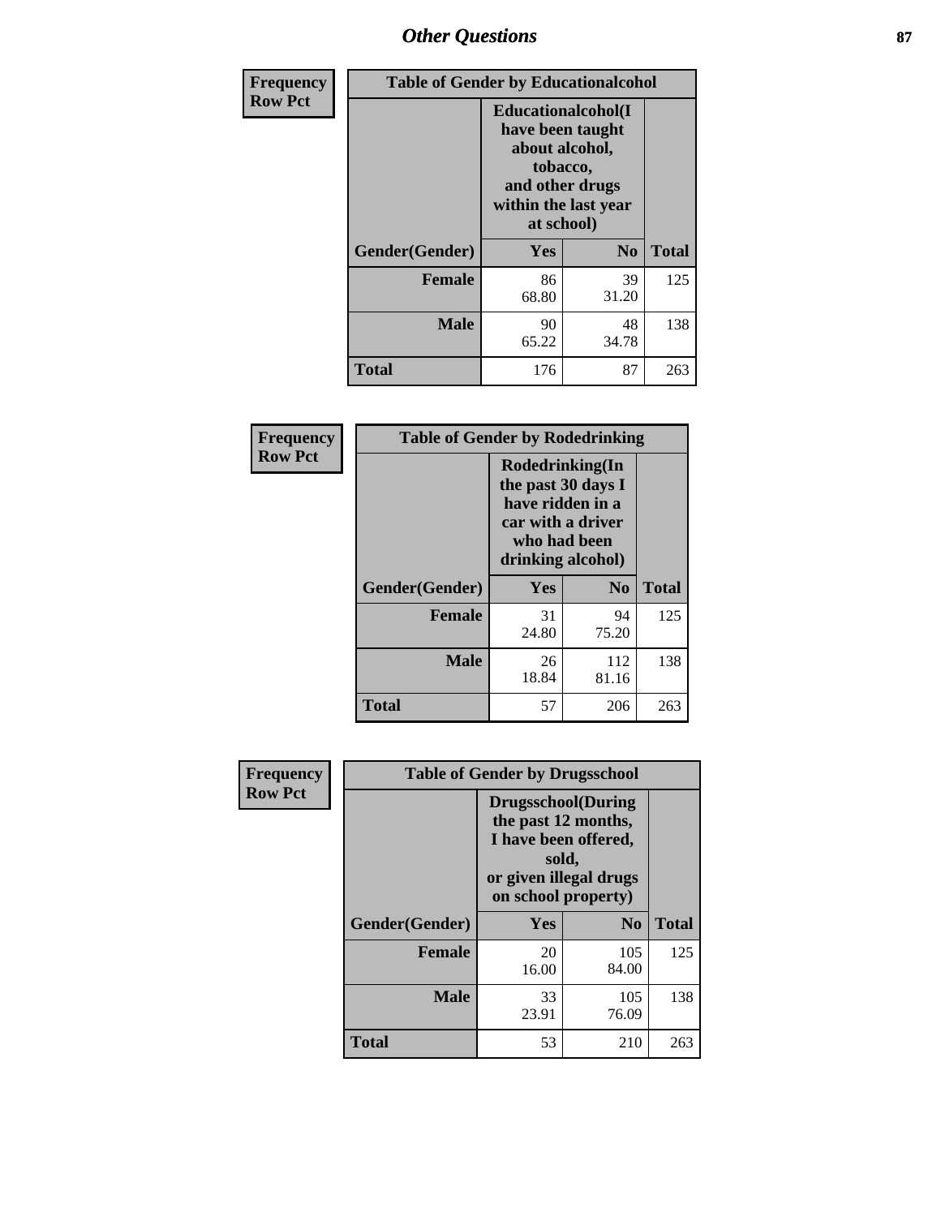# Other Questions

| Frequency Row Pct | Table of Gender by Educationalcohol | | |
|---|---|---|---|
| | Educationalcohol(I have been taught about alcohol, tobacco, and other drugs within the last year at school) | | |
| Gender(Gender) | Yes | No | Total |
| Female | 86<br>68.80 | 39<br>31.20 | 125 |
| Male | 90<br>65.22 | 48<br>34.78 | 138 |
| Total | 176 | 87 | 263 |

| Frequency Row Pct | Table of Gender by Rodedrinking | | |
|---|---|---|---|
| | Rodedrinking(In the past 30 days I have ridden in a car with a driver who had been drinking alcohol) | | |
| Gender(Gender) | Yes | No | Total |
| Female | 31<br>24.80 | 94<br>75.20 | 125 |
| Male | 26<br>18.84 | 112<br>81.16 | 138 |
| Total | 57 | 206 | 263 |

| Frequency Row Pct | Table of Gender by Drugsschool | | |
|---|---|---|---|
| | Drugsschool(During the past 12 months, I have been offered, sold, or given illegal drugs on school property) | | |
| Gender(Gender) | Yes | No | Total |
| Female | 20<br>16.00 | 105<br>84.00 | 125 |
| Male | 33<br>23.91 | 105<br>76.09 | 138 |
| Total | 53 | 210 | 263 |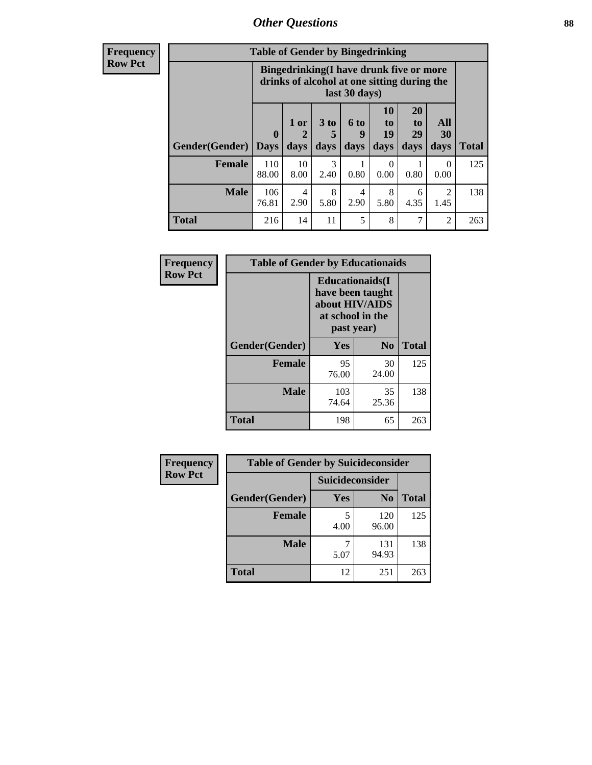**Frequency**
**Row Pct**

| Table of Gender by Bingedrinking | | | | | | | | |
|---|---|---|---|---|---|---|---|---|
| | Bingedrinking(I have drunk five or more drinks of alcohol at one sitting during the last 30 days) | | | | | | | |
| Gender(Gender) | 0 Days | 1 or 2 days | 3 to 5 days | 6 to 9 days | 10 to 19 days | 20 to 29 days | All 30 days | Total |
| Female | 110<br>88.00 | 10<br>8.00 | 3<br>2.40 | 1<br>0.80 | 0<br>0.00 | 1<br>0.80 | 0<br>0.00 | 125 |
| Male | 106<br>76.81 | 4<br>2.90 | 8<br>5.80 | 4<br>2.90 | 8<br>5.80 | 6<br>4.35 | 2<br>1.45 | 138 |
| Total | 216 | 14 | 11 | 5 | 8 | 7 | 2 | 263 |

**Frequency**
**Row Pct**

| Table of Gender by Educationaids | | | |
|---|---|---|---|
| | Educationaids(I have been taught about HIV/AIDS at school in the past year) | | |
| Gender(Gender) | Yes | No | Total |
| Female | 95<br>76.00 | 30<br>24.00 | 125 |
| Male | 103<br>74.64 | 35<br>25.36 | 138 |
| Total | 198 | 65 | 263 |

**Frequency**
**Row Pct**

| Table of Gender by Suicideconsider | | | |
|---|---|---|---|
| | Suicideconsider | | |
| Gender(Gender) | Yes | No | Total |
| Female | 5<br>4.00 | 120<br>96.00 | 125 |
| Male | 7<br>5.07 | 131<br>94.93 | 138 |
| Total | 12 | 251 | 263 |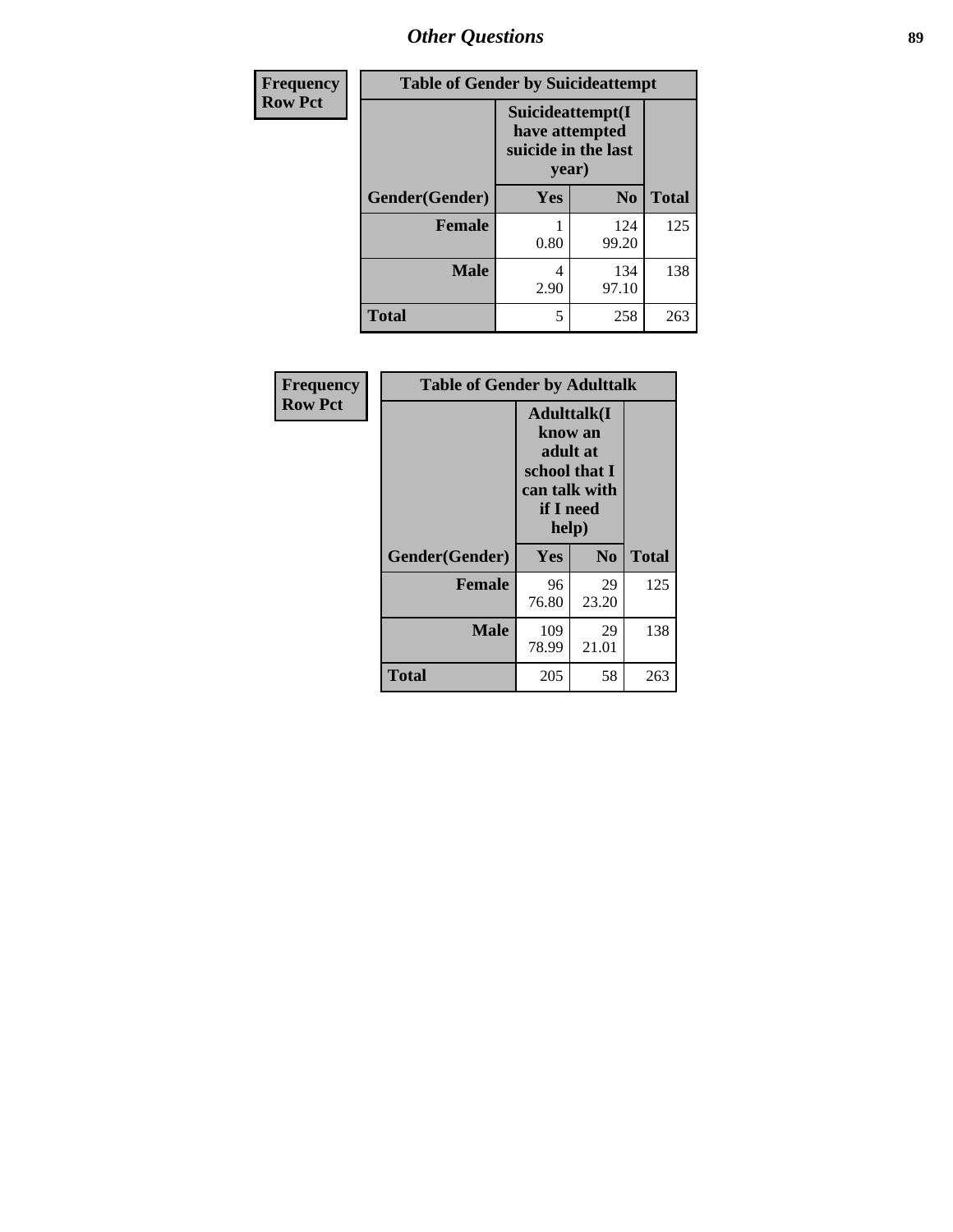| Frequency Row Pct | Table of Gender by Suicideattempt | | |
|---|---|---|---|
| | Suicideattempt(I have attempted suicide in the last year) | | |
| Gender(Gender) | Yes | No | Total |
| Female | 1<br>0.80 | 124<br>99.20 | 125 |
| Male | 4<br>2.90 | 134<br>97.10 | 138 |
| Total | 5 | 258 | 263 |

| Frequency Row Pct | Table of Gender by Adulttalk | | |
|---|---|---|---|
| | Adulttalk(I know an adult at school that I can talk with if I need help) | | |
| Gender(Gender) | Yes | No | Total |
| Female | 96<br>76.80 | 29<br>23.20 | 125 |
| Male | 109<br>78.99 | 29<br>21.01 | 138 |
| Total | 205 | 58 | 263 |